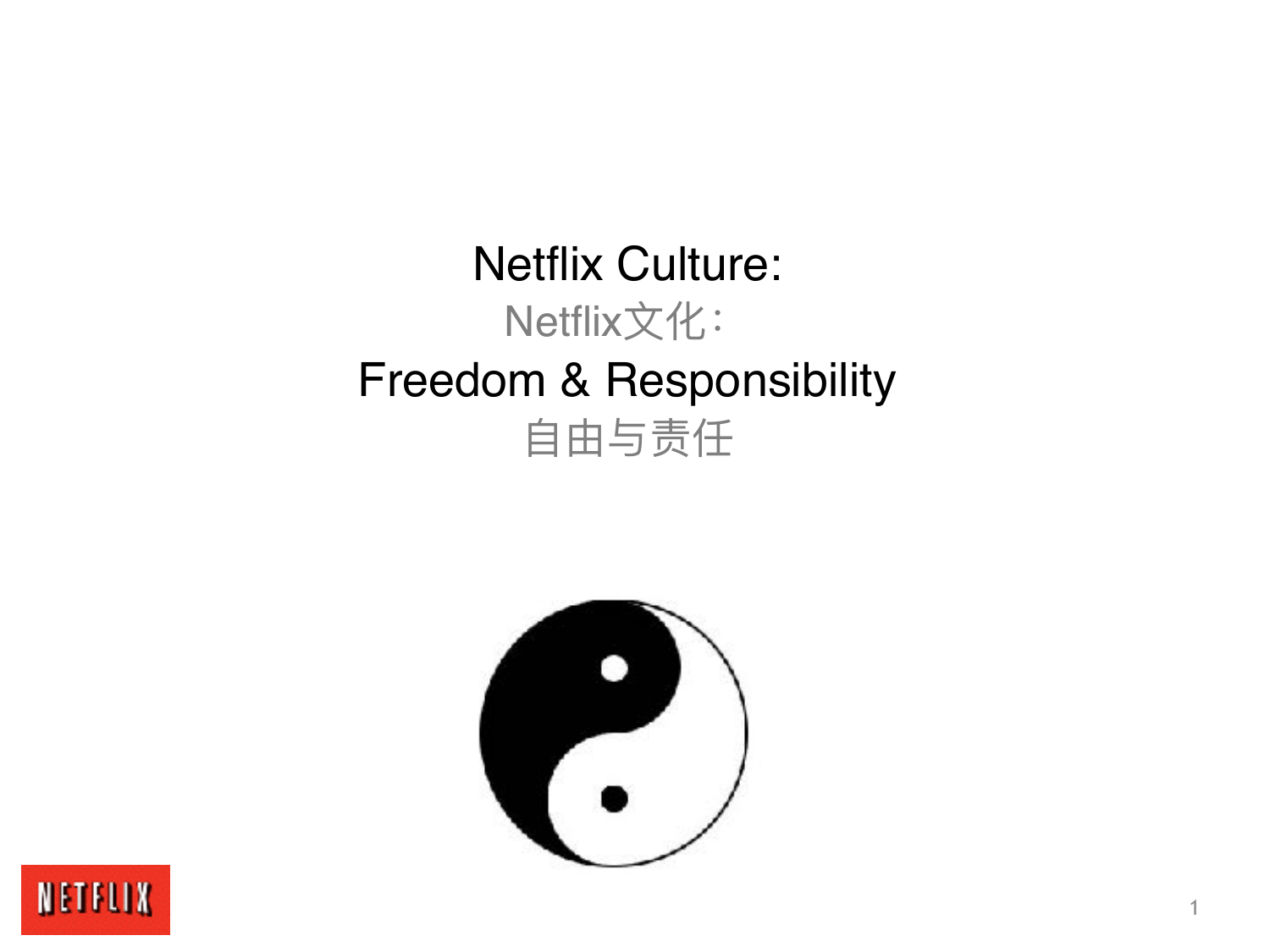# Netflix Culture:

Netflix文化：

# Freedom & Responsibility

自由与责任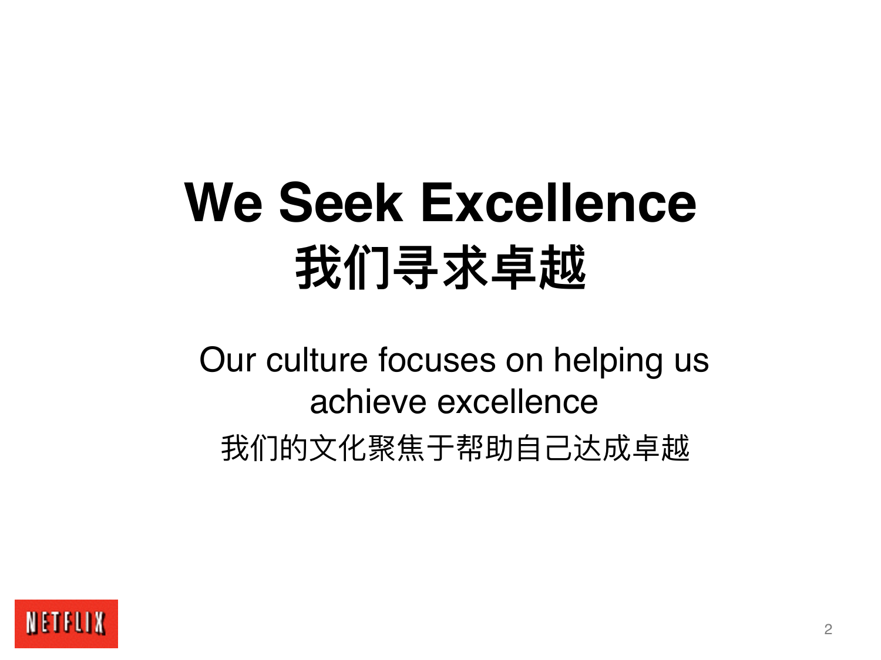# We Seek Excellence
# 我们寻求卓越

Our culture focuses on helping us achieve excellence

我们的文化聚焦于帮助自己达成卓越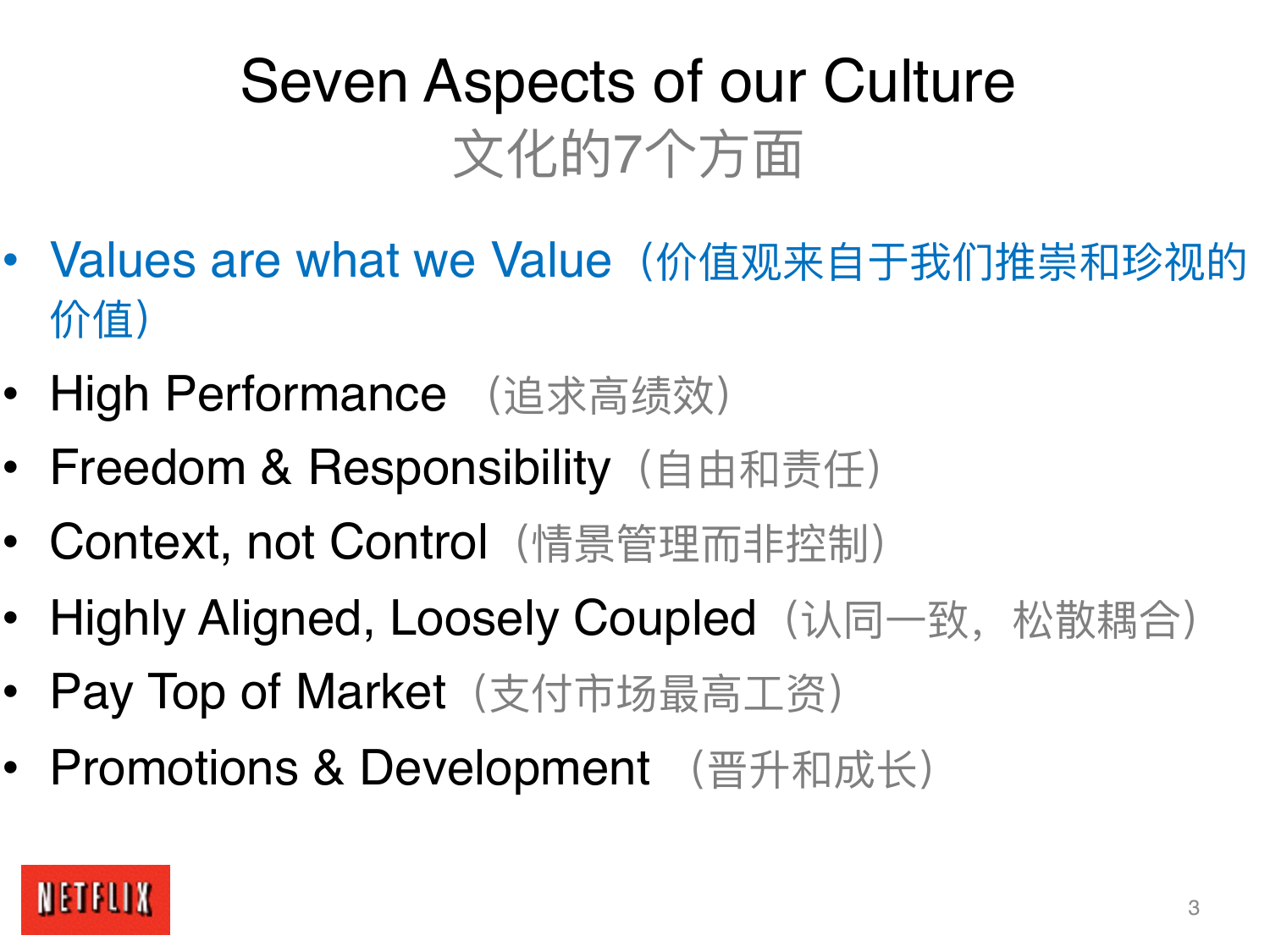# Seven Aspects of our Culture
## 文化的7个方面

- Values are what we Value（价值观来自于我们推崇和珍视的价值）
- High Performance （追求高绩效）
- Freedom & Responsibility（自由和责任）
- Context, not Control（情景管理而非控制）
- Highly Aligned, Loosely Coupled（认同一致，松散耦合）
- Pay Top of Market（支付市场最高工资）
- Promotions & Development （晋升和成长）

NETFLIX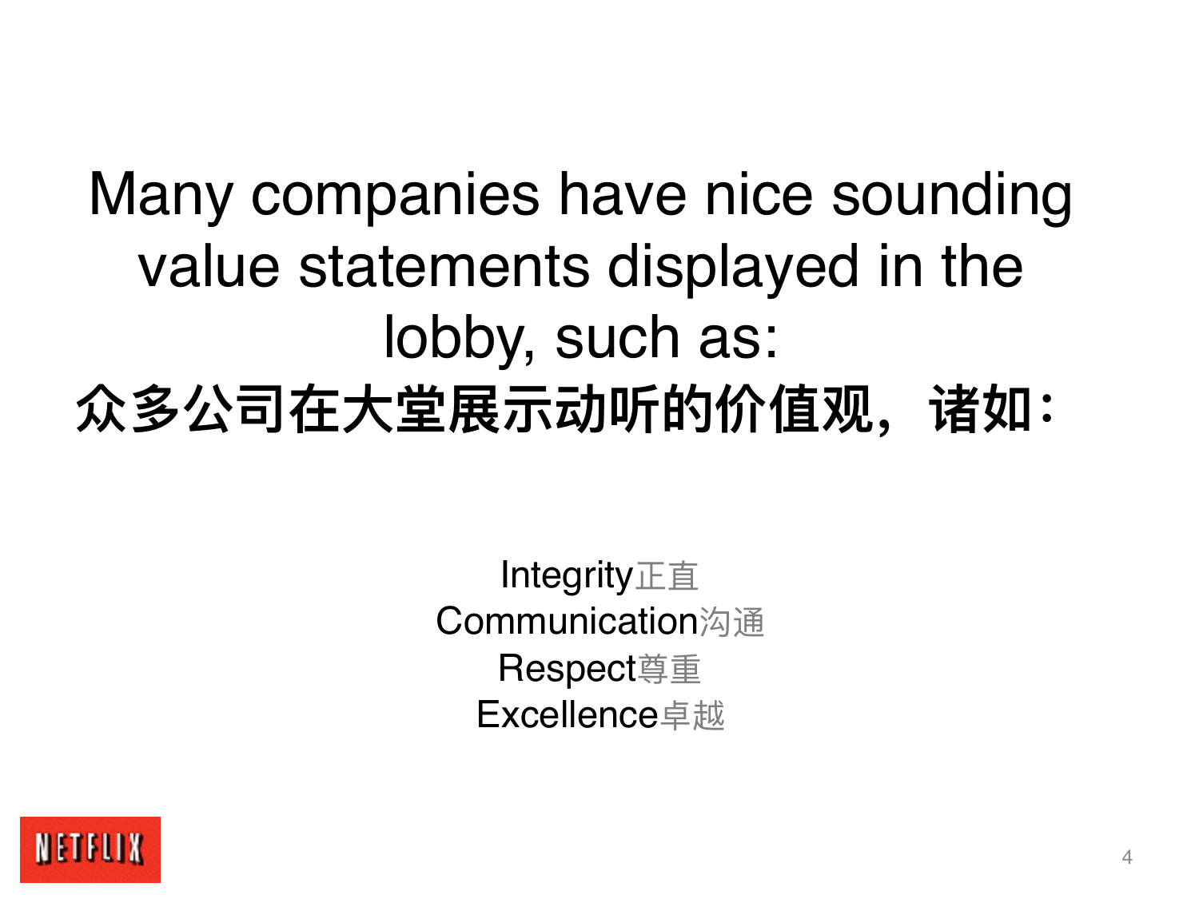# Many companies have nice sounding value statements displayed in the lobby, such as:

# 众多公司在大堂展示动听的价值观，诸如：

Integrity正直
Communication沟通
Respect尊重
Excellence卓越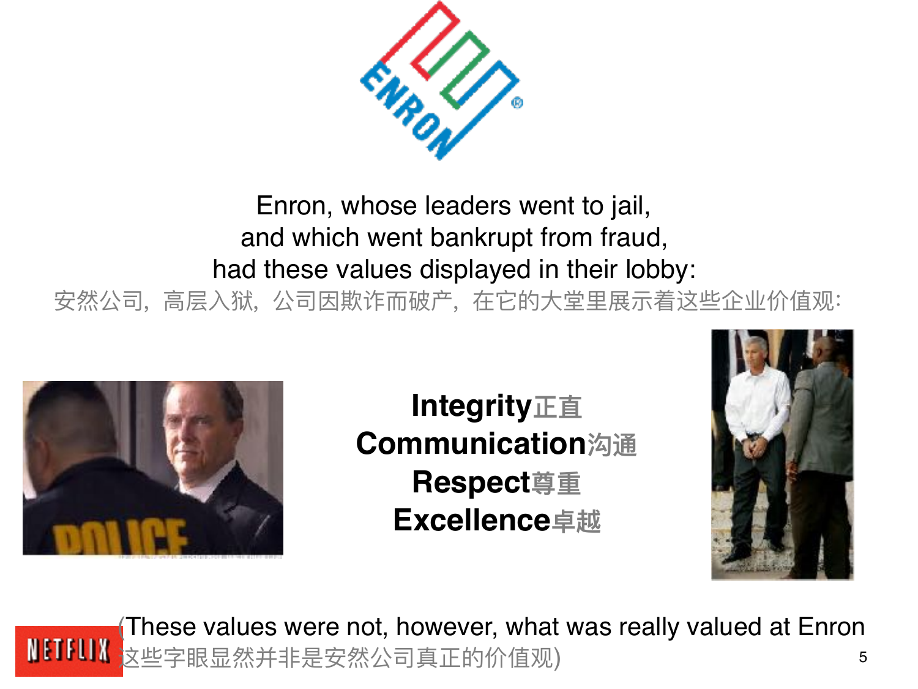Enron, whose leaders went to jail,
and which went bankrupt from fraud,
had these values displayed in their lobby:
安然公司，高层入狱，公司因欺诈而破产，在它的大堂里展示着这些企业价值观：

**Integrity**正直
**Communication**沟通
**Respect**尊重
**Excellence**卓越

(These values were not, however, what was really valued at Enron
这些字眼显然并非是安然公司真正的价值观)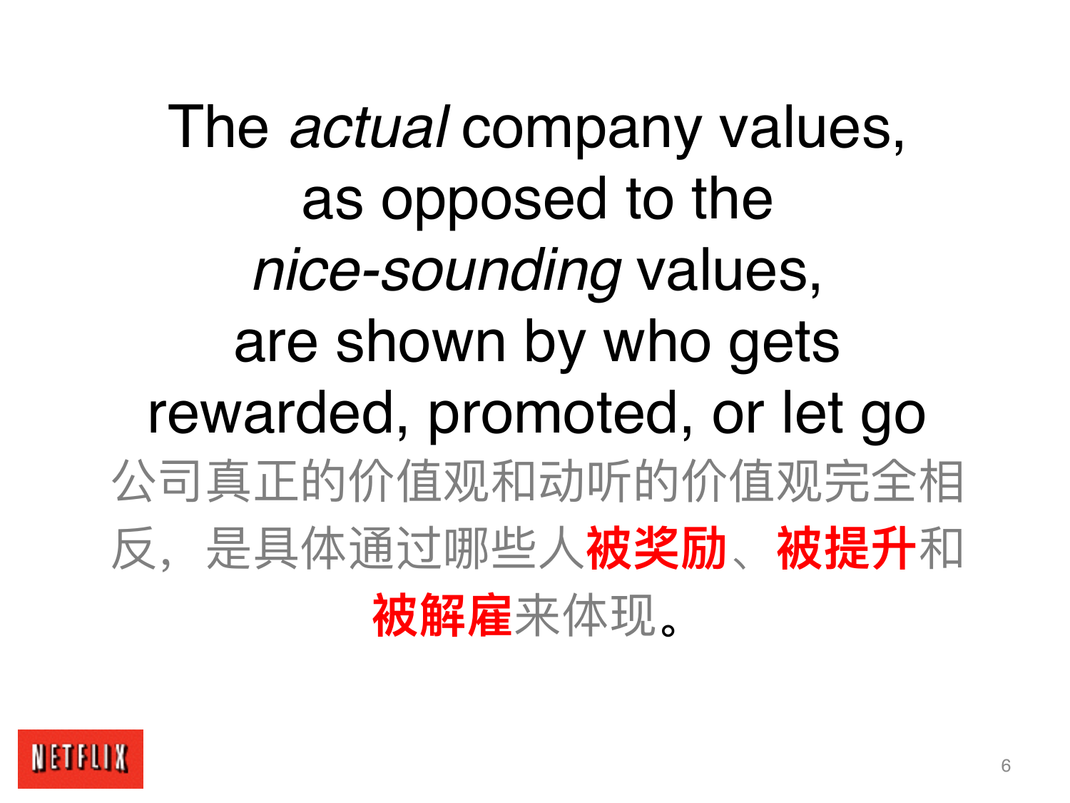The *actual* company values, as opposed to the *nice-sounding* values, are shown by who gets rewarded, promoted, or let go

公司真正的价值观和动听的价值观完全相反，是具体通过哪些人**被奖励**、**被提升**和**被解雇**来体现。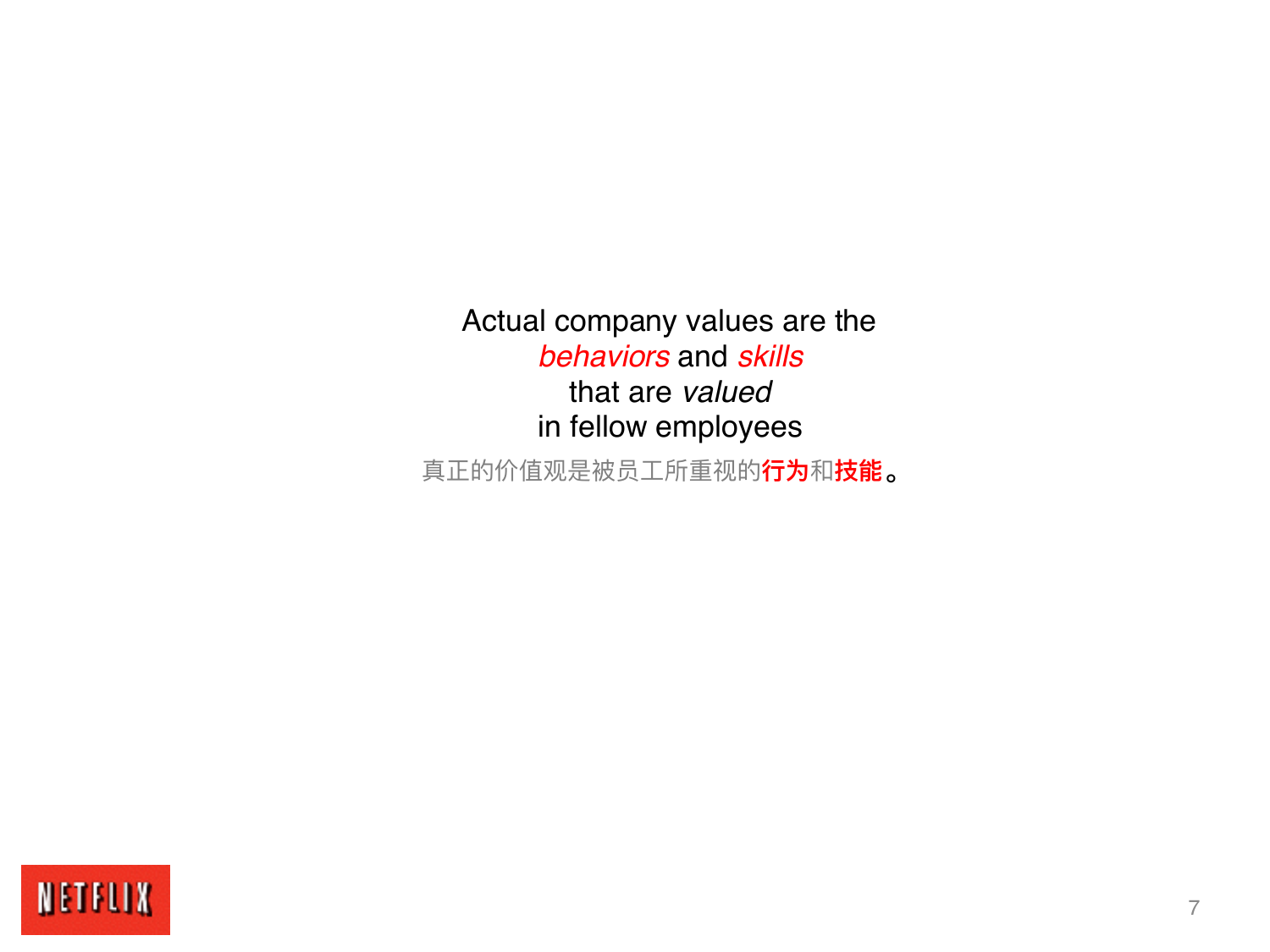Actual company values are the
*behaviors* and *skills*
that are *valued*
in fellow employees

真正的价值观是被员工所重视的**行为**和**技能**。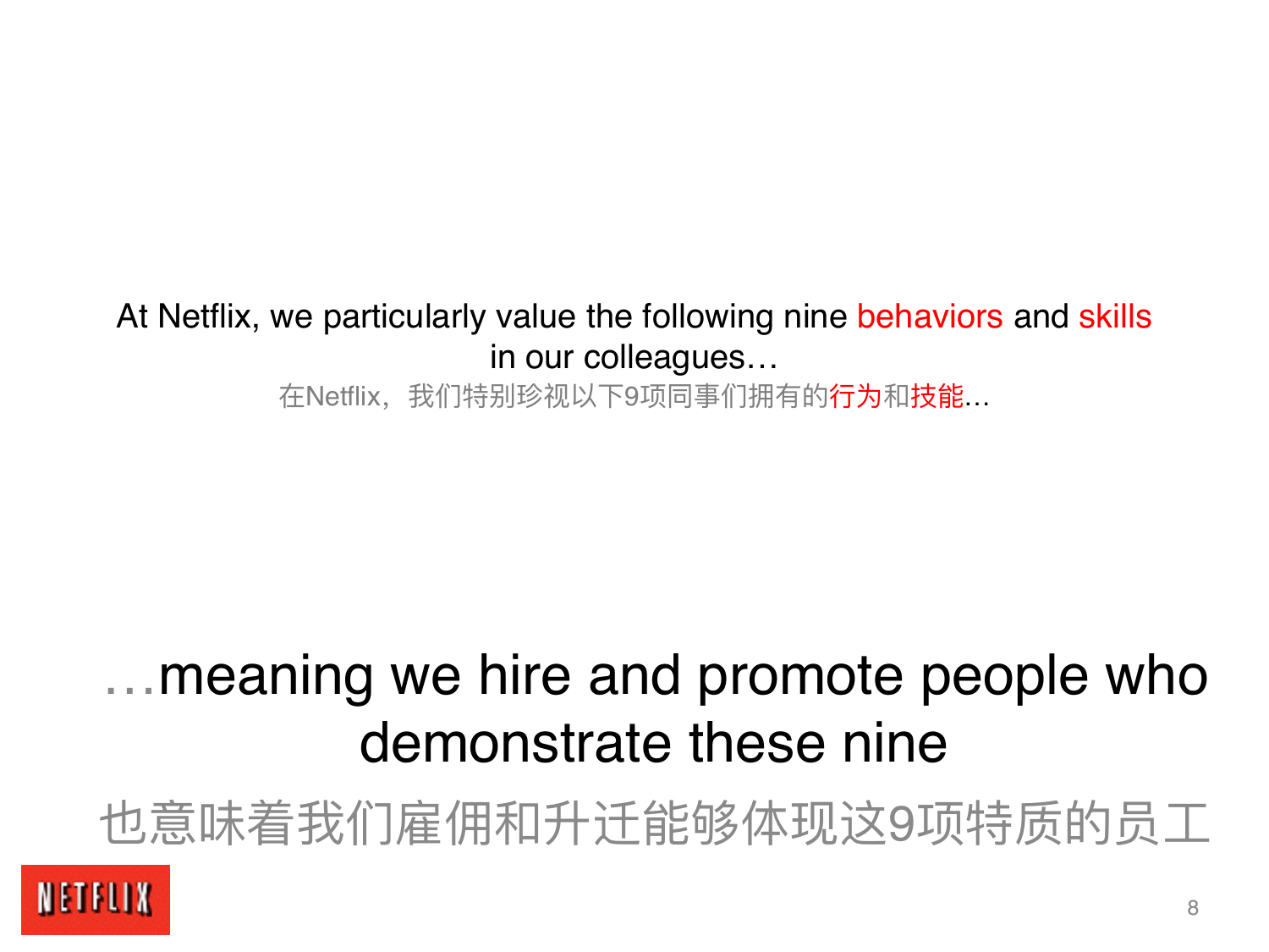At Netflix, we particularly value the following nine behaviors and skills in our colleagues…

在Netflix，我们特别珍视以下9项同事们拥有的行为和技能...

…meaning we hire and promote people who demonstrate these nine

也意味着我们雇佣和升迁能够体现这9项特质的员工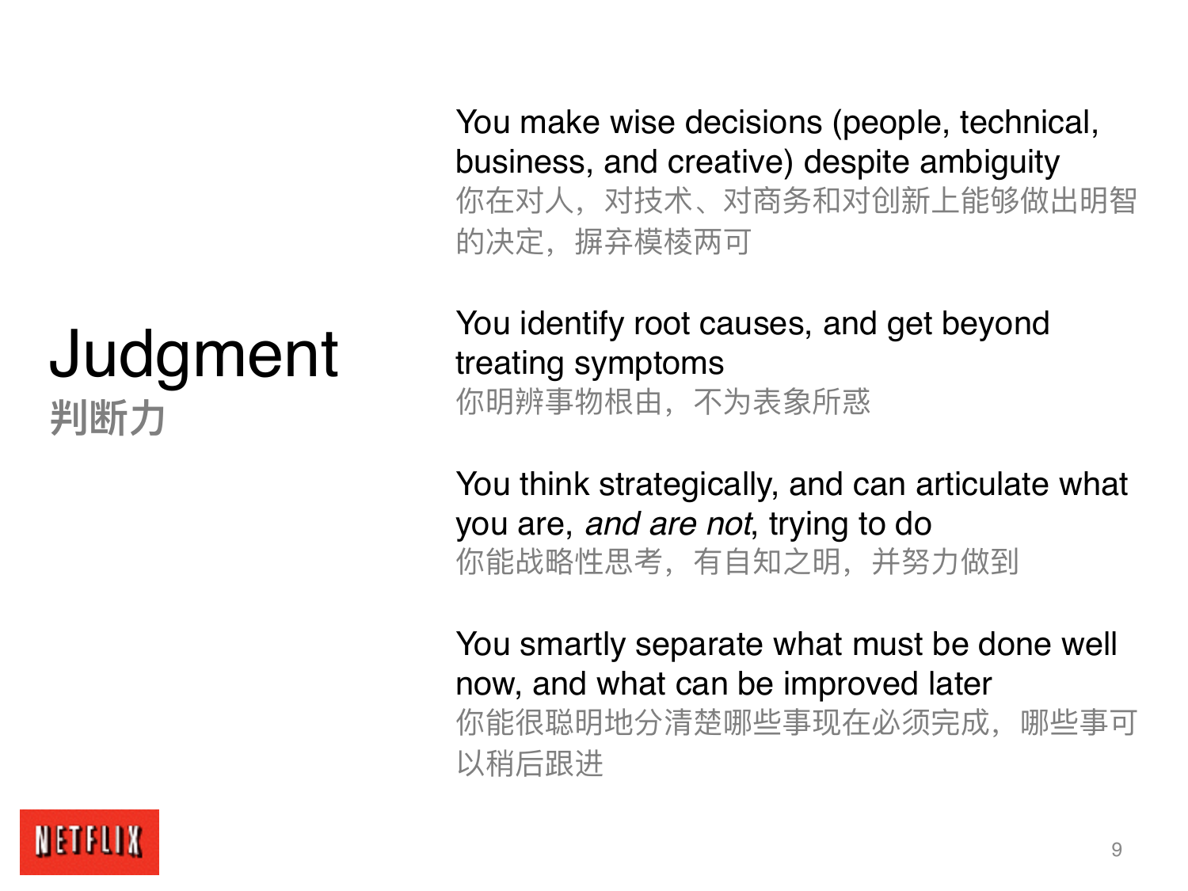# Judgment
## 判断力

You make wise decisions (people, technical, business, and creative) despite ambiguity
你在对人，对技术、对商务和对创新上能够做出明智的决定，摒弃模棱两可

You identify root causes, and get beyond treating symptoms
你明辨事物根由，不为表象所惑

You think strategically, and can articulate what you are, *and are not*, trying to do
你能战略性思考，有自知之明，并努力做到

You smartly separate what must be done well now, and what can be improved later
你能很聪明地分清楚哪些事现在必须完成，哪些事可以稍后跟进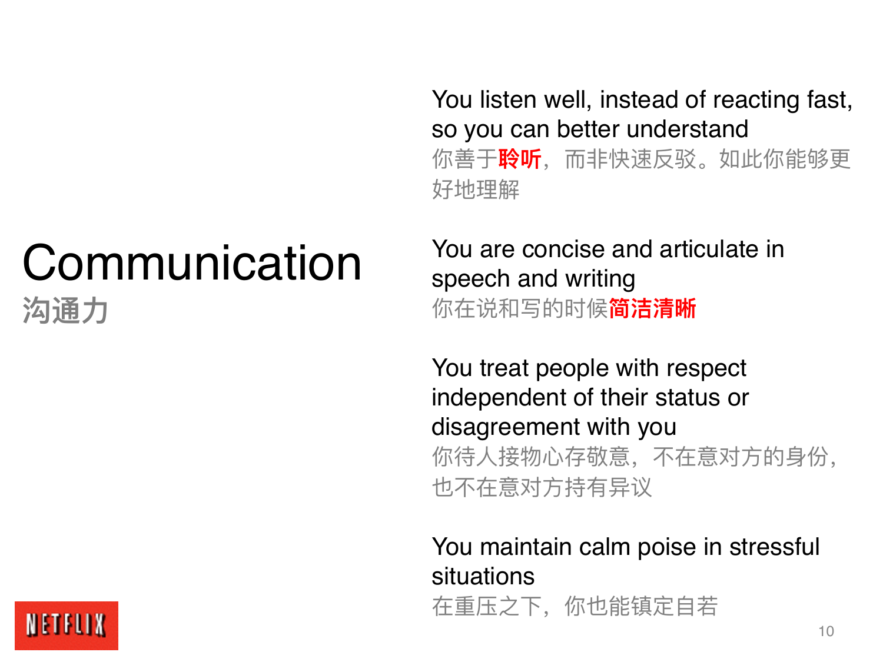# Communication
## 沟通力

You listen well, instead of reacting fast, so you can better understand
你善于**聆听**，而非快速反驳。如此你能够更好地理解

You are concise and articulate in speech and writing
你在说和写的时候**简洁清晰**

You treat people with respect independent of their status or disagreement with you
你待人接物心存敬意，不在意对方的身份，也不在意对方持有异议

You maintain calm poise in stressful situations
在重压之下，你也能镇定自若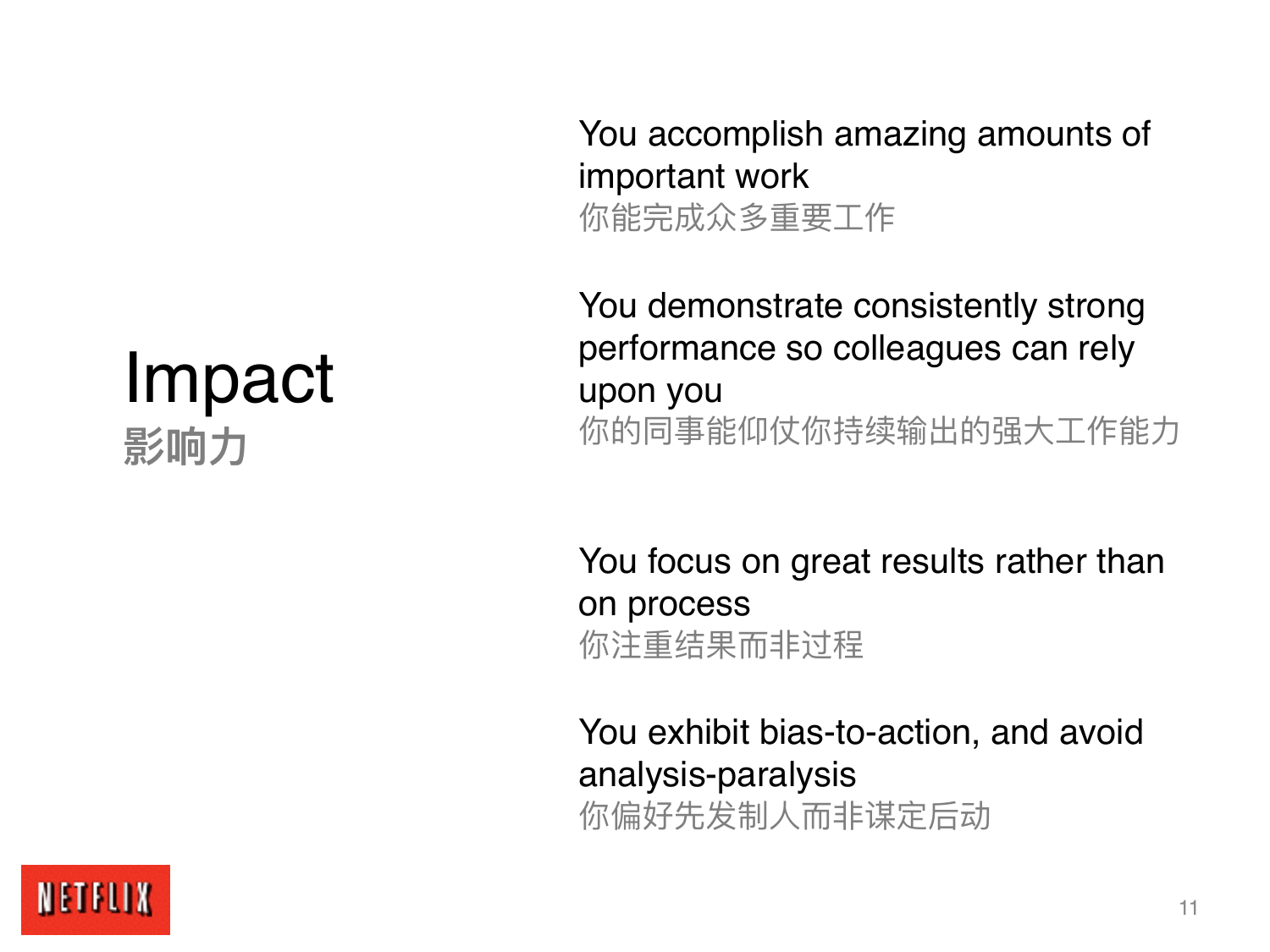# Impact
## 影响力

You accomplish amazing amounts of important work
你能完成众多重要工作

You demonstrate consistently strong performance so colleagues can rely upon you
你的同事能仰仗你持续输出的强大工作能力

You focus on great results rather than on process
你注重结果而非过程

You exhibit bias-to-action, and avoid analysis-paralysis
你偏好先发制人而非谋定后动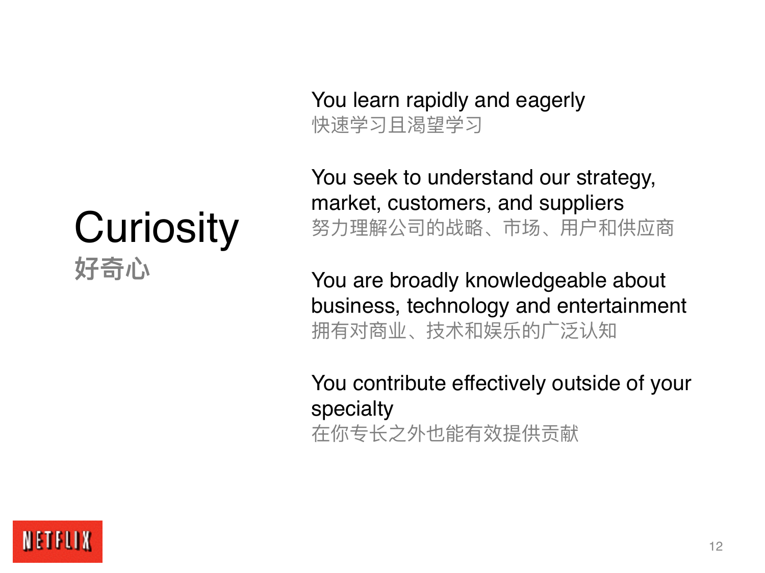# Curiosity
## 好奇心

You learn rapidly and eagerly
快速学习且渴望学习

You seek to understand our strategy, market, customers, and suppliers
努力理解公司的战略、市场、用户和供应商

You are broadly knowledgeable about business, technology and entertainment
拥有对商业、技术和娱乐的广泛认知

You contribute effectively outside of your specialty
在你专长之外也能有效提供贡献

NETFLIX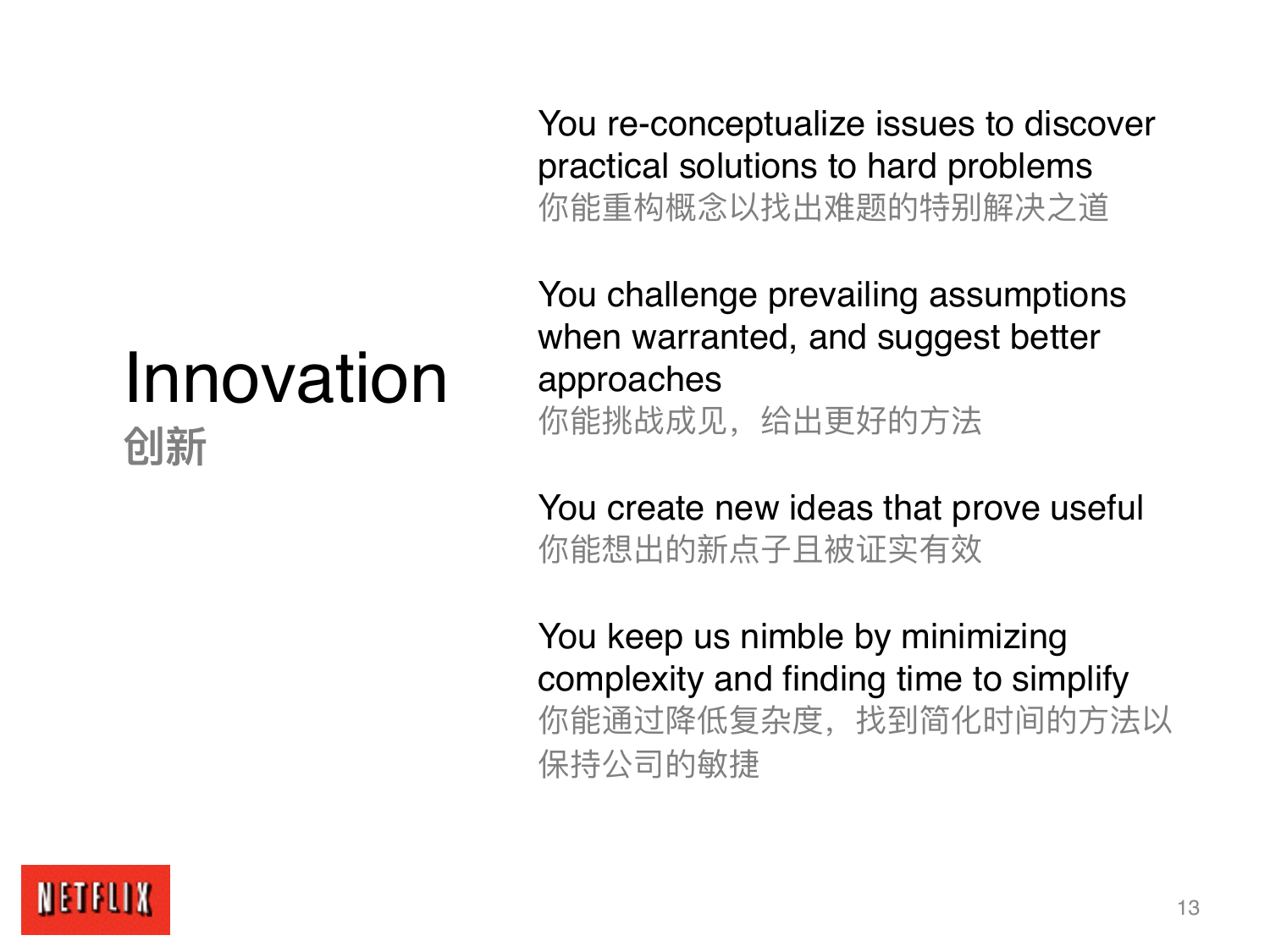# Innovation
**创新**

You re-conceptualize issues to discover practical solutions to hard problems
你能重构概念以找出难题的特别解决之道

You challenge prevailing assumptions when warranted, and suggest better approaches
你能挑战成见，给出更好的方法

You create new ideas that prove useful
你能想出的新点子且被证实有效

You keep us nimble by minimizing complexity and finding time to simplify
你能通过降低复杂度，找到简化时间的方法以保持公司的敏捷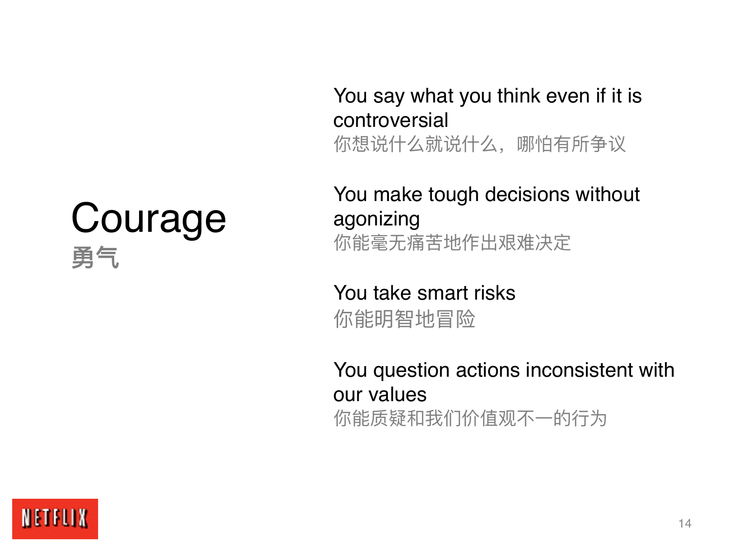# Courage
## 勇气

You say what you think even if it is controversial
你想说什么就说什么，哪怕有所争议

You make tough decisions without agonizing
你能毫无痛苦地作出艰难决定

You take smart risks
你能明智地冒险

You question actions inconsistent with our values
你能质疑和我们价值观不一的行为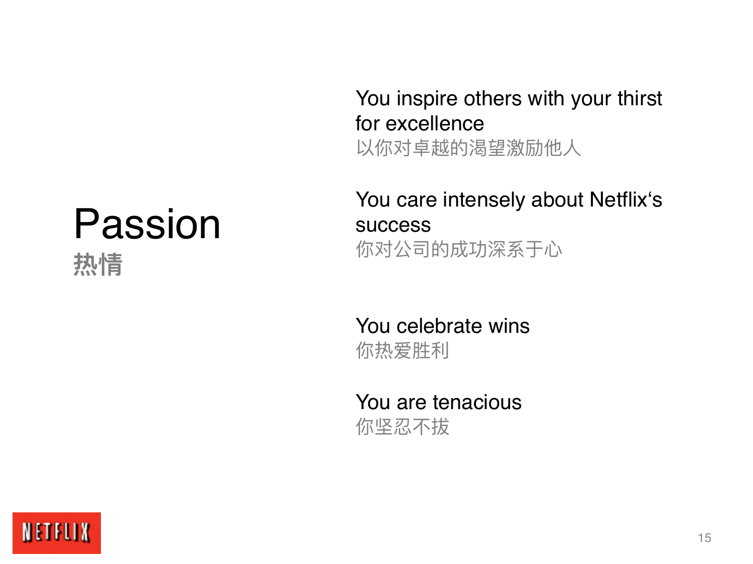# Passion
# 热情

You inspire others with your thirst for excellence
以你对卓越的渴望激励他人

You care intensely about Netflix's success
你对公司的成功深系于心

You celebrate wins
你热爱胜利

You are tenacious
你坚忍不拔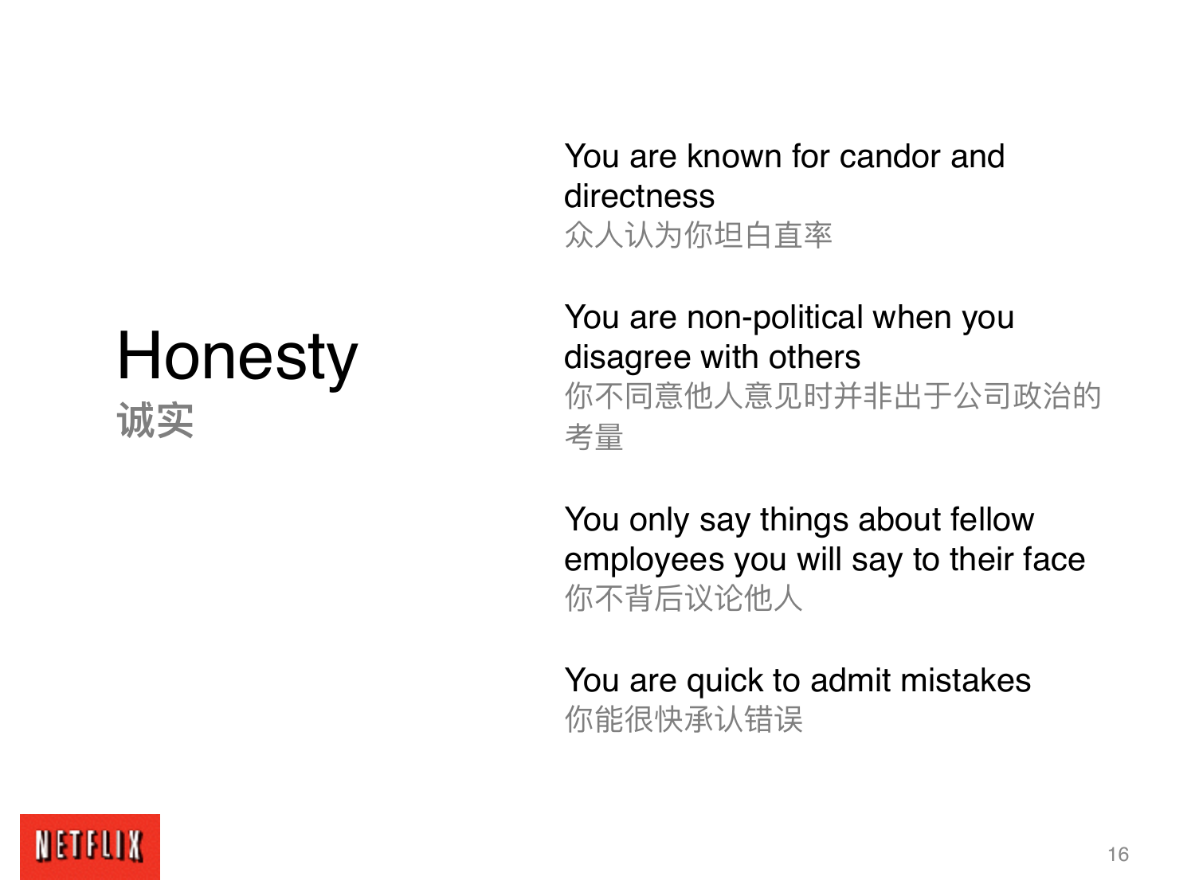# Honesty
## 诚实

You are known for candor and directness
众人认为你坦白直率

You are non-political when you disagree with others
你不同意他人意见时并非出于公司政治的考量

You only say things about fellow employees you will say to their face
你不背后议论他人

You are quick to admit mistakes
你能很快承认错误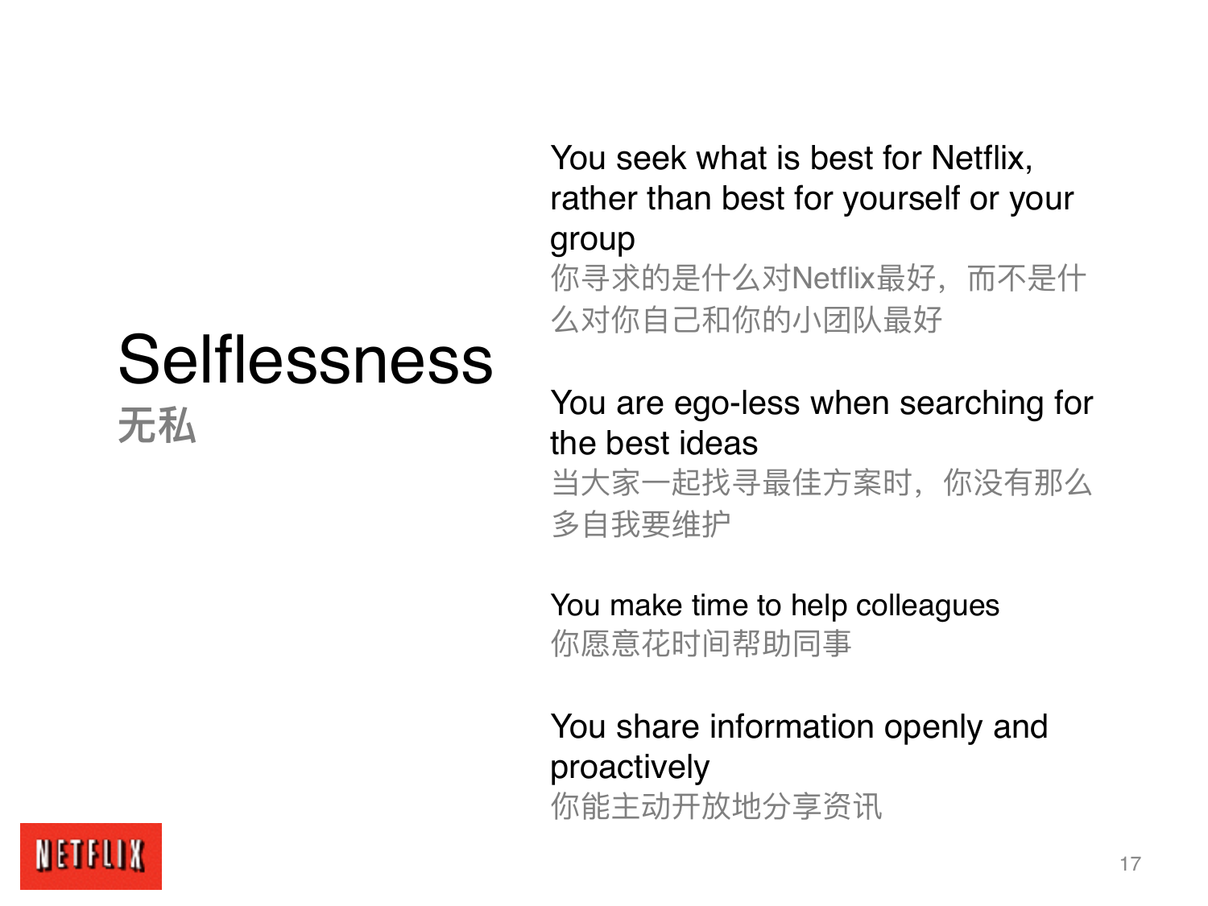# Selflessness
**无私**

You seek what is best for Netflix, rather than best for yourself or your group
你寻求的是什么对Netflix最好，而不是什么对你自己和你的小团队最好

You are ego-less when searching for the best ideas
当大家一起找寻最佳方案时，你没有那么多自我要维护

You make time to help colleagues
你愿意花时间帮助同事

You share information openly and proactively
你能主动开放地分享资讯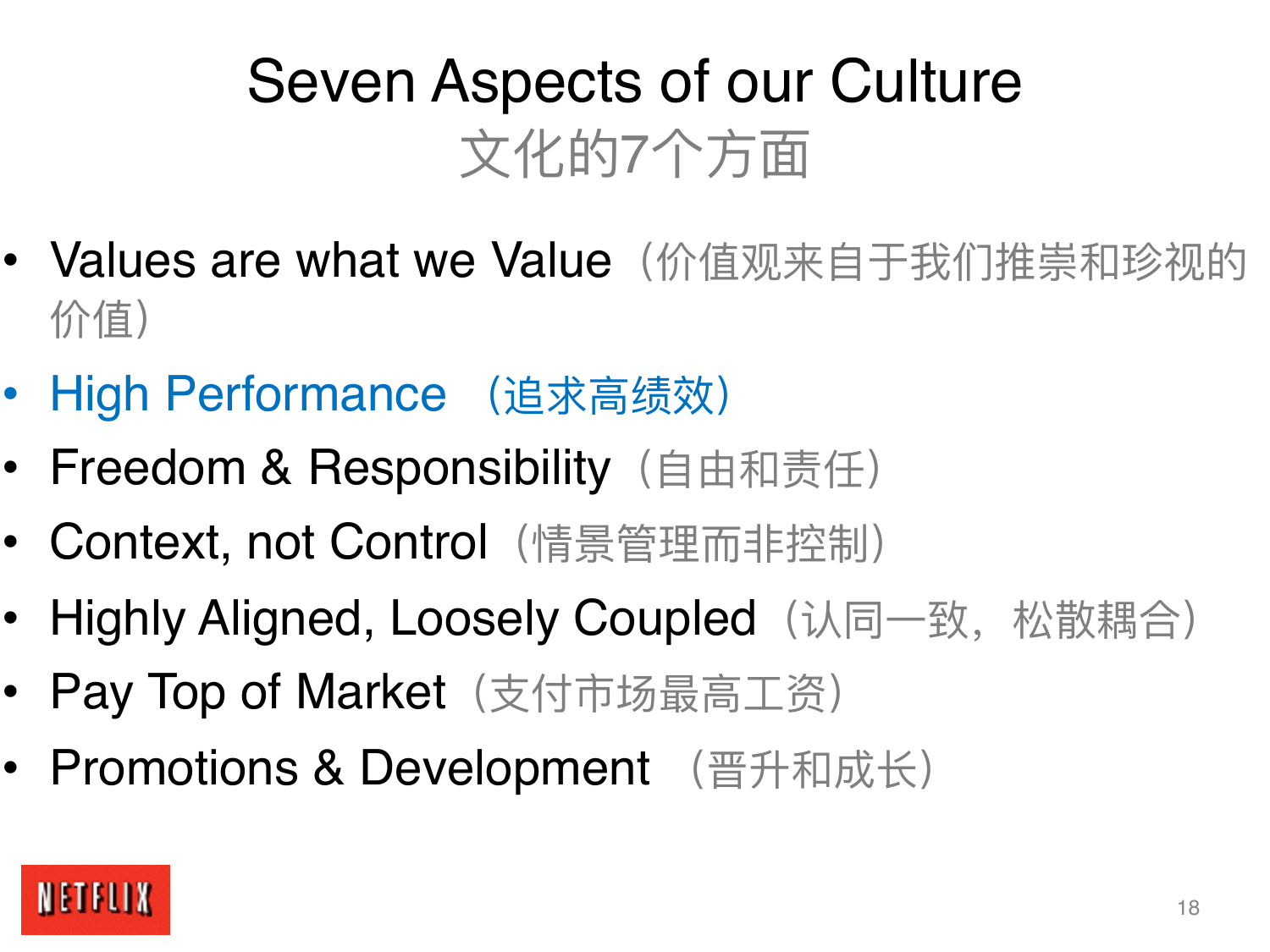# Seven Aspects of our Culture
## 文化的7个方面

- Values are what we Value（价值观来自于我们推崇和珍视的价值）
- High Performance （追求高绩效）
- Freedom & Responsibility（自由和责任）
- Context, not Control（情景管理而非控制）
- Highly Aligned, Loosely Coupled（认同一致，松散耦合）
- Pay Top of Market（支付市场最高工资）
- Promotions & Development （晋升和成长）

NETFLIX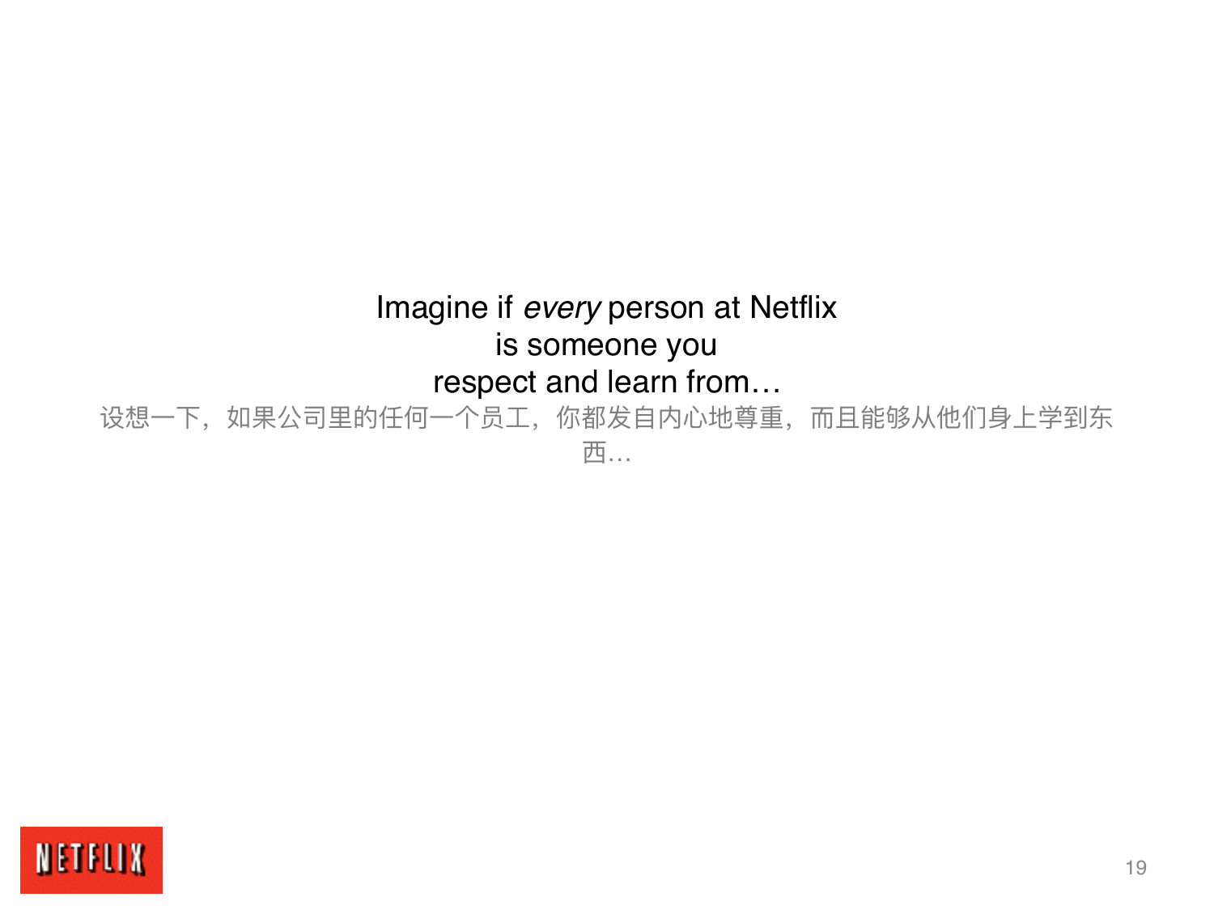Imagine if *every* person at Netflix
is someone you
respect and learn from…

设想一下，如果公司里的任何一个员工，你都发自内心地尊重，而且能够从他们身上学到东西…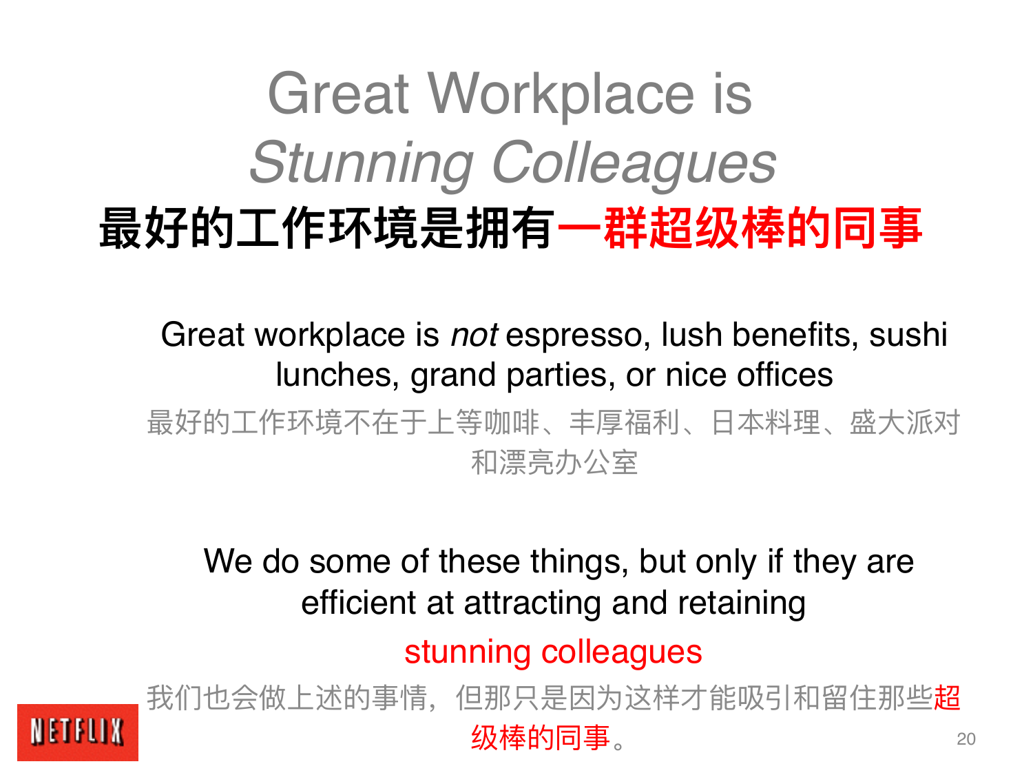# Great Workplace is *Stunning Colleagues*

## 最好的工作环境是拥有一群超级棒的同事

Great workplace is *not* espresso, lush benefits, sushi lunches, grand parties, or nice offices

最好的工作环境不在于上等咖啡、丰厚福利、日本料理、盛大派对和漂亮办公室

We do some of these things, but only if they are efficient at attracting and retaining

stunning colleagues

我们也会做上述的事情，但那只是因为这样才能吸引和留住那些超级棒的同事。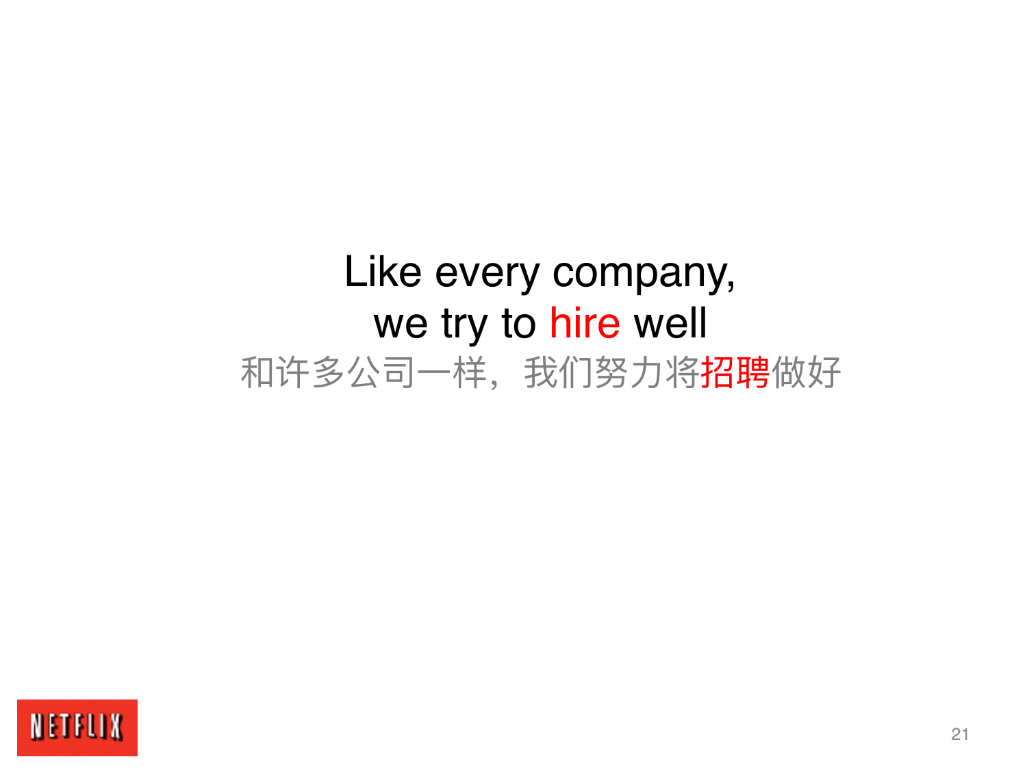Like every company,
we try to hire well

和许多公司一样，我们努力将招聘做好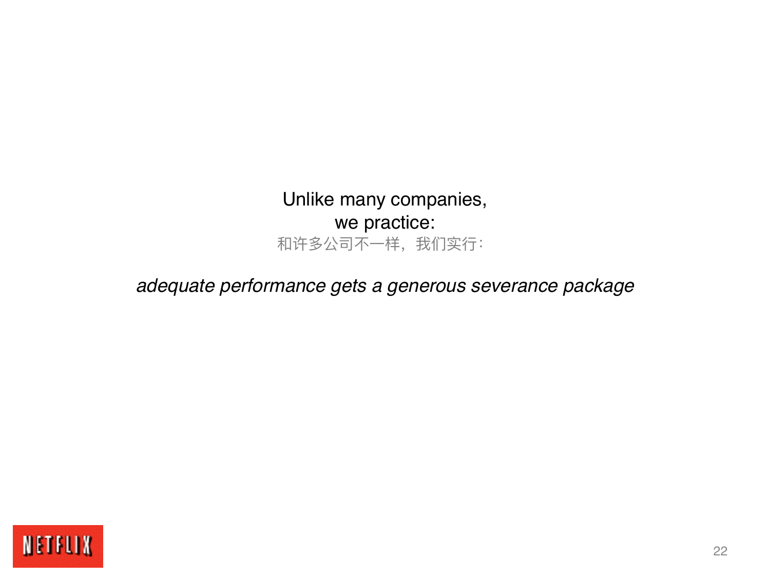Unlike many companies,
we practice:

和许多公司不一样，我们实行：

*adequate performance gets a generous severance package*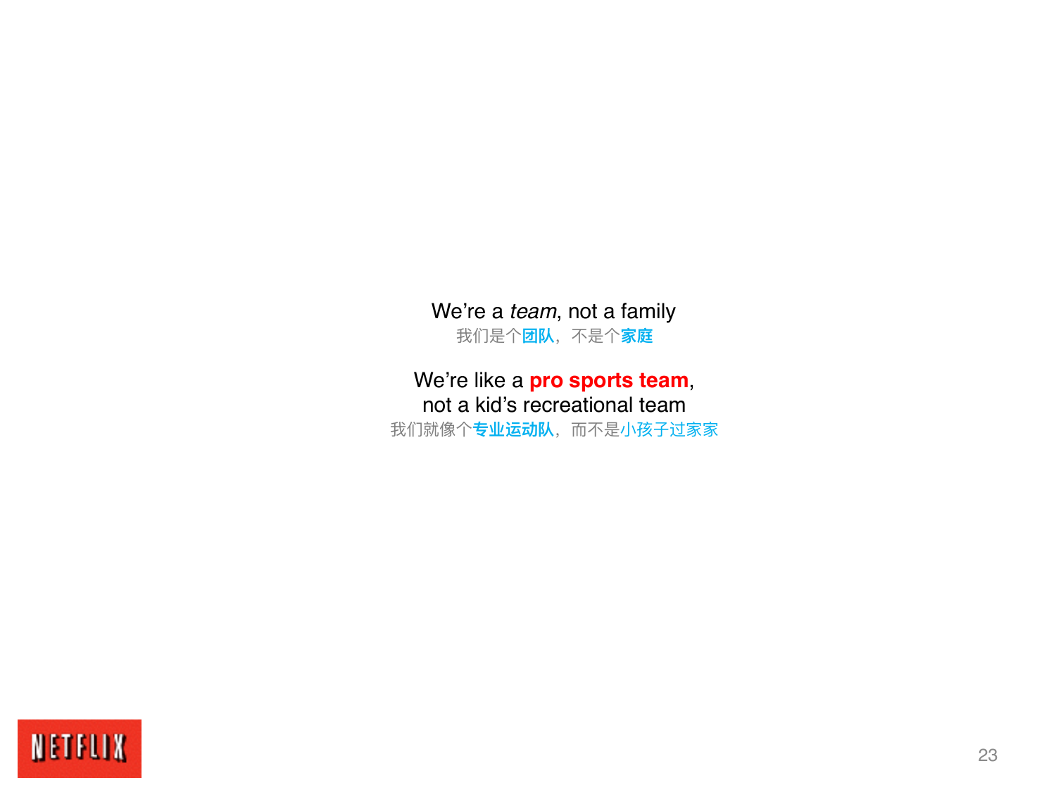We’re a *team*, not a family

我们是个**团队**，不是个**家庭**

We’re like a **pro sports team**,
not a kid’s recreational team

我们就像个**专业运动队**，而不是小孩子过家家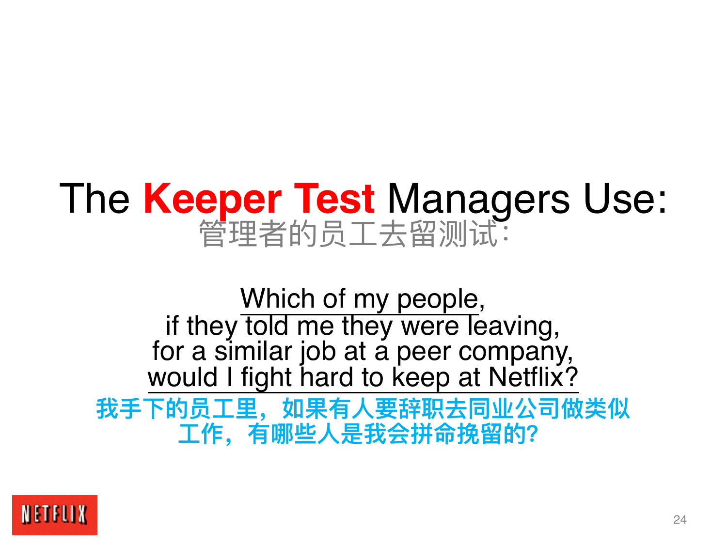# The **Keeper Test** Managers Use:

管理者的员工去留测试：

Which of my people,
if they told me they were leaving,
for a similar job at a peer company,
would I fight hard to keep at Netflix?

**我手下的员工里，如果有人要辞职去同业公司做类似工作，有哪些人是我会拼命挽留的?**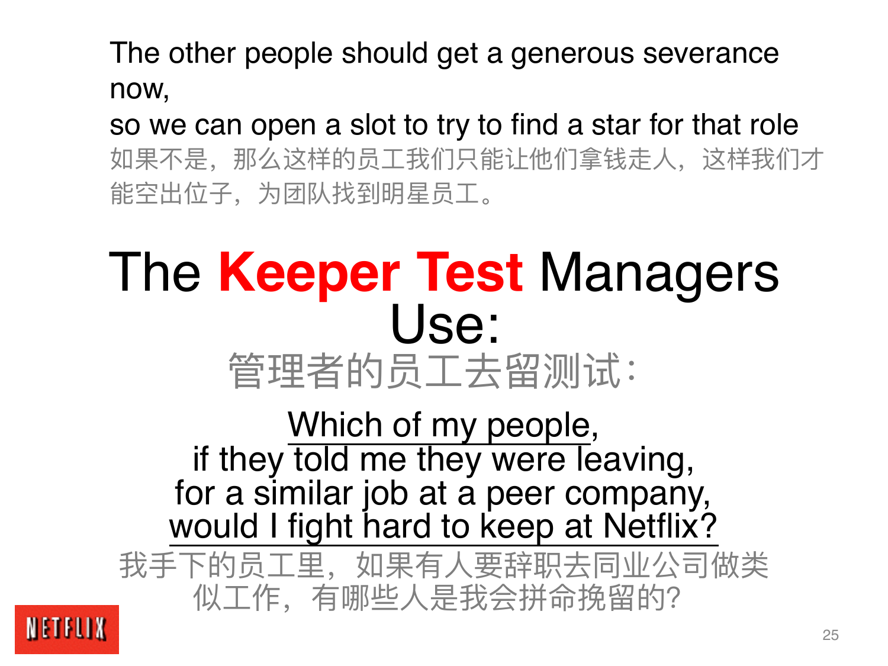The other people should get a generous severance now,
so we can open a slot to try to find a star for that role

如果不是，那么这样的员工我们只能让他们拿钱走人，这样我们才能空出位子，为团队找到明星员工。

# The **Keeper Test** Managers Use:

## 管理者的员工去留测试：

Which of my people,
if they told me they were leaving,
for a similar job at a peer company,
would I fight hard to keep at Netflix?

我手下的员工里，如果有人要辞职去同业公司做类似工作，有哪些人是我会拼命挽留的?

NETFLIX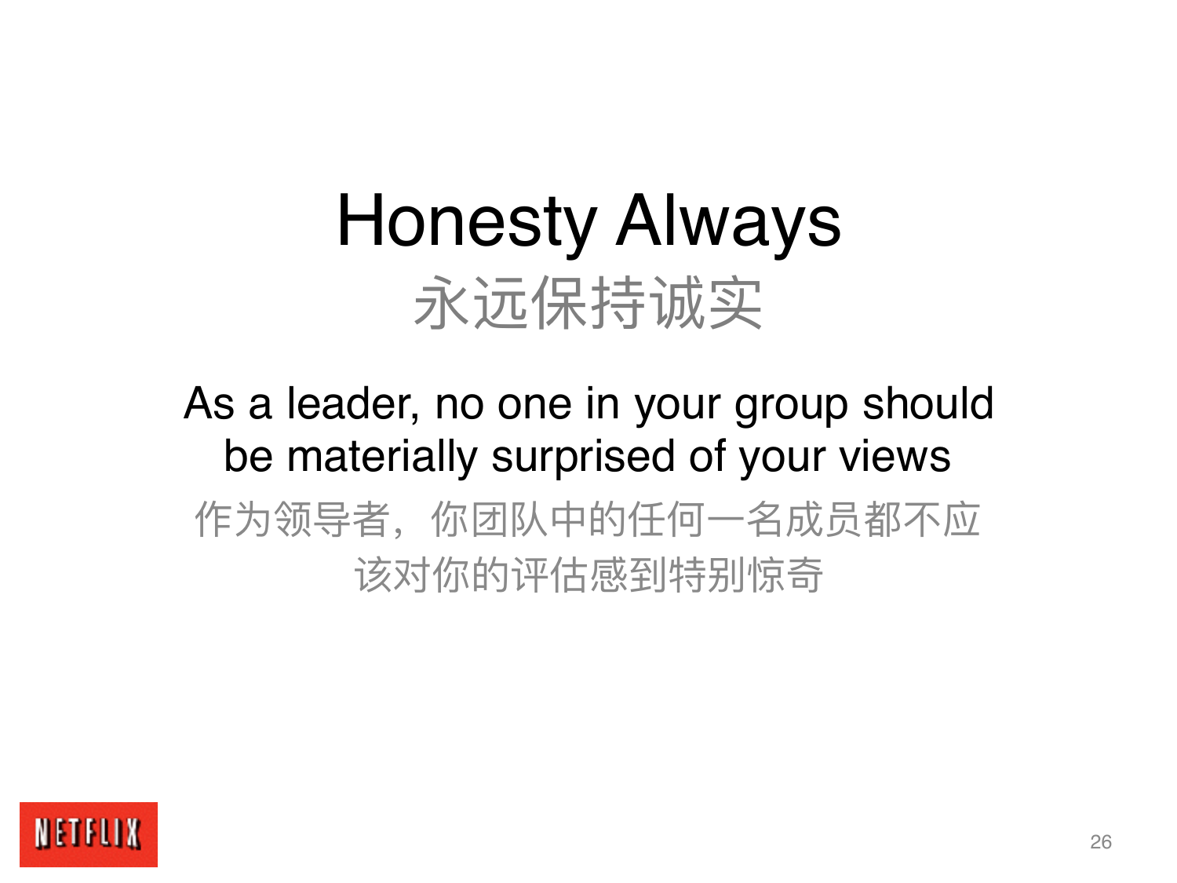# Honesty Always

## 永远保持诚实

As a leader, no one in your group should be materially surprised of your views

作为领导者，你团队中的任何一名成员都不应该对你的评估感到特别惊奇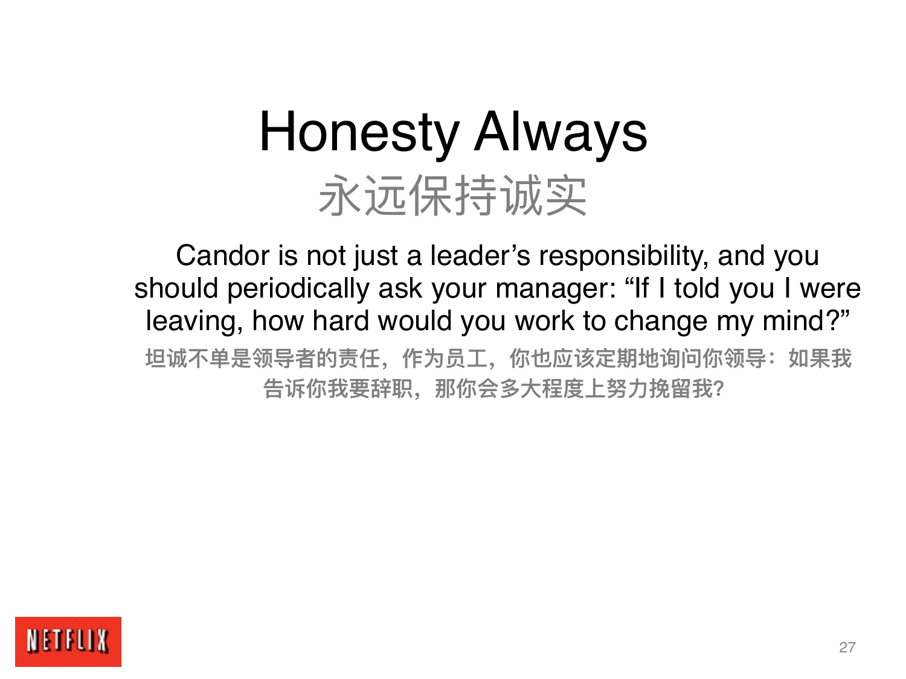# Honesty Always

## 永远保持诚实

Candor is not just a leader’s responsibility, and you should periodically ask your manager: “If I told you I were leaving, how hard would you work to change my mind?”

**坦诚不单是领导者的责任，作为员工，你也应该定期地询问你领导：如果我告诉你我要辞职，那你会多大程度上努力挽留我?**

NETFLIX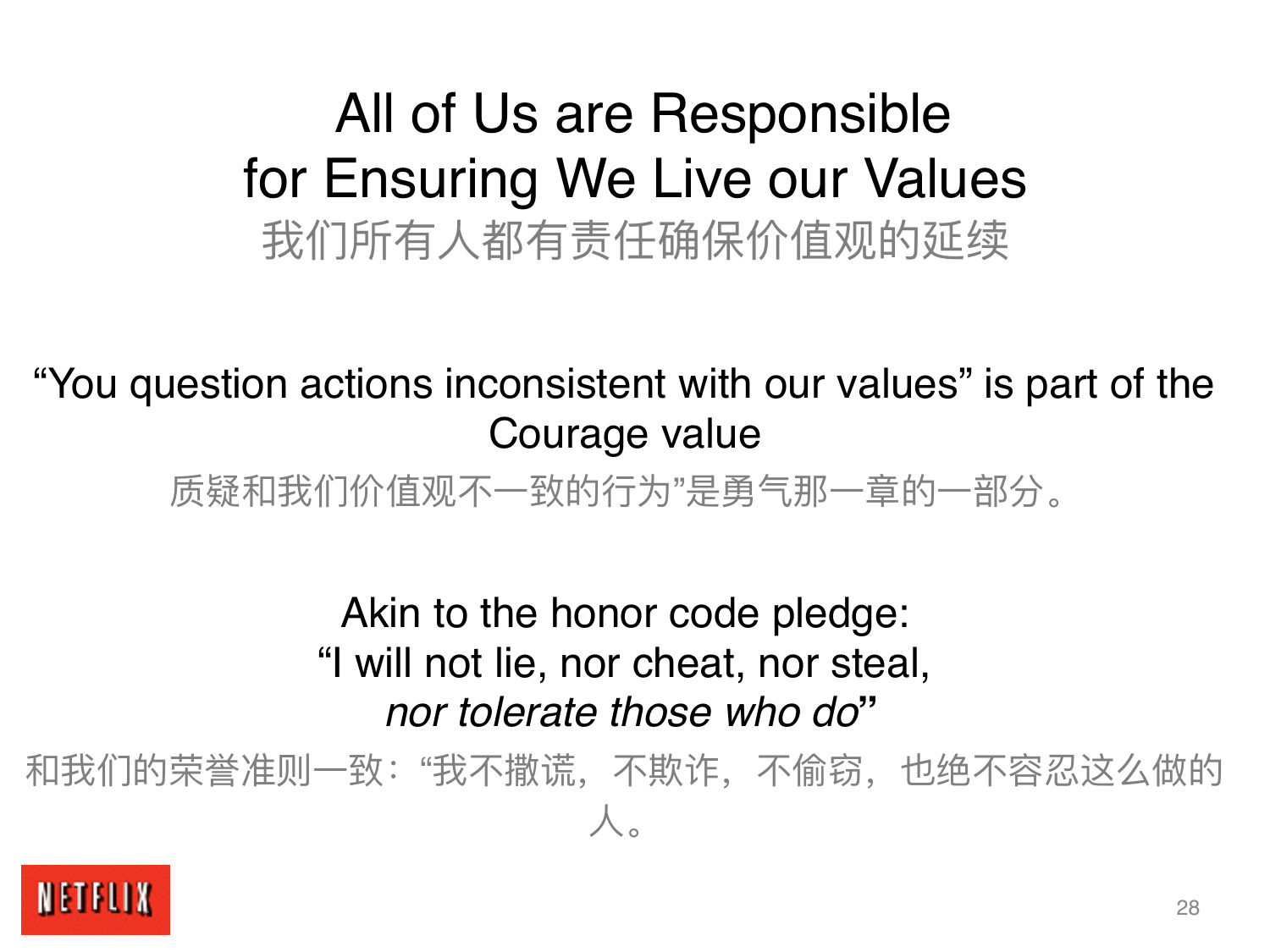# All of Us are Responsible for Ensuring We Live our Values

我们所有人都有责任确保价值观的延续

"You question actions inconsistent with our values" is part of the Courage value

质疑和我们价值观不一致的行为"是勇气那一章的一部分。

Akin to the honor code pledge:
"I will not lie, nor cheat, nor steal, *nor tolerate those who do*"

和我们的荣誉准则一致："我不撒谎，不欺诈，不偷窃，也绝不容忍这么做的人。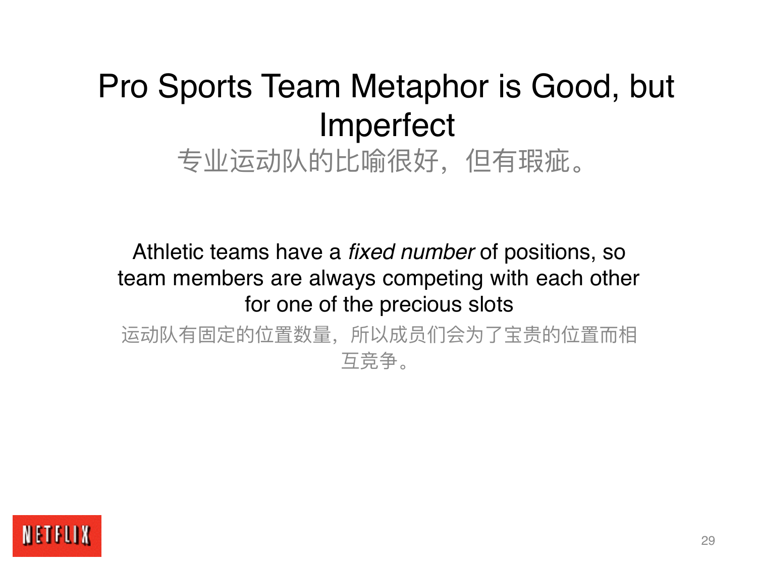# Pro Sports Team Metaphor is Good, but Imperfect

专业运动队的比喻很好，但有瑕疵。

Athletic teams have a *fixed number* of positions, so team members are always competing with each other for one of the precious slots

运动队有固定的位置数量，所以成员们会为了宝贵的位置而相互竞争。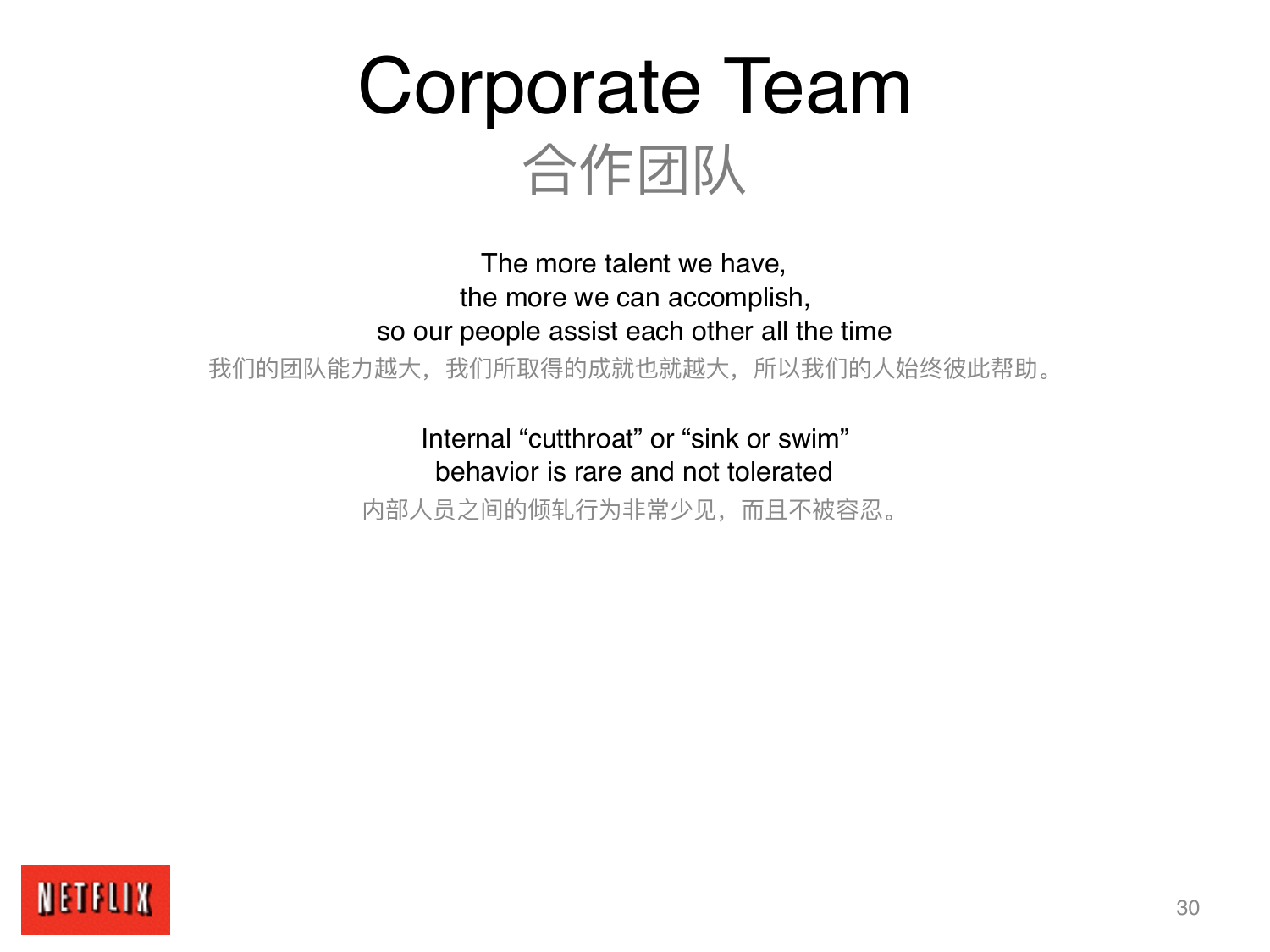# Corporate Team

## 合作团队

The more talent we have,
the more we can accomplish,
so our people assist each other all the time

我们的团队能力越大，我们所取得的成就也就越大，所以我们的人始终彼此帮助。

Internal “cutthroat” or “sink or swim”
behavior is rare and not tolerated

内部人员之间的倾轧行为非常少见，而且不被容忍。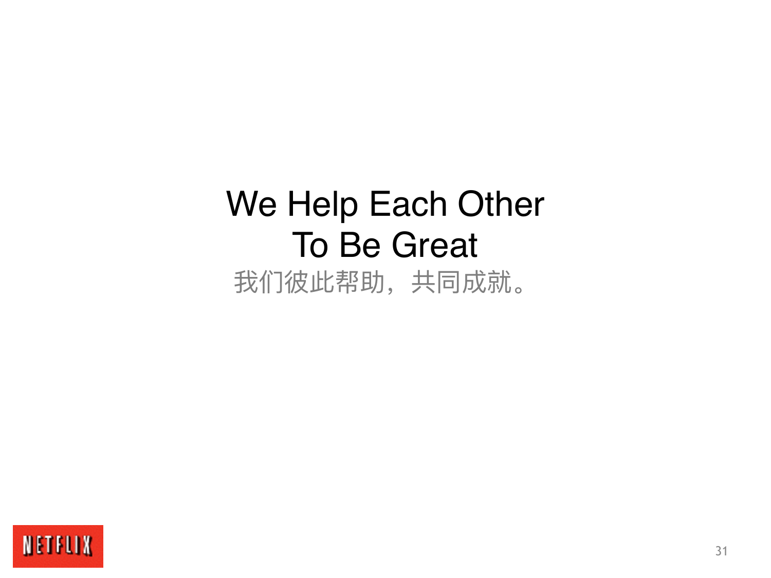# We Help Each Other To Be Great

我们彼此帮助，共同成就。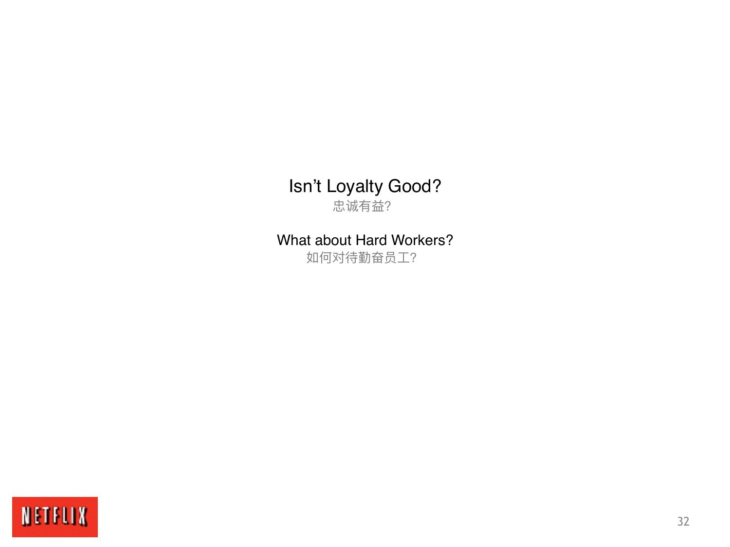Isn’t Loyalty Good?

忠诚有益?

What about Hard Workers?

如何对待勤奋员工?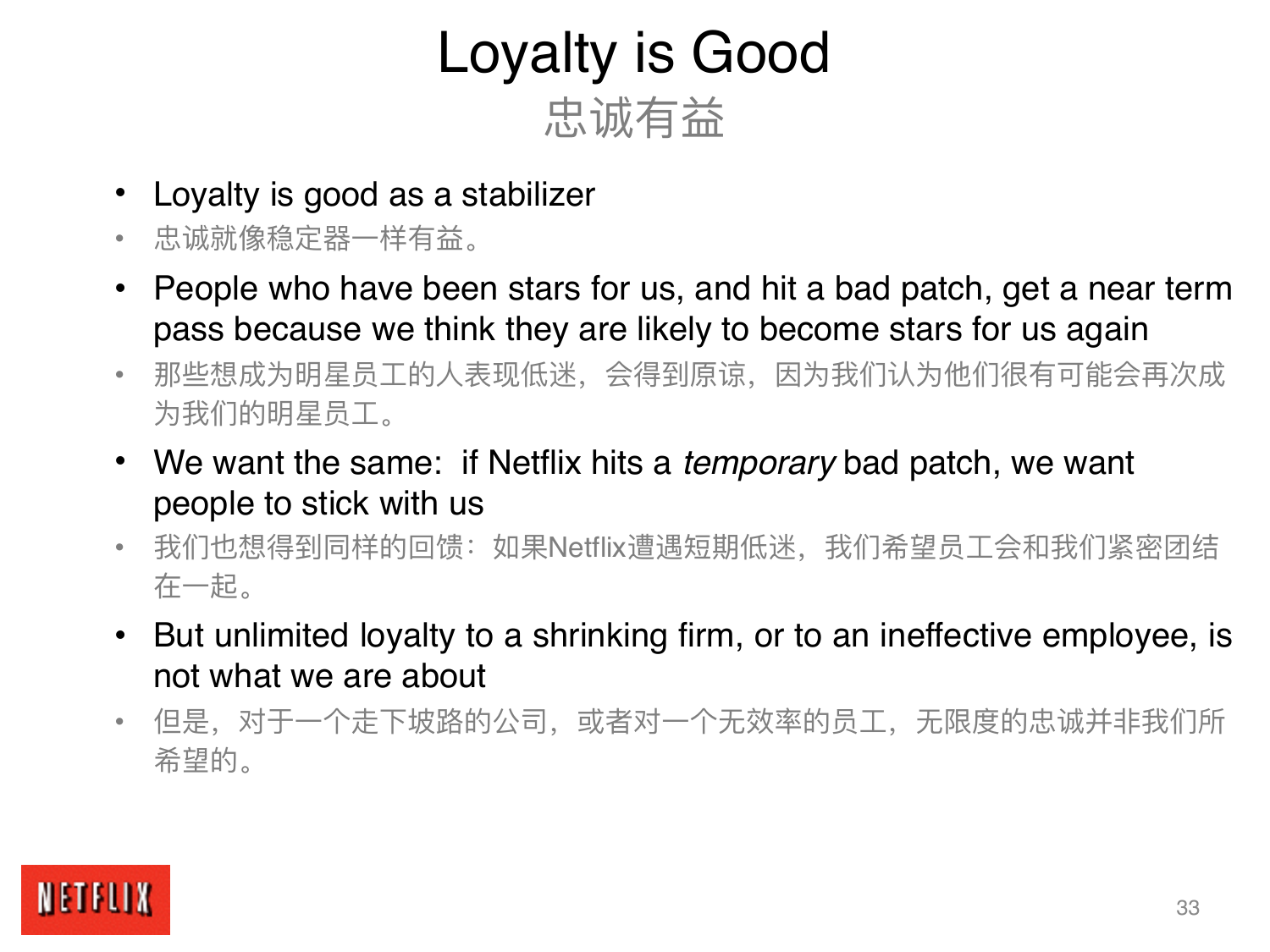# Loyalty is Good

## 忠诚有益

- Loyalty is good as a stabilizer
- 忠诚就像稳定器一样有益。
- People who have been stars for us, and hit a bad patch, get a near term pass because we think they are likely to become stars for us again
- 那些想成为明星员工的人表现低迷，会得到原谅，因为我们认为他们很有可能会再次成为我们的明星员工。
- We want the same: if Netflix hits a *temporary* bad patch, we want people to stick with us
- 我们也想得到同样的回馈：如果Netflix遭遇短期低迷，我们希望员工会和我们紧密团结在一起。
- But unlimited loyalty to a shrinking firm, or to an ineffective employee, is not what we are about
- 但是，对于一个走下坡路的公司，或者对一个无效率的员工，无限度的忠诚并非我们所希望的。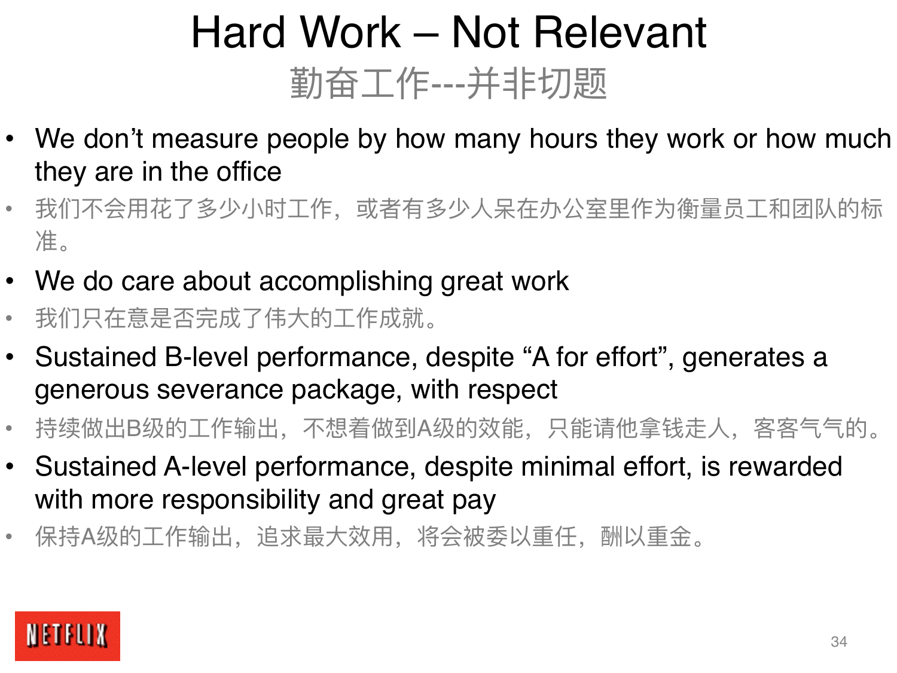# Hard Work – Not Relevant

## 勤奋工作---并非切题

- We don’t measure people by how many hours they work or how much they are in the office
- 我们不会用花了多少小时工作，或者有多少人呆在办公室里作为衡量员工和团队的标准。
- We do care about accomplishing great work
- 我们只在意是否完成了伟大的工作成就。
- Sustained B-level performance, despite “A for effort”, generates a generous severance package, with respect
- 持续做出B级的工作输出，不想着做到A级的效能，只能请他拿钱走人，客客气气的。
- Sustained A-level performance, despite minimal effort, is rewarded with more responsibility and great pay
- 保持A级的工作输出，追求最大效用，将会被委以重任，酬以重金。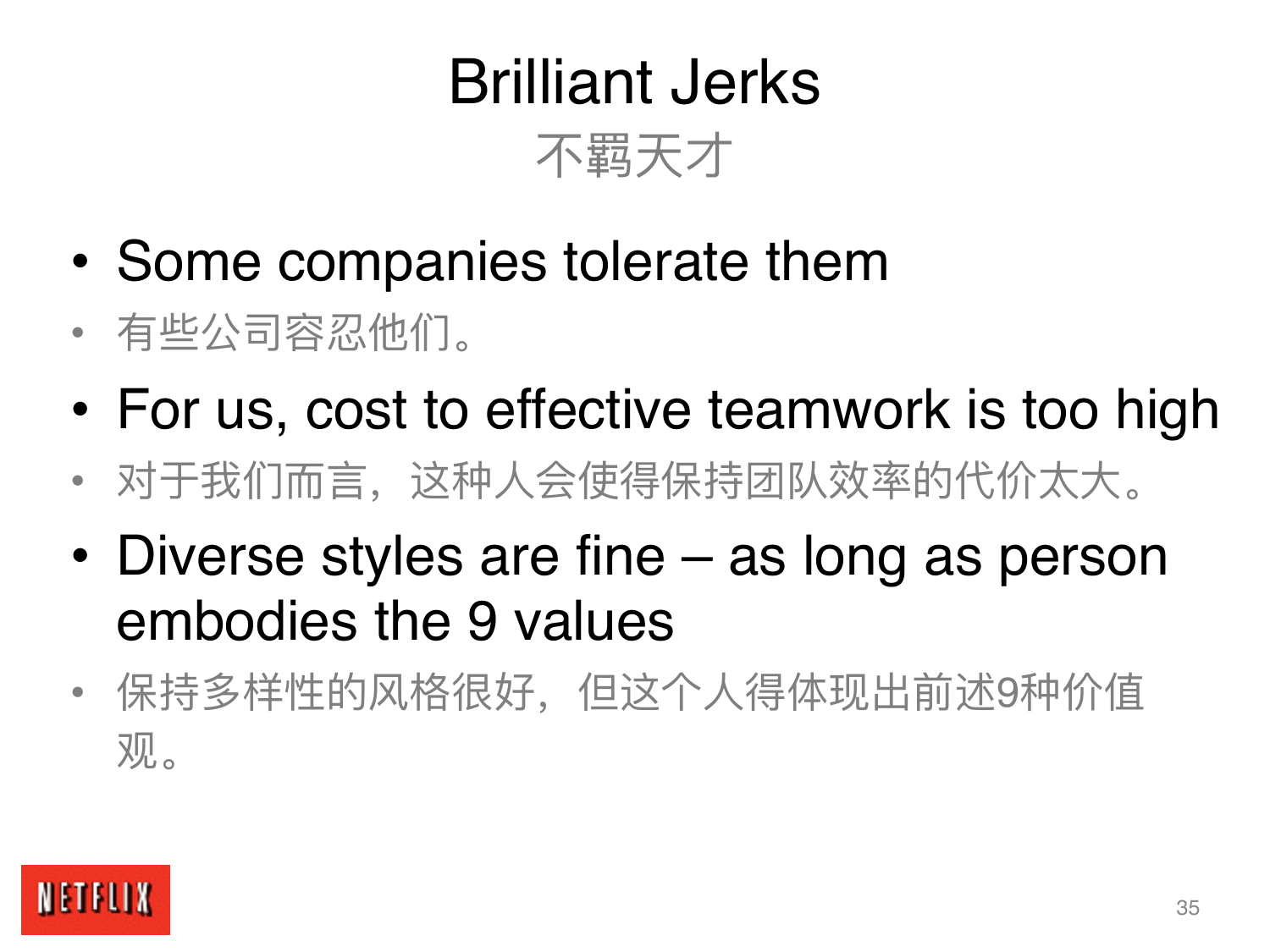# Brilliant Jerks
## 不羁天才

- Some companies tolerate them
- 有些公司容忍他们。
- For us, cost to effective teamwork is too high
- 对于我们而言，这种人会使得保持团队效率的代价太大。
- Diverse styles are fine – as long as person embodies the 9 values
- 保持多样性的风格很好，但这个人得体现出前述9种价值观。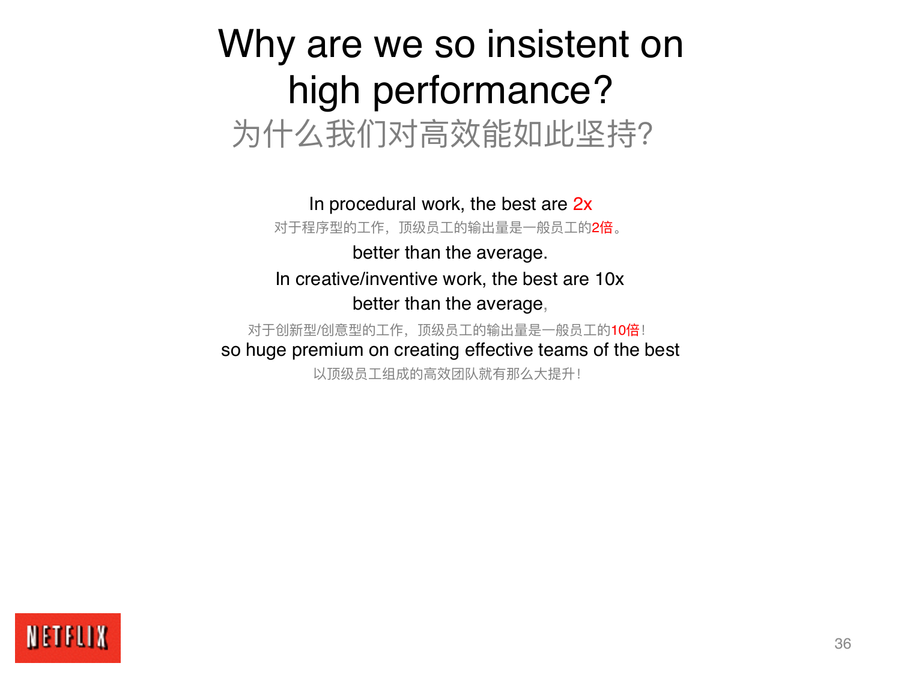# Why are we so insistent on high performance?

## 为什么我们对高效能如此坚持?

In procedural work, the best are 2x

对于程序型的工作，顶级员工的输出量是一般员工的2倍。

better than the average.

In creative/inventive work, the best are 10x better than the average,

对于创新型/创意型的工作，顶级员工的输出量是一般员工的10倍！

so huge premium on creating effective teams of the best

以顶级员工组成的高效团队就有那么大提升！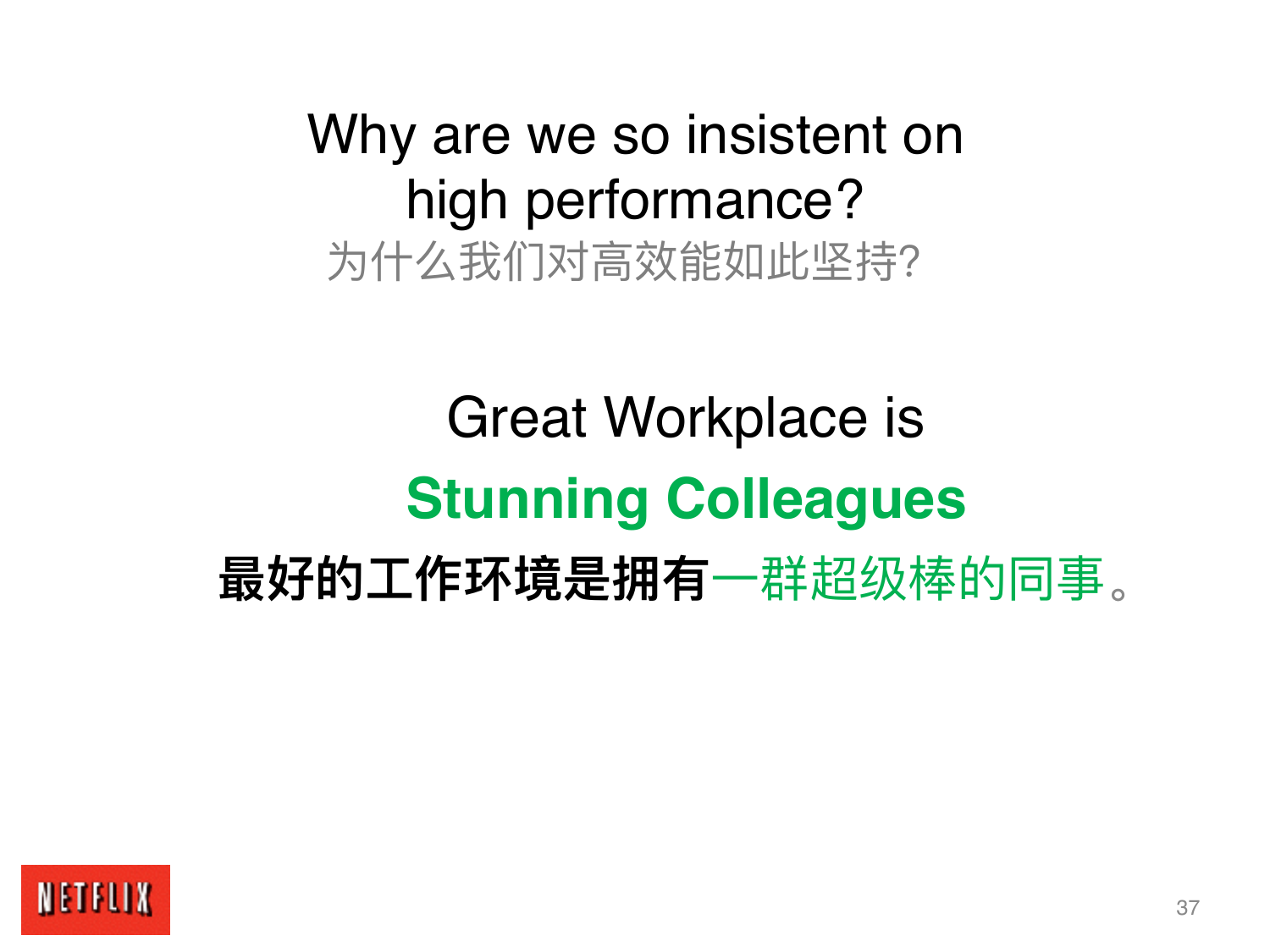# Why are we so insistent on high performance?

为什么我们对高效能如此坚持?

Great Workplace is

**Stunning Colleagues**

**最好的工作环境是拥有**一群超级棒的同事。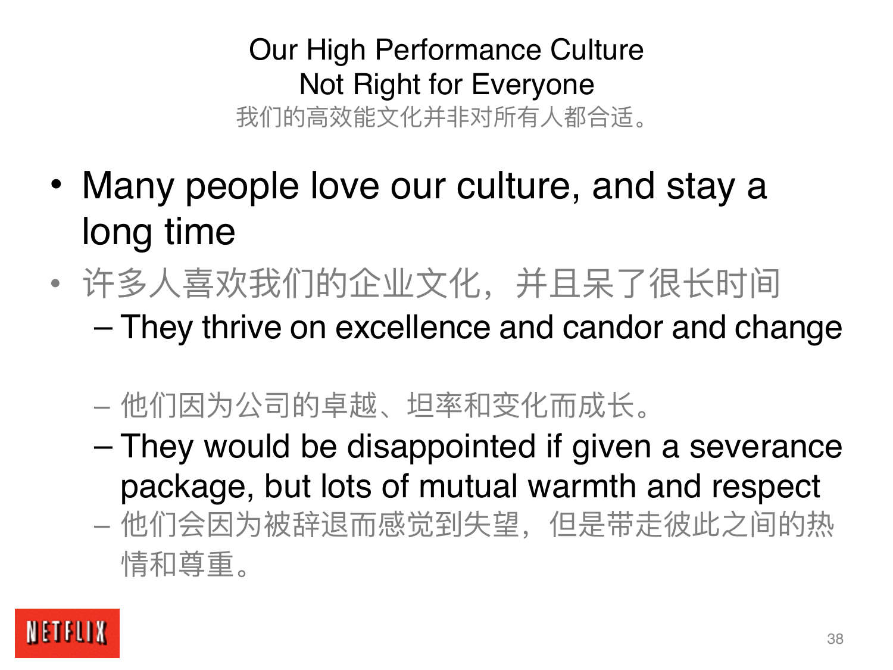# Our High Performance Culture
# Not Right for Everyone

我们的高效能文化并非对所有人都合适。

- Many people love our culture, and stay a long time
- 许多人喜欢我们的企业文化，并且呆了很长时间
  - They thrive on excellence and candor and change
  - 他们因为公司的卓越、坦率和变化而成长。
  - They would be disappointed if given a severance package, but lots of mutual warmth and respect
  - 他们会因为被辞退而感觉到失望，但是带走彼此之间的热情和尊重。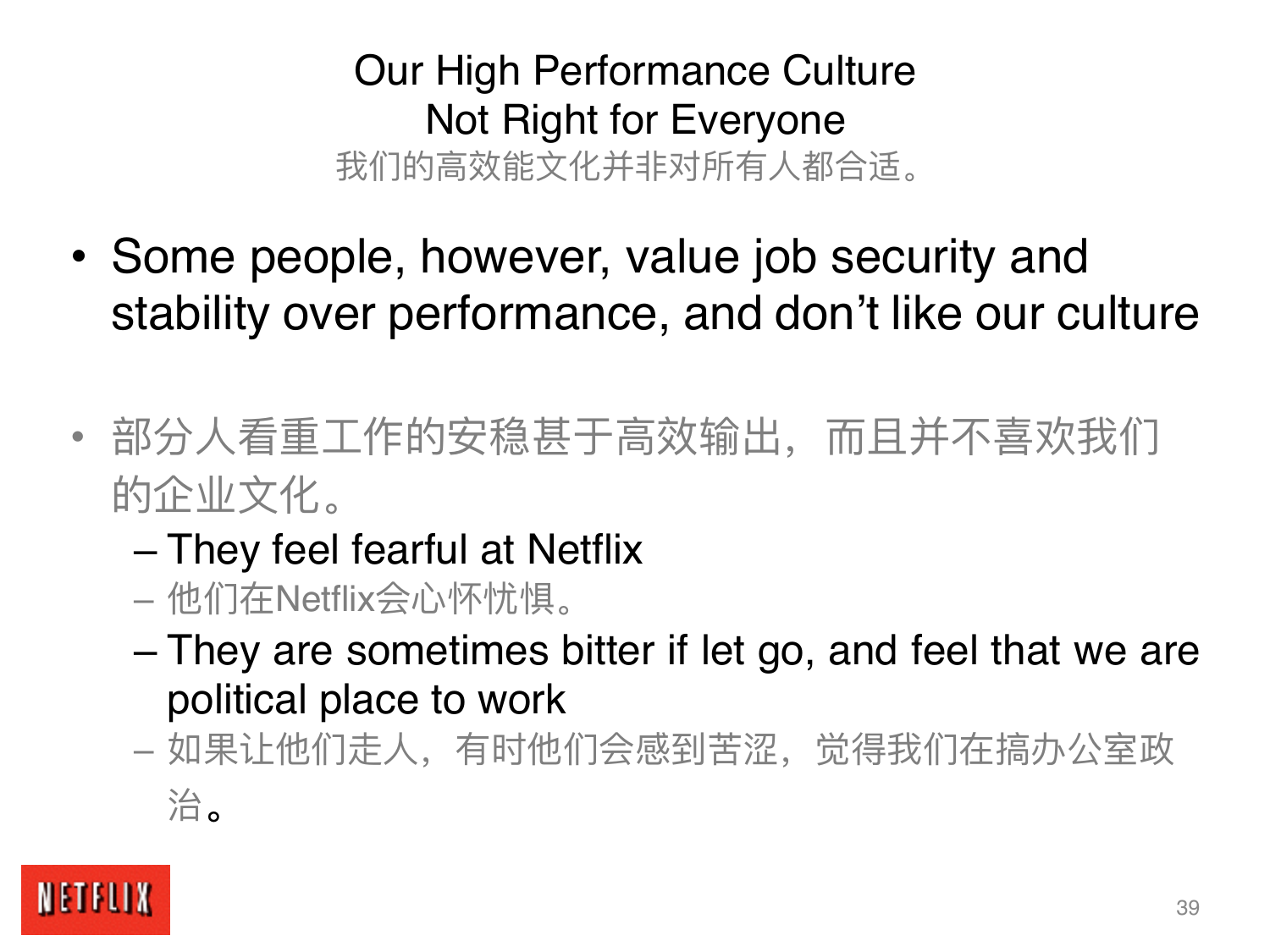# Our High Performance Culture Not Right for Everyone

我们的高效能文化并非对所有人都合适。

- Some people, however, value job security and stability over performance, and don't like our culture
- 部分人看重工作的安稳甚于高效输出，而且并不喜欢我们的企业文化。
  - They feel fearful at Netflix
  - 他们在Netflix会心怀忧惧。
  - They are sometimes bitter if let go, and feel that we are political place to work
  - 如果让他们走人，有时他们会感到苦涩，觉得我们在搞办公室政治。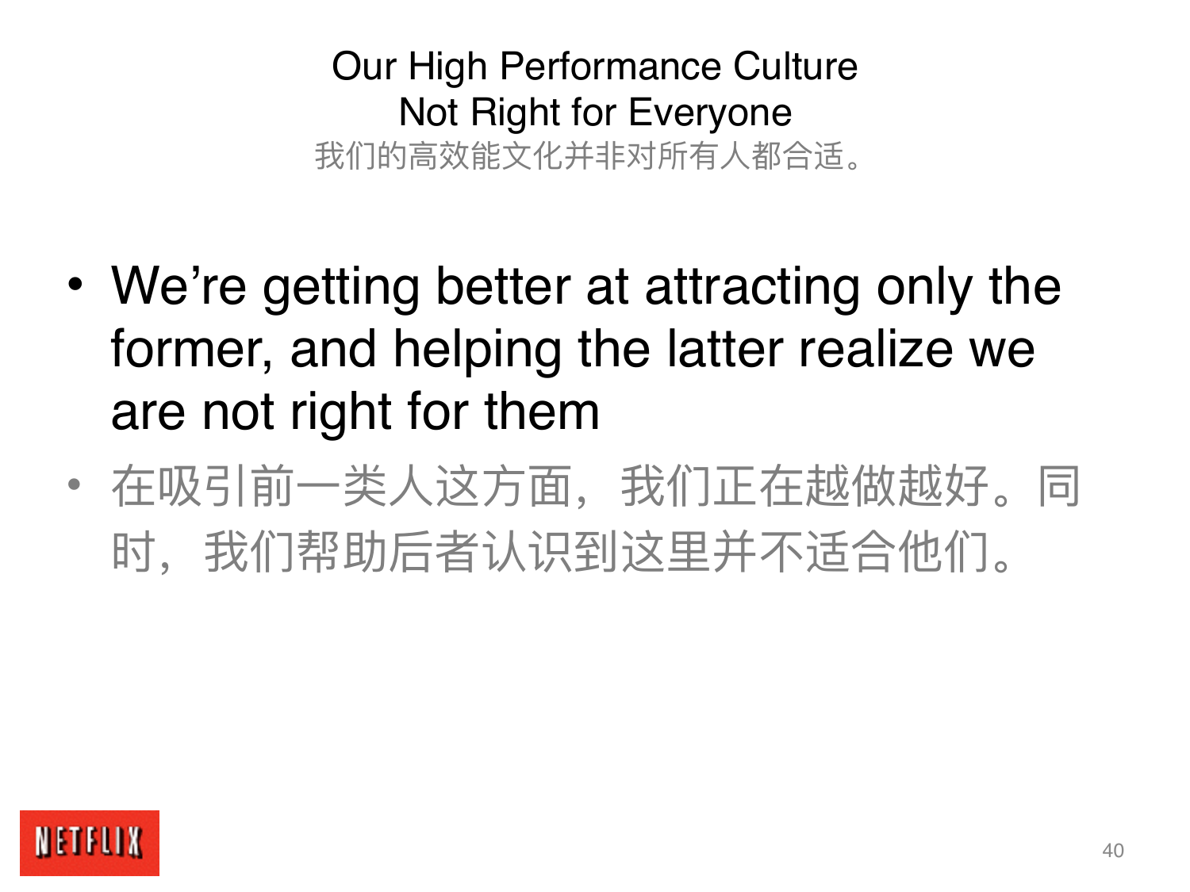# Our High Performance Culture Not Right for Everyone

我们的高效能文化并非对所有人都合适。

- We're getting better at attracting only the former, and helping the latter realize we are not right for them
- 在吸引前一类人这方面，我们正在越做越好。同时，我们帮助后者认识到这里并不适合他们。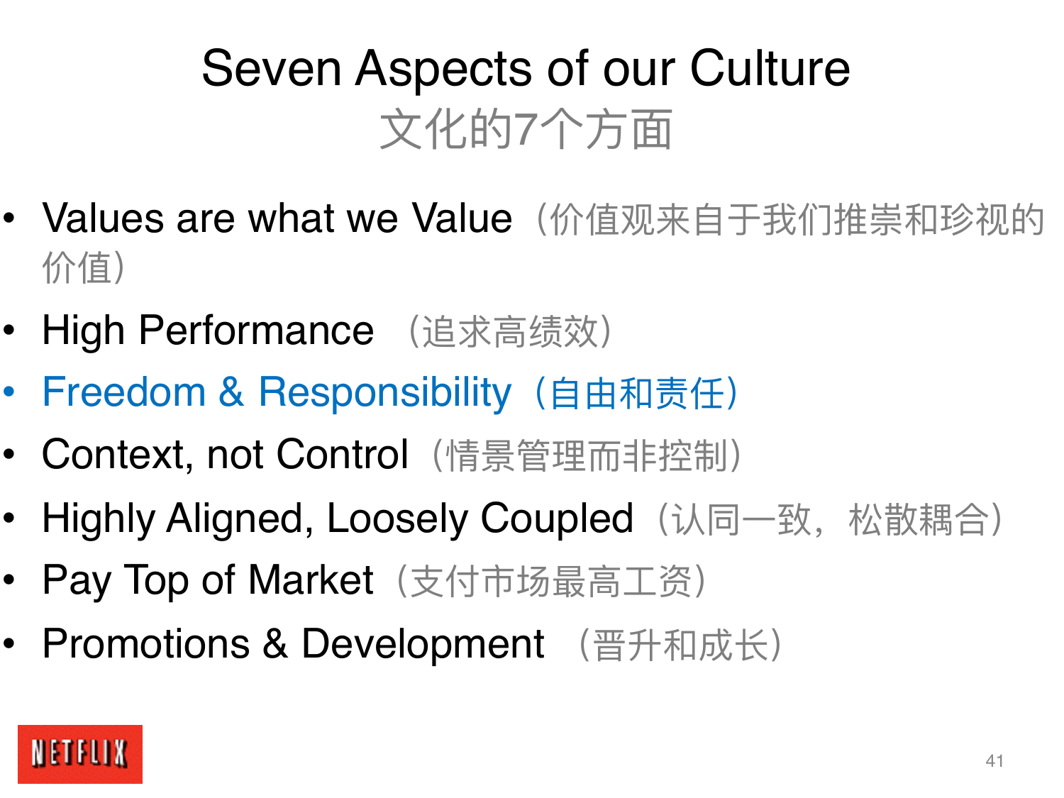# Seven Aspects of our Culture
## 文化的7个方面

- Values are what we Value（价值观来自于我们推崇和珍视的价值）
- High Performance （追求高绩效）
- Freedom & Responsibility（自由和责任）
- Context, not Control（情景管理而非控制）
- Highly Aligned, Loosely Coupled（认同一致，松散耦合）
- Pay Top of Market（支付市场最高工资）
- Promotions & Development （晋升和成长）

NETFLIX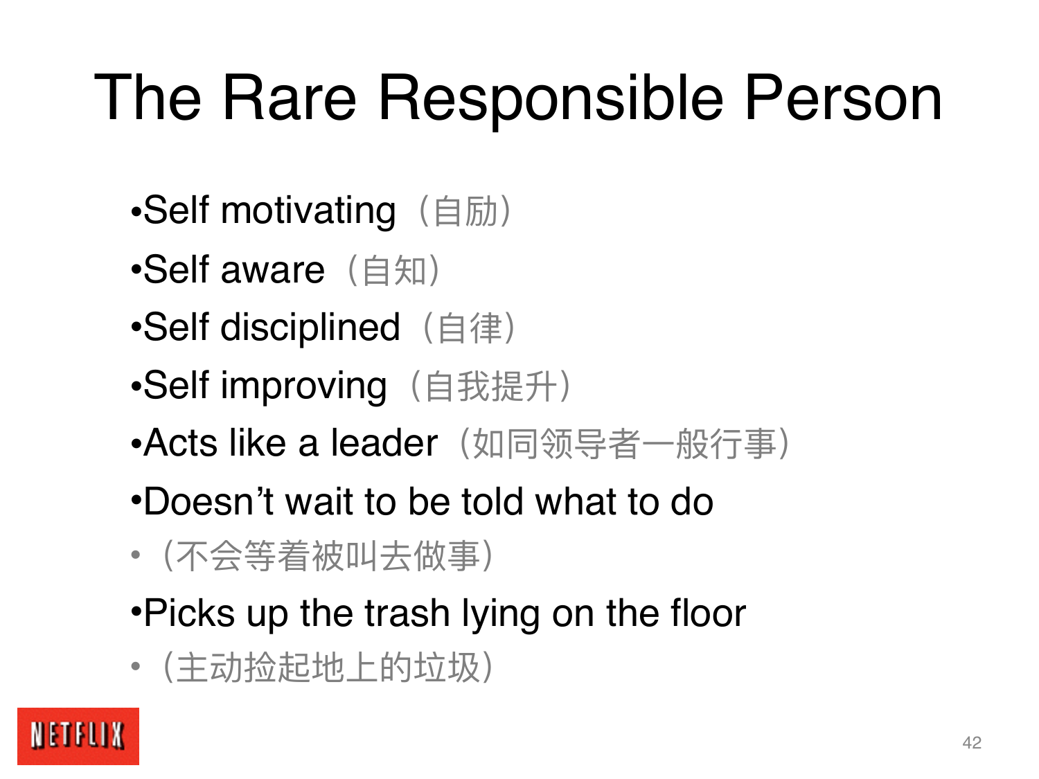# The Rare Responsible Person

- Self motivating（自励）
- Self aware（自知）
- Self disciplined（自律）
- Self improving（自我提升）
- Acts like a leader（如同领导者一般行事）
- Doesn’t wait to be told what to do
- （不会等着被叫去做事）
- Picks up the trash lying on the floor
- （主动捡起地上的垃圾）

NETFLIX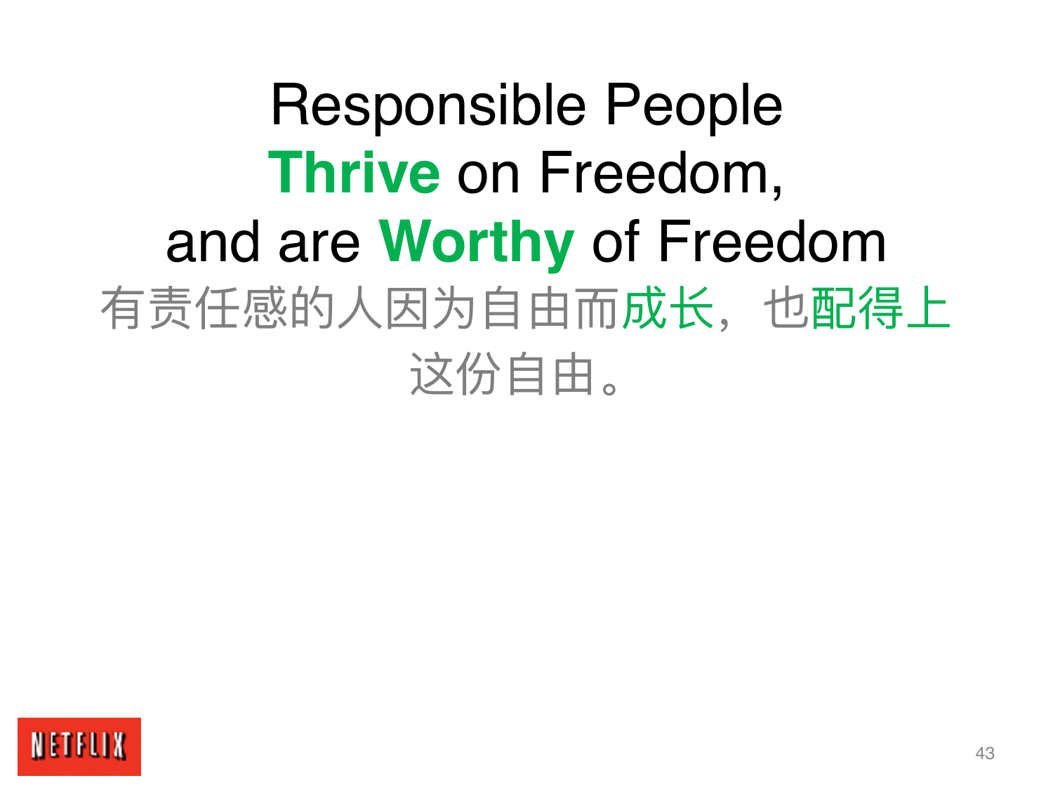# Responsible People **Thrive** on Freedom, and are **Worthy** of Freedom

有责任感的人因为自由而**成长**，也**配得上**这份自由。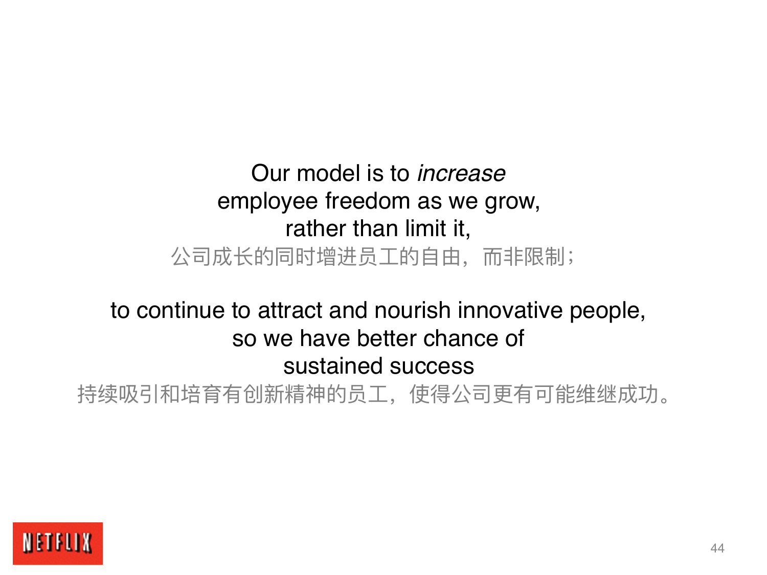Our model is to *increase*
employee freedom as we grow,
rather than limit it,
公司成长的同时增进员工的自由，而非限制；

to continue to attract and nourish innovative people,
so we have better chance of
sustained success
持续吸引和培育有创新精神的员工，使得公司更有可能维继成功。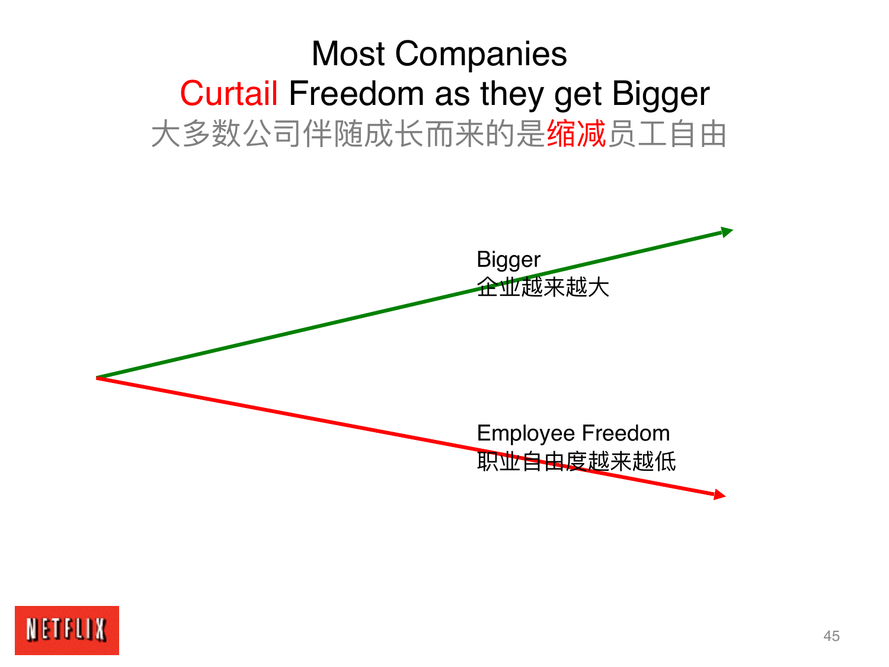# Most Companies Curtail Freedom as they get Bigger

## 大多数公司伴随成长而来的是缩减员工自由

Bigger
企业越来越大

Employee Freedom
职业自由度越来越低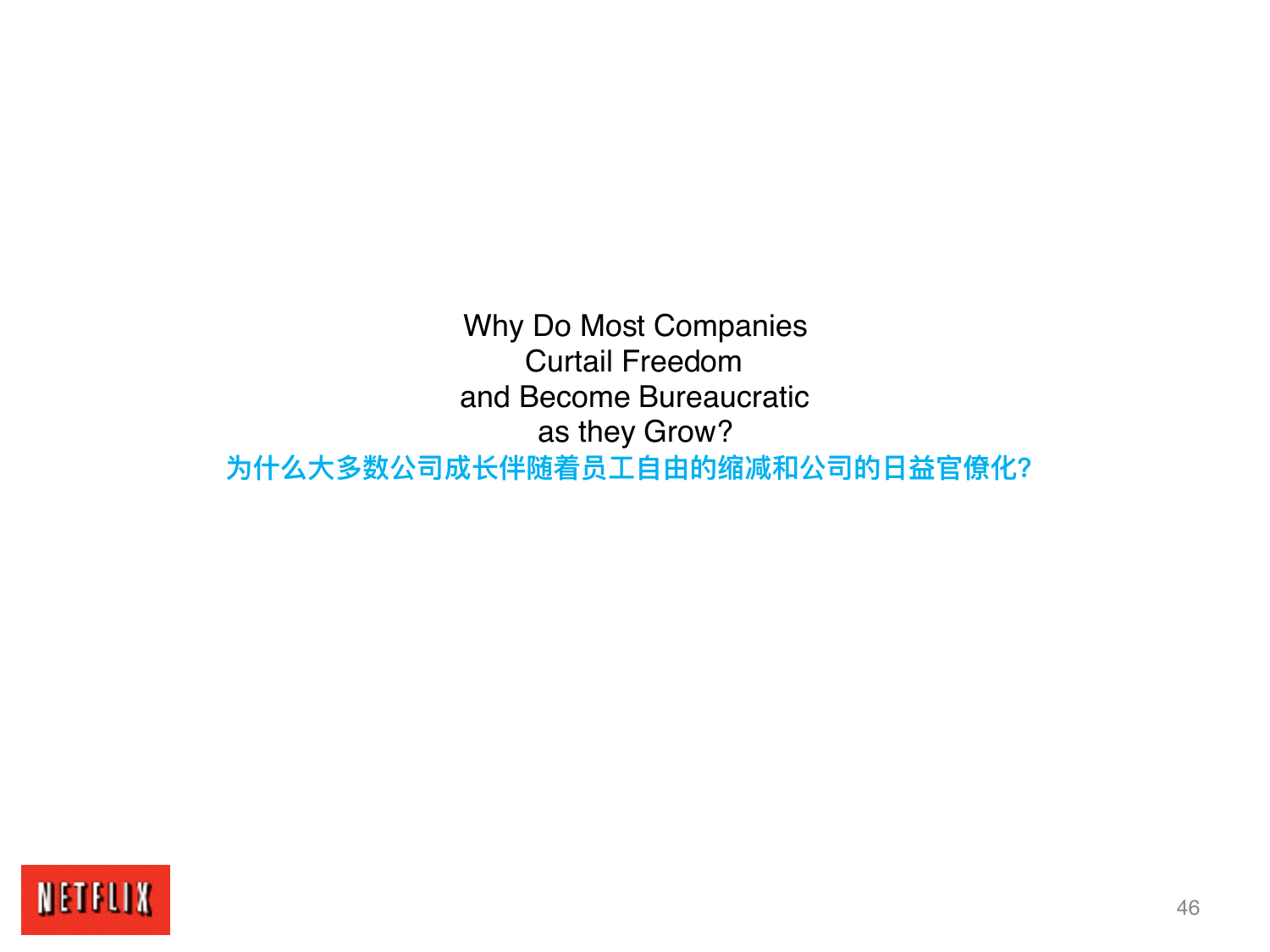Why Do Most Companies
Curtail Freedom
and Become Bureaucratic
as they Grow?

为什么大多数公司成长伴随着员工自由的缩减和公司的日益官僚化?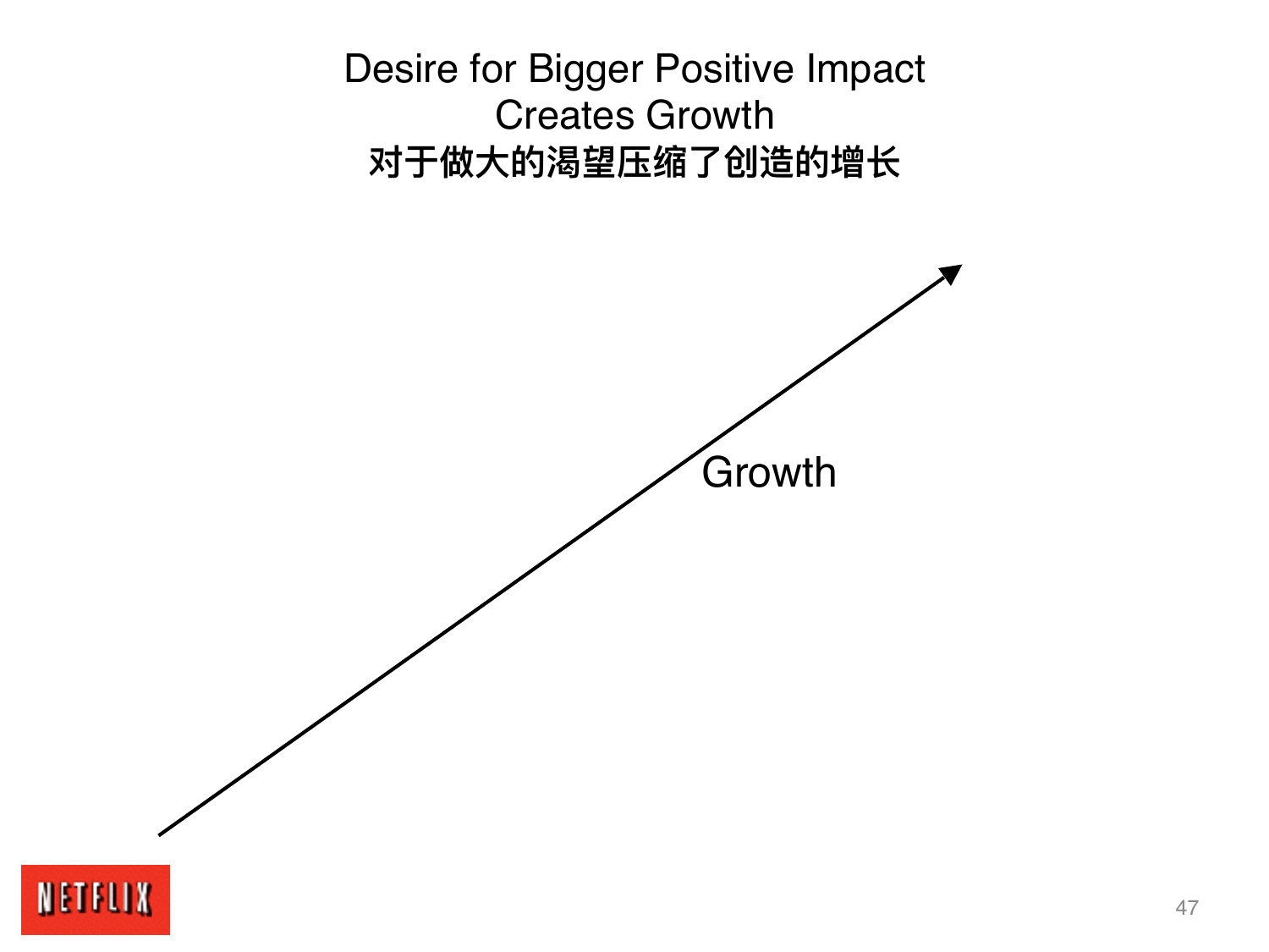# Desire for Bigger Positive Impact Creates Growth

**对于做大的渴望压缩了创造的增长**

Growth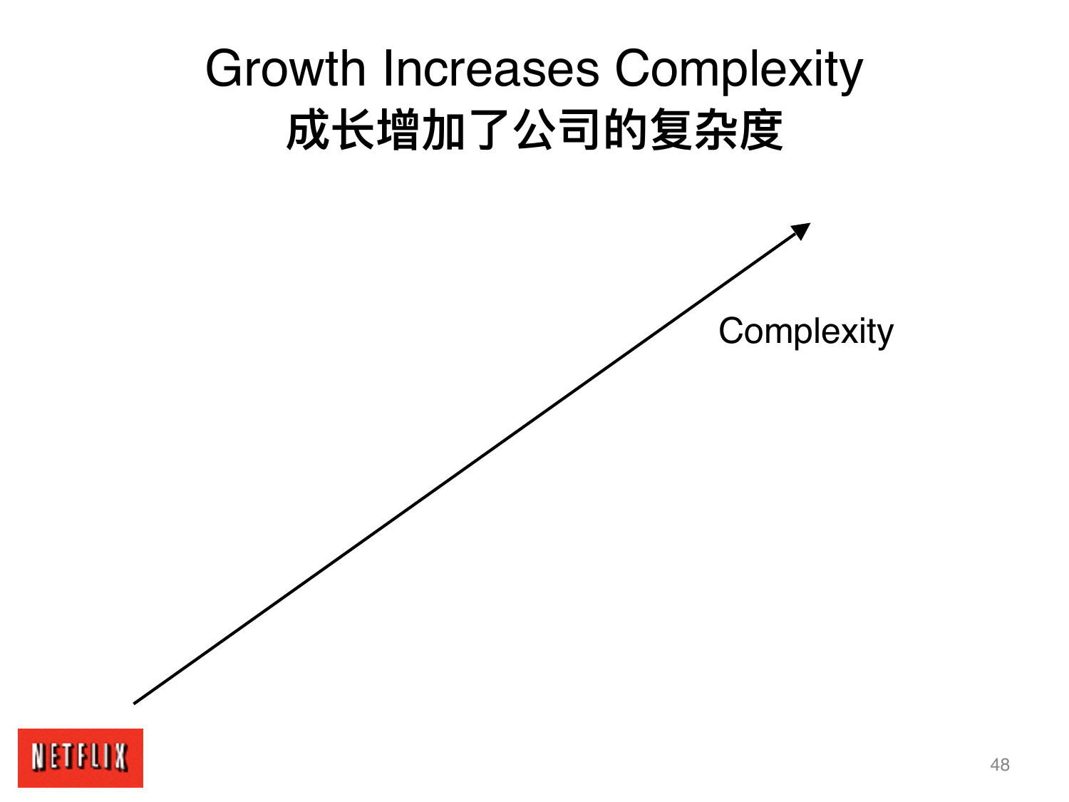# Growth Increases Complexity
# 成长增加了公司的复杂度

Complexity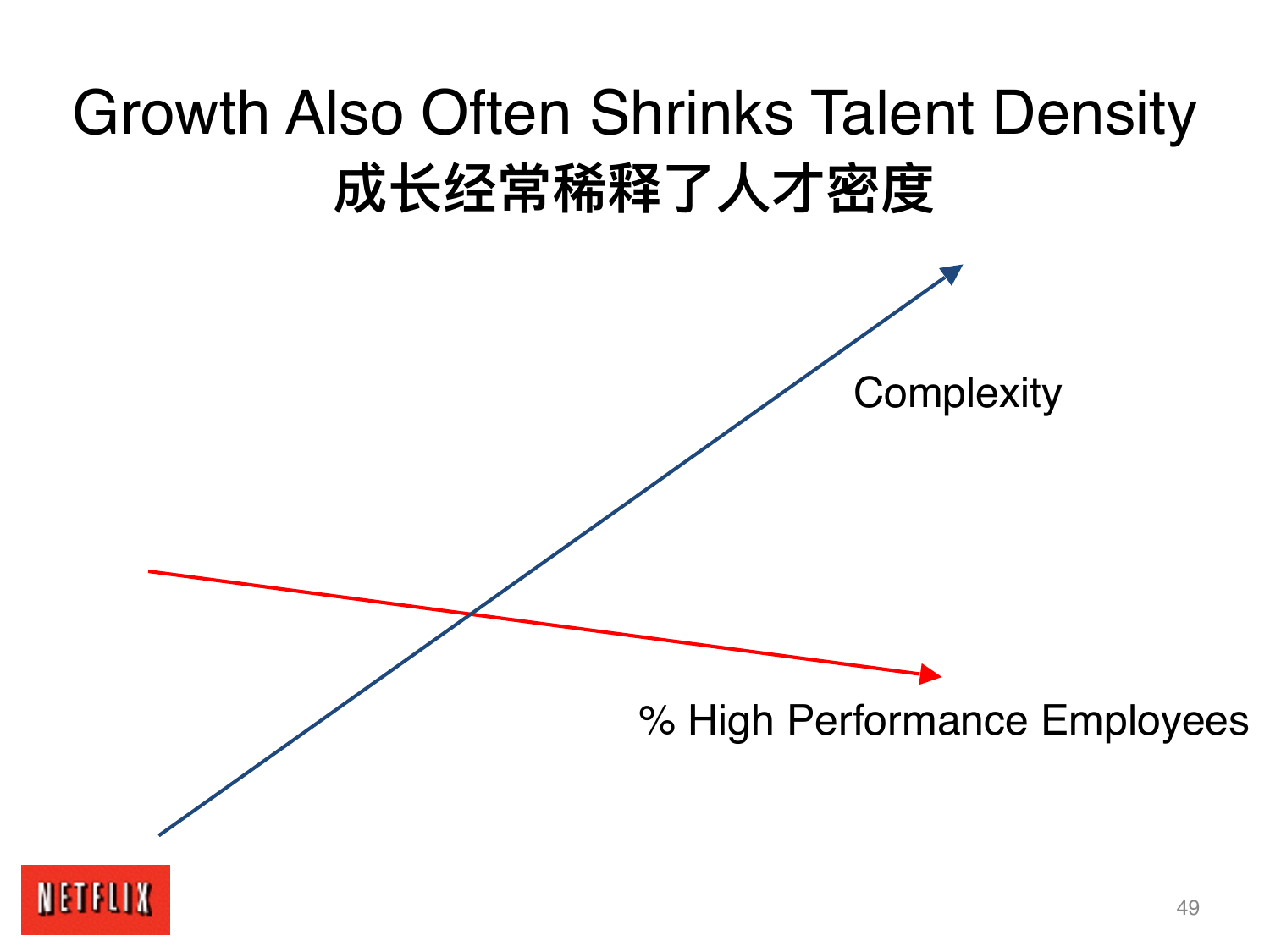# Growth Also Often Shrinks Talent Density

# 成长经常稀释了人才密度

Complexity

% High Performance Employees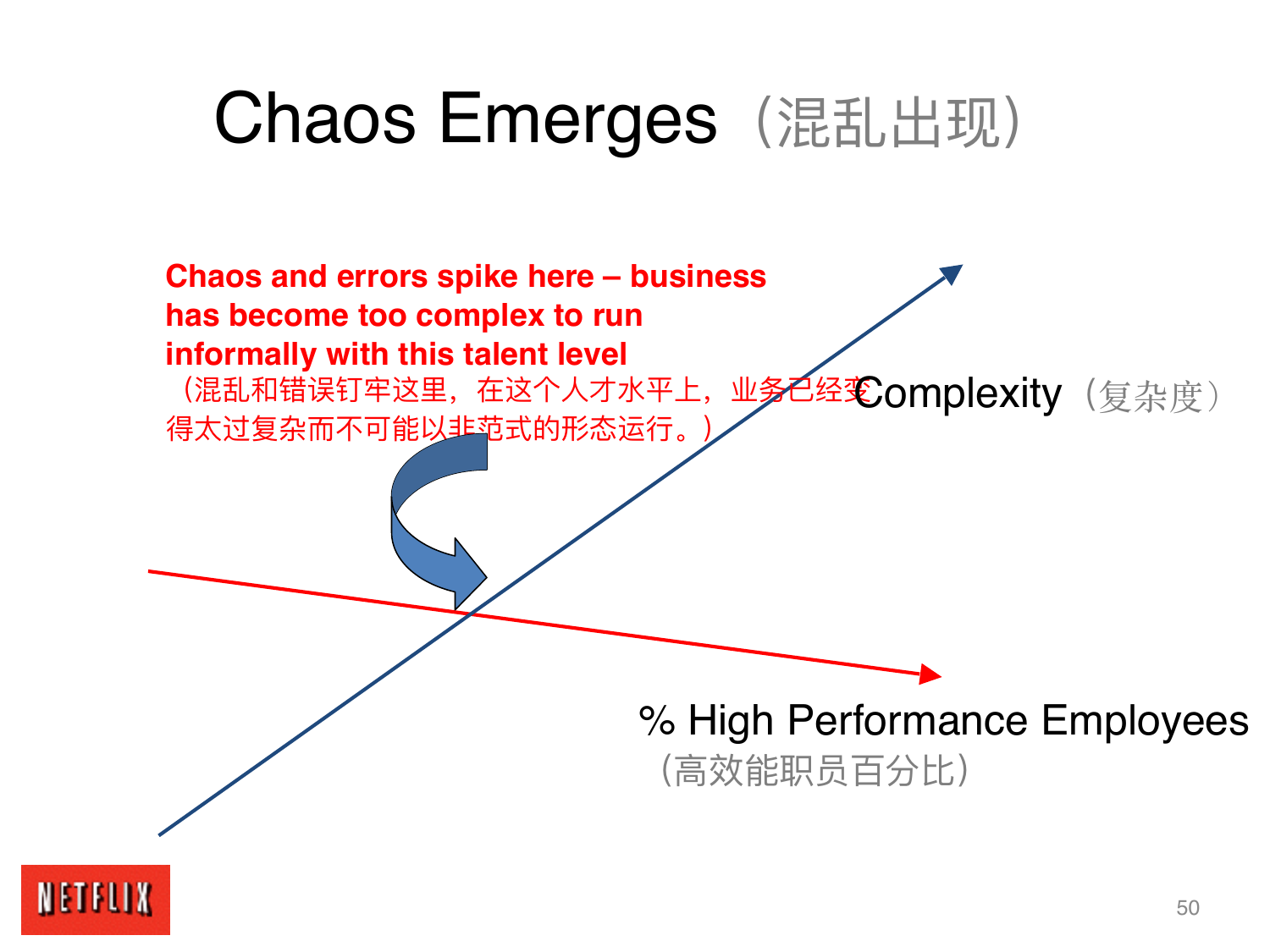# Chaos Emerges（混乱出现）

**Chaos and errors spike here – business has become too complex to run informally with this talent level**

（混乱和错误钉牢这里，在这个人才水平上，业务已经变得太过复杂而不可能以非范式的形态运行。）

Complexity（复杂度）

% High Performance Employees（高效能职员百分比）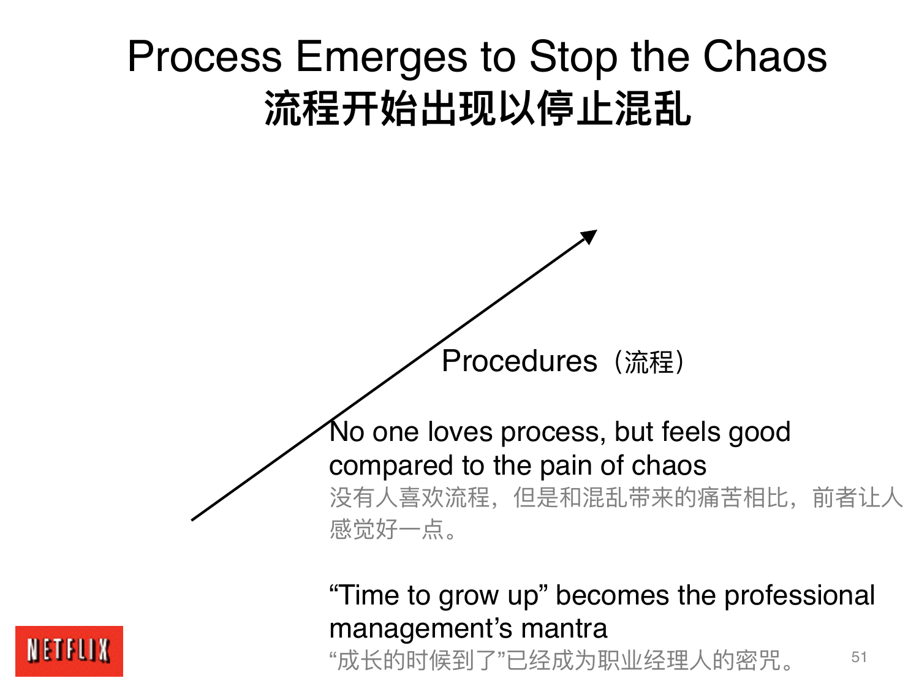# Process Emerges to Stop the Chaos
# 流程开始出现以停止混乱

Procedures（流程）

No one loves process, but feels good compared to the pain of chaos

没有人喜欢流程，但是和混乱带来的痛苦相比，前者让人感觉好一点。

"Time to grow up" becomes the professional management's mantra

"成长的时候到了"已经成为职业经理人的密咒。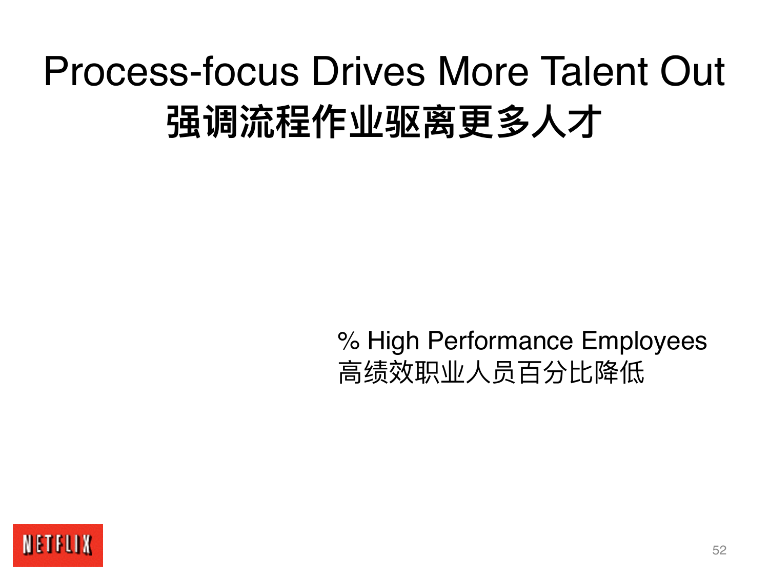# Process-focus Drives More Talent Out
# 强调流程作业驱离更多人才

% High Performance Employees
高绩效职业人员百分比降低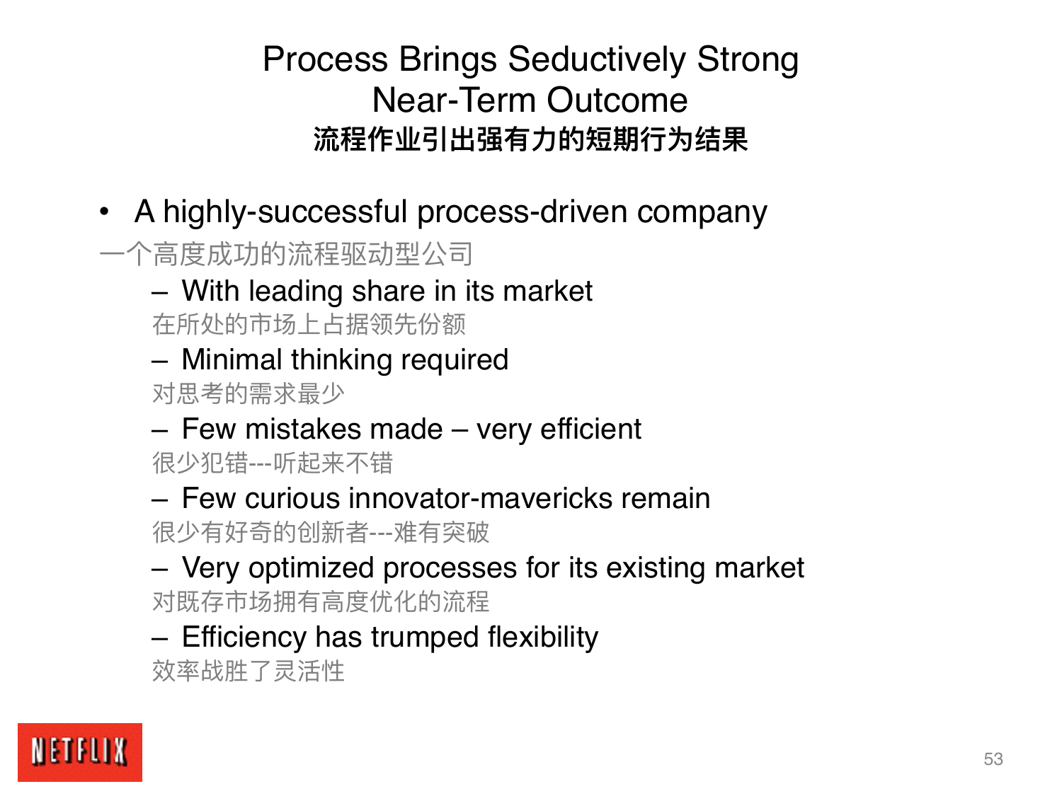# Process Brings Seductively Strong Near-Term Outcome

## 流程作业引出强有力的短期行为结果

- A highly-successful process-driven company

一个高度成功的流程驱动型公司

  - With leading share in its market

  在所处的市场上占据领先份额

  - Minimal thinking required

  对思考的需求最少

  - Few mistakes made – very efficient

  很少犯错---听起来不错

  - Few curious innovator-mavericks remain

  很少有好奇的创新者---难有突破

  - Very optimized processes for its existing market

  对既存市场拥有高度优化的流程

  - Efficiency has trumped flexibility

  效率战胜了灵活性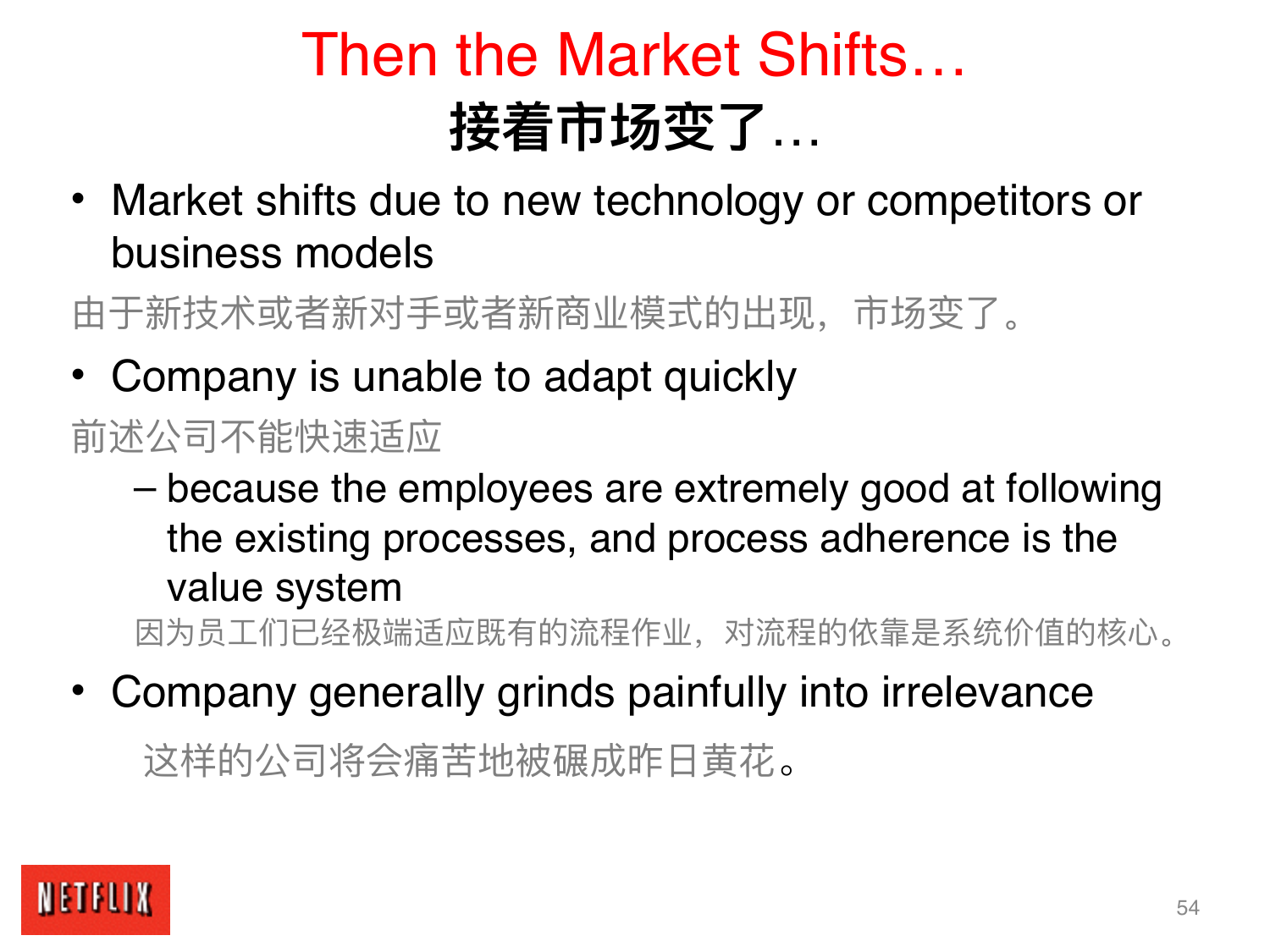# Then the Market Shifts…

# 接着市场变了…

- Market shifts due to new technology or competitors or business models

由于新技术或者新对手或者新商业模式的出现，市场变了。

- Company is unable to adapt quickly

前述公司不能快速适应

  - because the employees are extremely good at following the existing processes, and process adherence is the value system

  因为员工们已经极端适应既有的流程作业，对流程的依靠是系统价值的核心。

- Company generally grinds painfully into irrelevance

这样的公司将会痛苦地被碾成昨日黄花。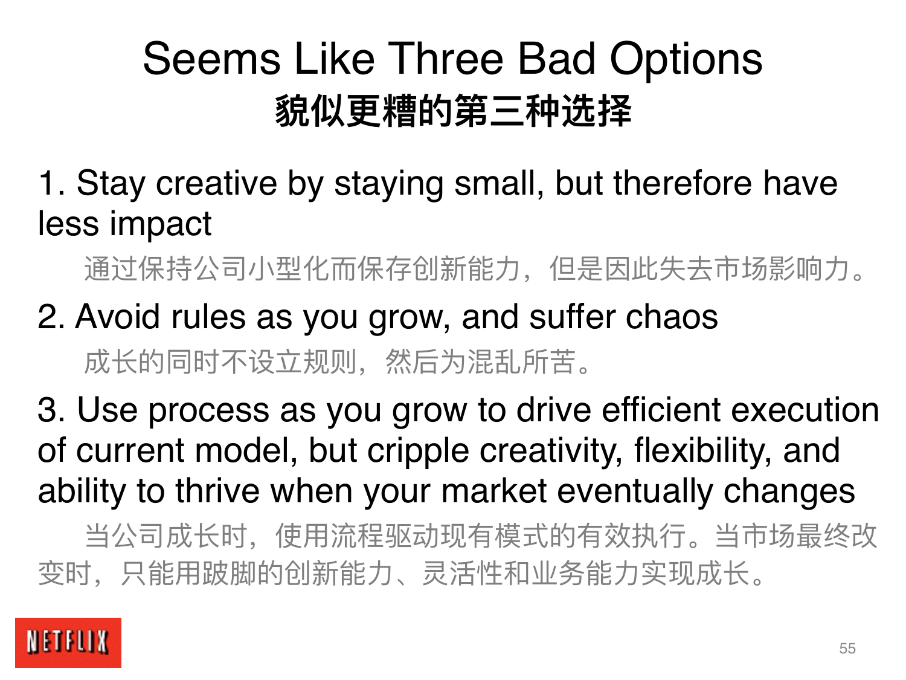# Seems Like Three Bad Options

## 貌似更糟的第三种选择

1. Stay creative by staying small, but therefore have less impact

   通过保持公司小型化而保存创新能力，但是因此失去市场影响力。

2. Avoid rules as you grow, and suffer chaos

   成长的同时不设立规则，然后为混乱所苦。

3. Use process as you grow to drive efficient execution of current model, but cripple creativity, flexibility, and ability to thrive when your market eventually changes

   当公司成长时，使用流程驱动现有模式的有效执行。当市场最终改变时，只能用跛脚的创新能力、灵活性和业务能力实现成长。

NETFLIX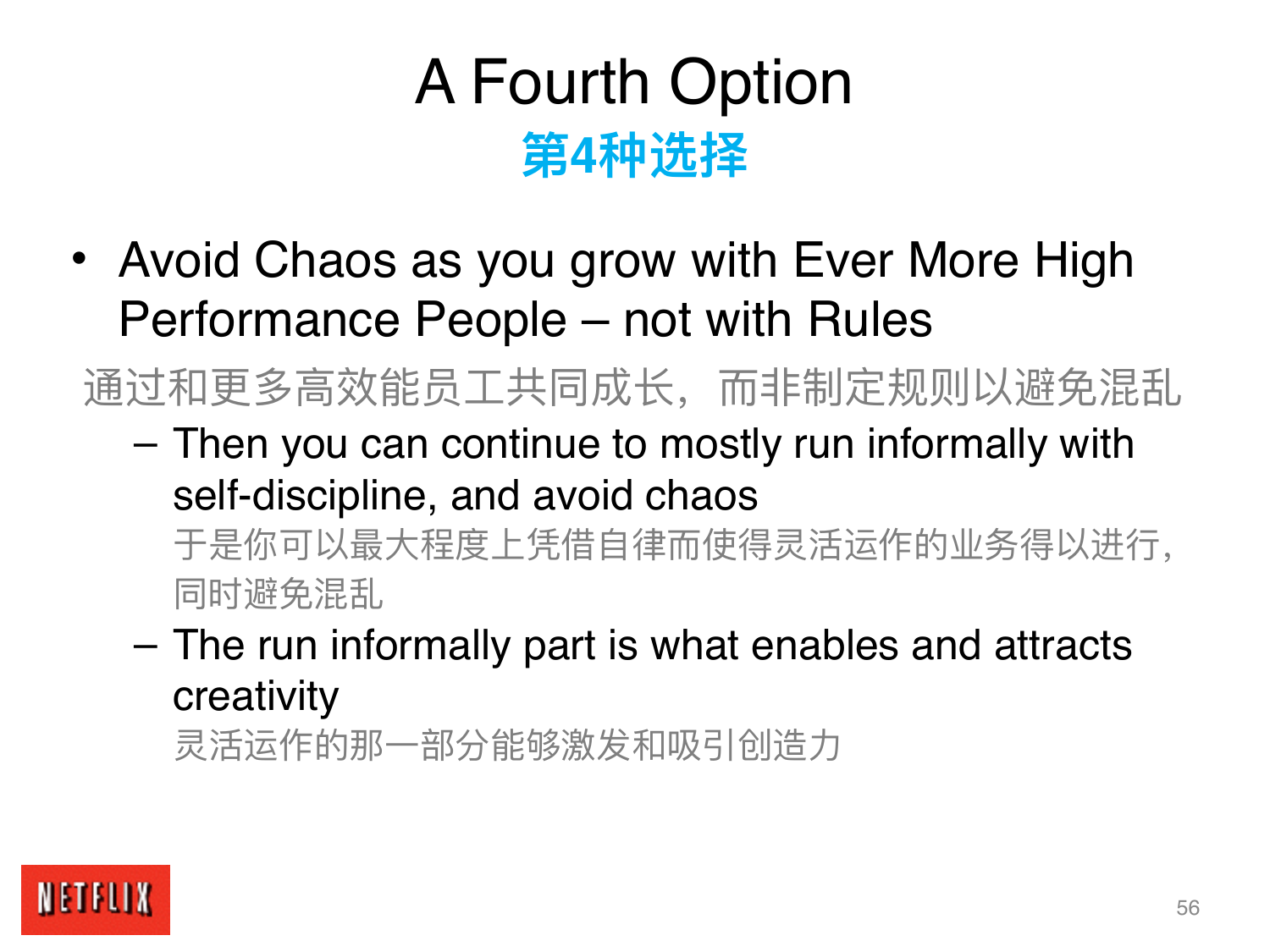# A Fourth Option

## 第4种选择

- Avoid Chaos as you grow with Ever More High Performance People – not with Rules

  通过和更多高效能员工共同成长，而非制定规则以避免混乱

  - Then you can continue to mostly run informally with self-discipline, and avoid chaos

    于是你可以最大程度上凭借自律而使得灵活运作的业务得以进行，同时避免混乱

  - The run informally part is what enables and attracts creativity

    灵活运作的那一部分能够激发和吸引创造力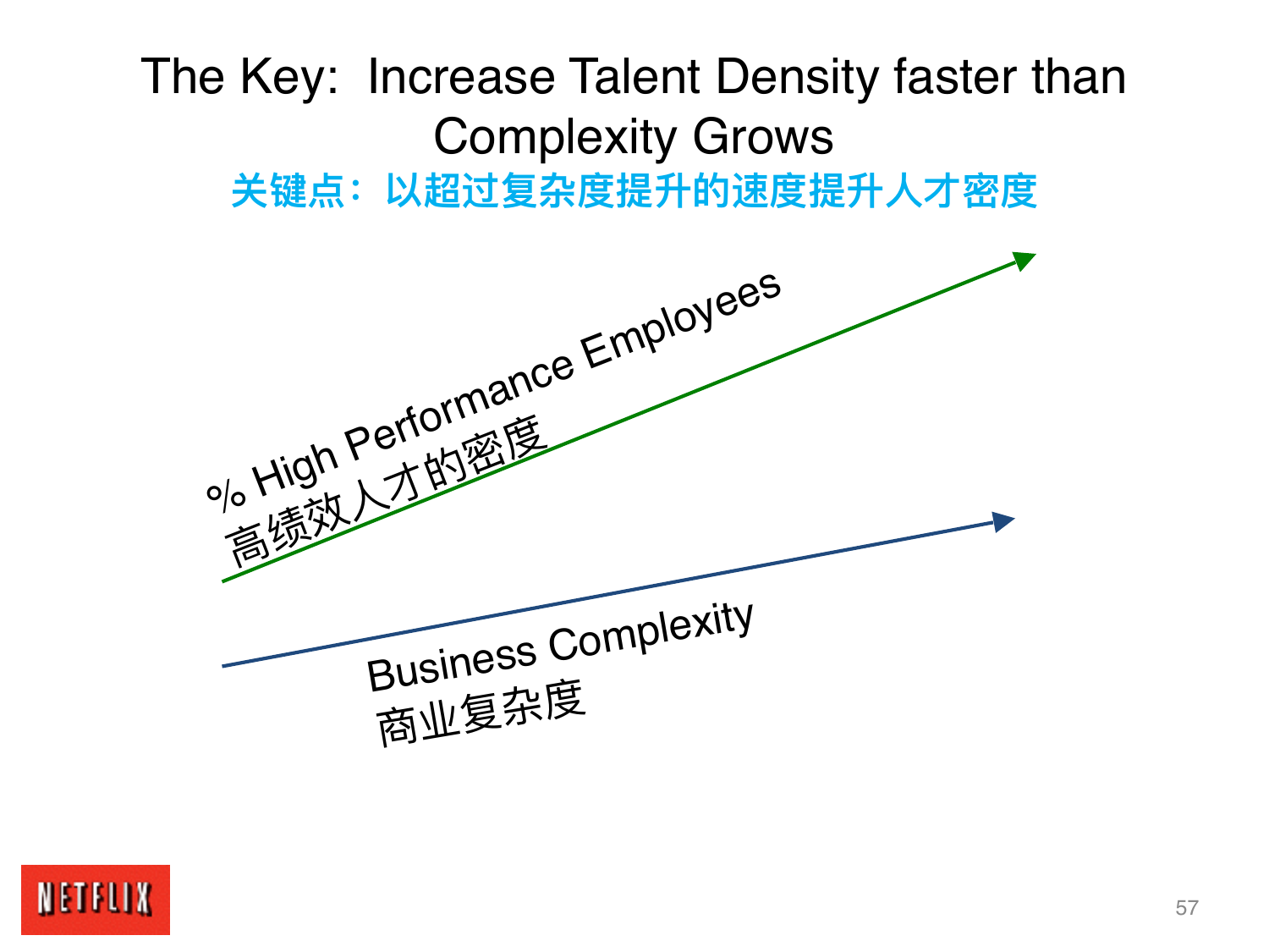# The Key: Increase Talent Density faster than Complexity Grows

**关键点：以超过复杂度提升的速度提升人才密度**

% High Performance Employees
高绩效人才的密度

Business Complexity
商业复杂度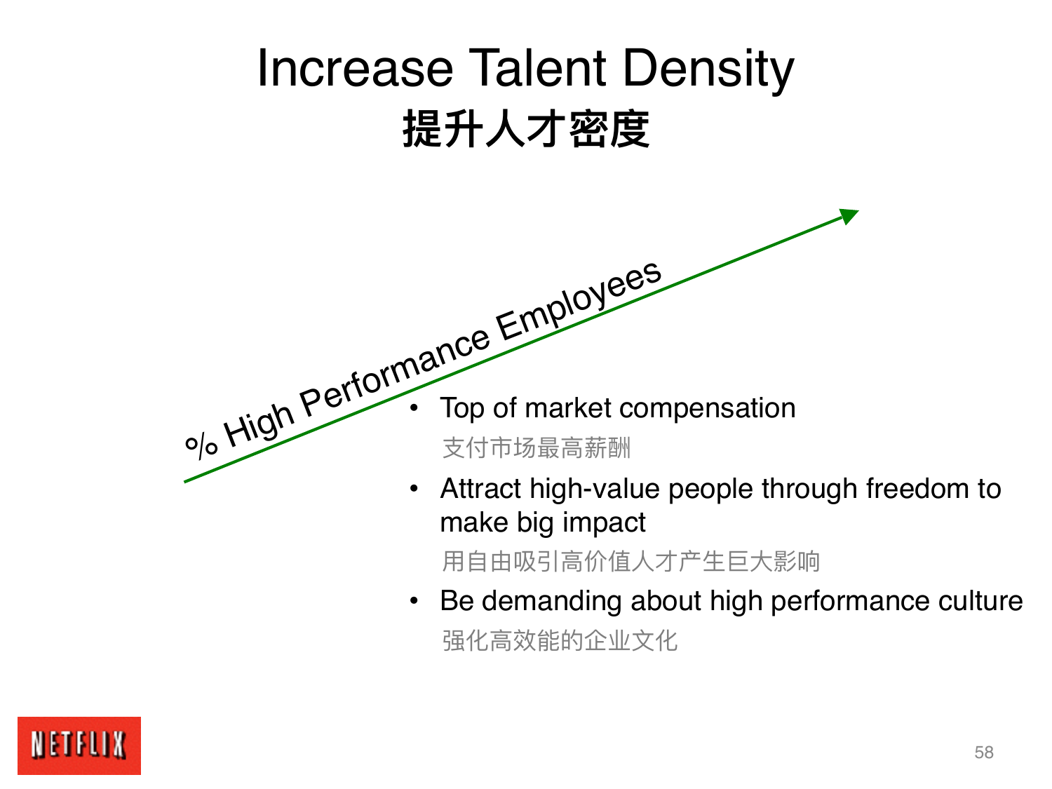# Increase Talent Density
## 提升人才密度

% High Performance Employees

- Top of market compensation
  支付市场最高薪酬
- Attract high-value people through freedom to make big impact
  用自由吸引高价值人才产生巨大影响
- Be demanding about high performance culture
  强化高效能的企业文化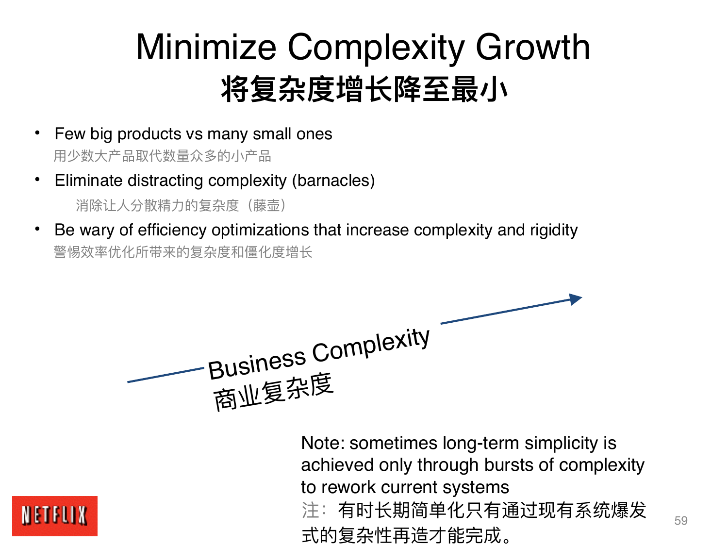# Minimize Complexity Growth
## 将复杂度增长降至最小

- Few big products vs many small ones
  用少数大产品取代数量众多的小产品
- Eliminate distracting complexity (barnacles)
  消除让人分散精力的复杂度（藤壶）
- Be wary of efficiency optimizations that increase complexity and rigidity
  警惕效率优化所带来的复杂度和僵化度增长

Business Complexity
商业复杂度

Note: sometimes long-term simplicity is achieved only through bursts of complexity to rework current systems
注：有时长期简单化只有通过现有系统爆发式的复杂性再造才能完成。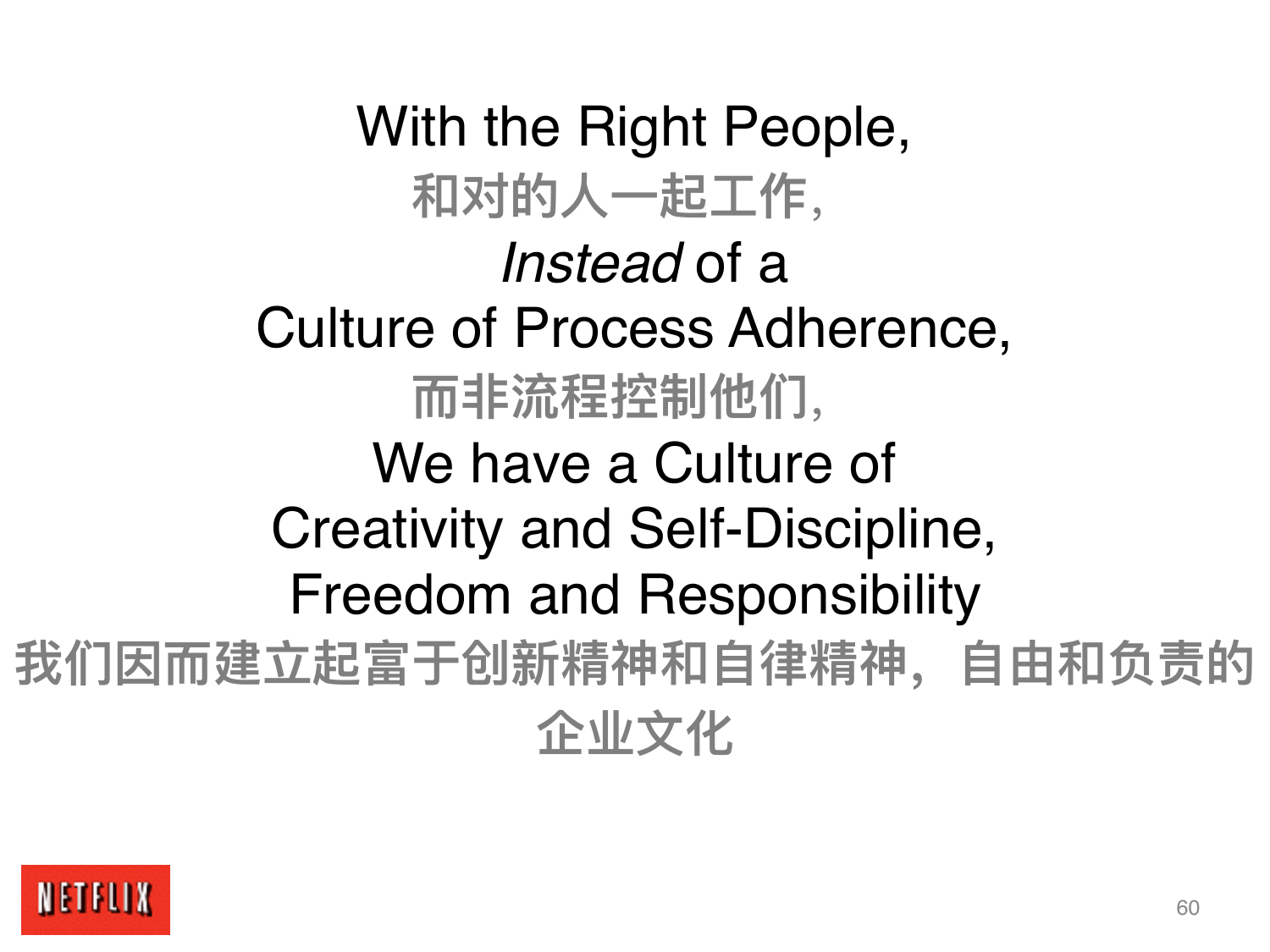With the Right People,

和对的人一起工作，

*Instead* of a

Culture of Process Adherence,

而非流程控制他们，

We have a Culture of

Creativity and Self-Discipline,

Freedom and Responsibility

我们因而建立起富于创新精神和自律精神，自由和负责的企业文化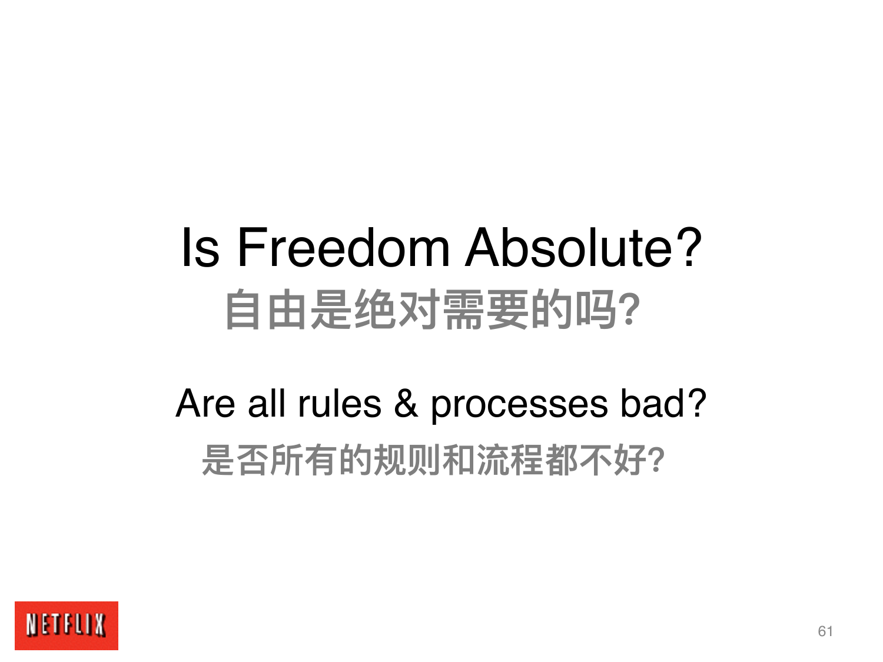# Is Freedom Absolute?

## 自由是绝对需要的吗?

Are all rules & processes bad?

**是否所有的规则和流程都不好?**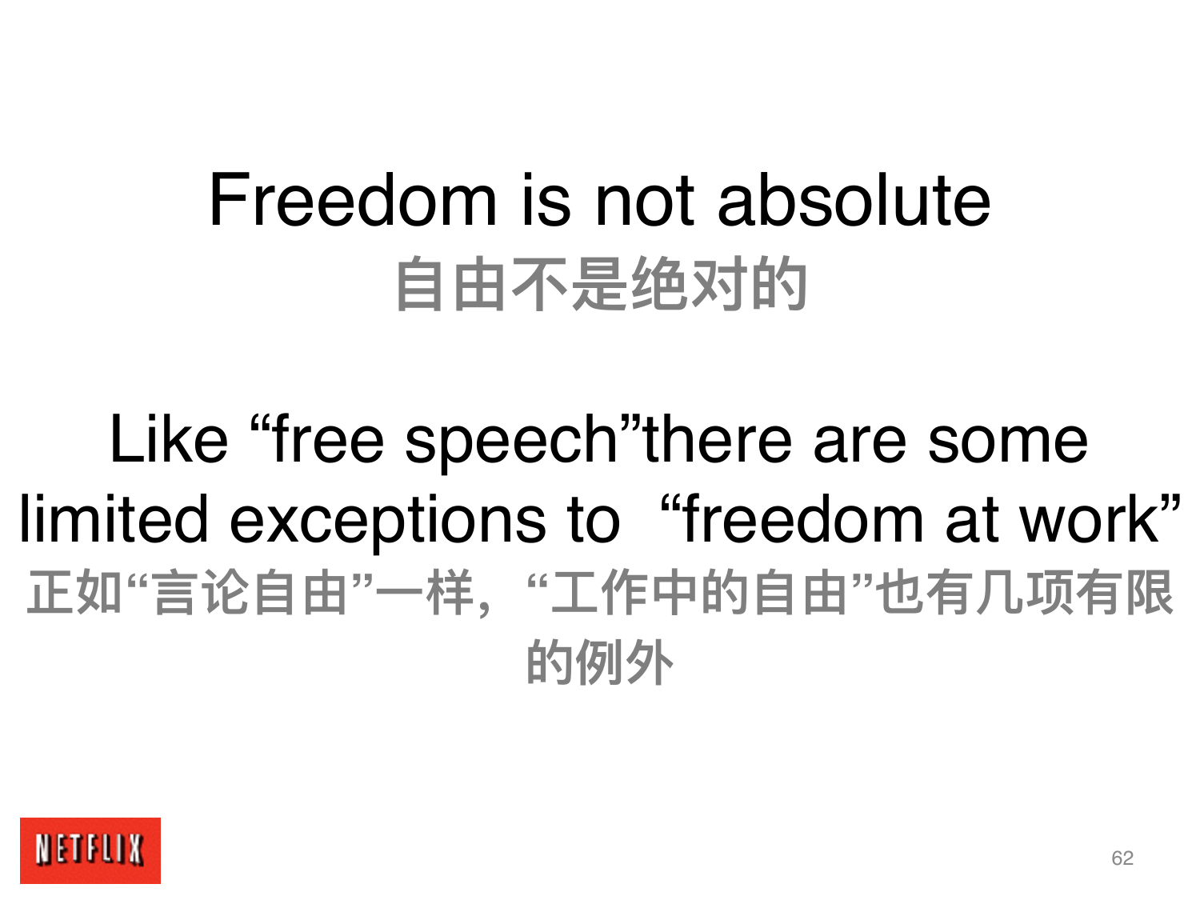# Freedom is not absolute

## 自由不是绝对的

Like “free speech”there are some limited exceptions to “freedom at work”

正如“言论自由”一样，“工作中的自由”也有几项有限的例外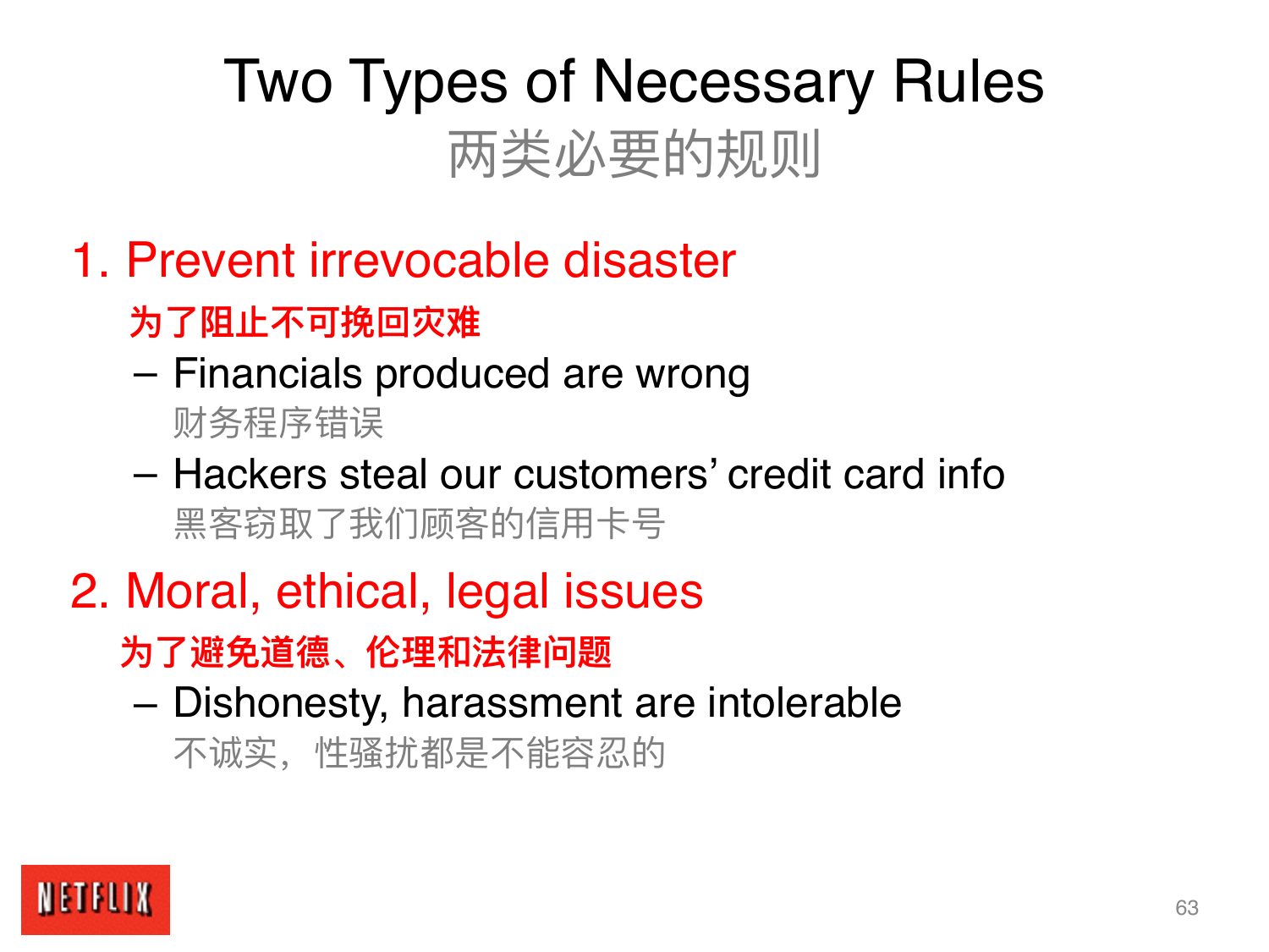# Two Types of Necessary Rules

## 两类必要的规则

1. **Prevent irrevocable disaster**

   **为了阻止不可挽回灾难**

   – Financials produced are wrong

     财务程序错误

   – Hackers steal our customers' credit card info

     黑客窃取了我们顾客的信用卡号

2. **Moral, ethical, legal issues**

   **为了避免道德、伦理和法律问题**

   – Dishonesty, harassment are intolerable

     不诚实，性骚扰都是不能容忍的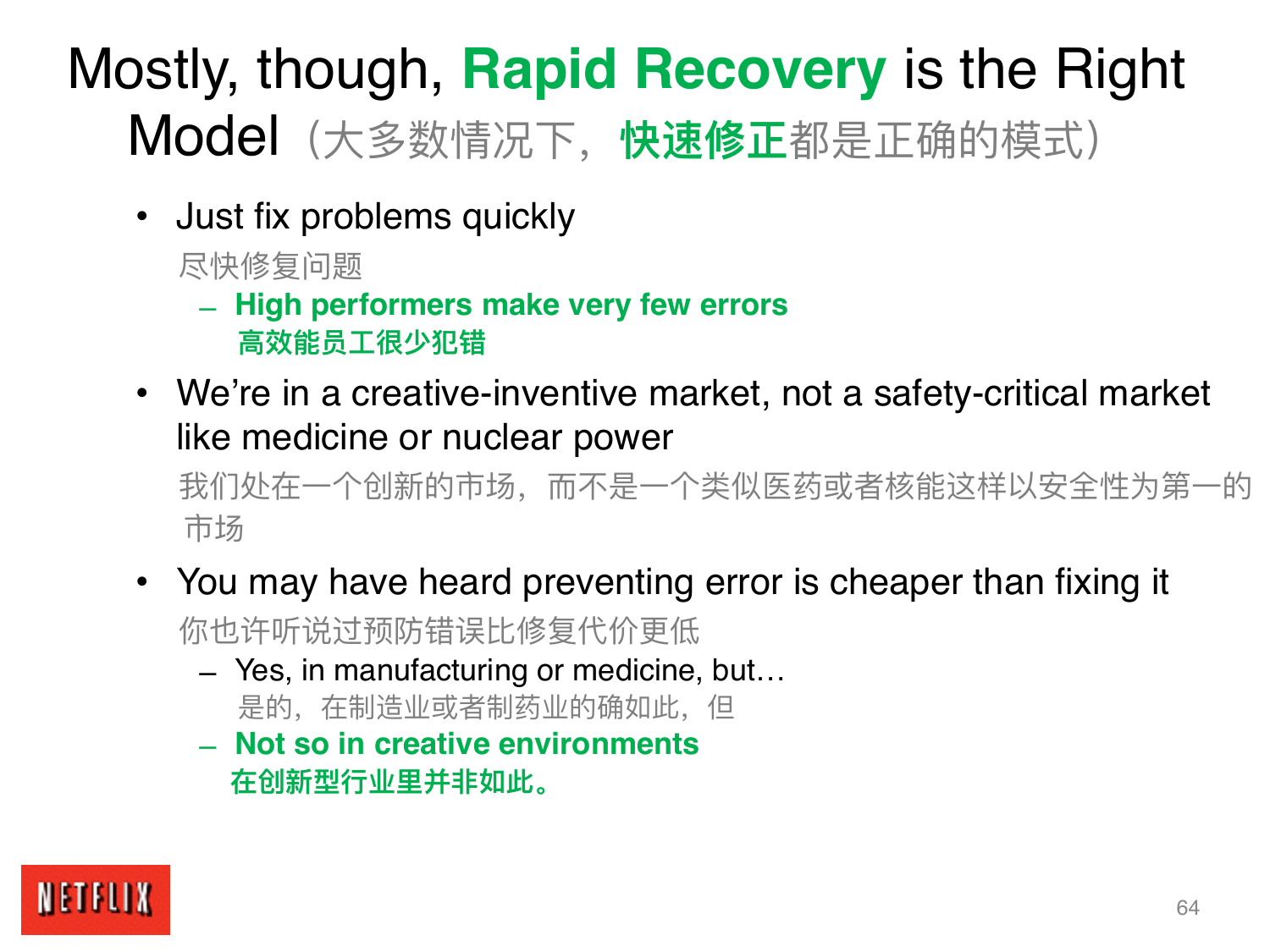# Mostly, though, **Rapid Recovery** is the Right Model（大多数情况下，**快速修正**都是正确的模式）

- Just fix problems quickly
  尽快修复问题
  - **High performers make very few errors**
    **高效能员工很少犯错**
- We're in a creative-inventive market, not a safety-critical market like medicine or nuclear power
  我们处在一个创新的市场，而不是一个类似医药或者核能这样以安全性为第一的市场
- You may have heard preventing error is cheaper than fixing it
  你也许听说过预防错误比修复代价更低
  - Yes, in manufacturing or medicine, but…
    是的，在制造业或者制药业的确如此，但
  - **Not so in creative environments**
    **在创新型行业里并非如此。**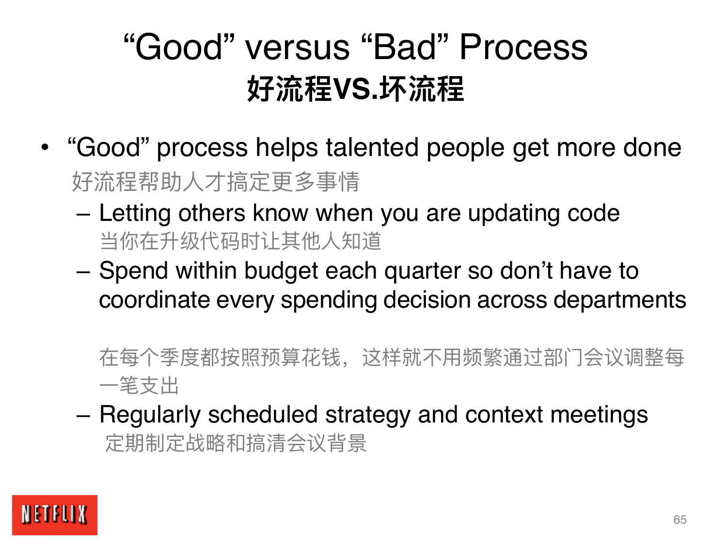# "Good" versus "Bad" Process
## 好流程VS.坏流程

- "Good" process helps talented people get more done
  好流程帮助人才搞定更多事情
  - Letting others know when you are updating code
    当你在升级代码时让其他人知道
  - Spend within budget each quarter so don't have to coordinate every spending decision across departments

    在每个季度都按照预算花钱，这样就不用频繁通过部门会议调整每一笔支出
  - Regularly scheduled strategy and context meetings
    定期制定战略和搞清会议背景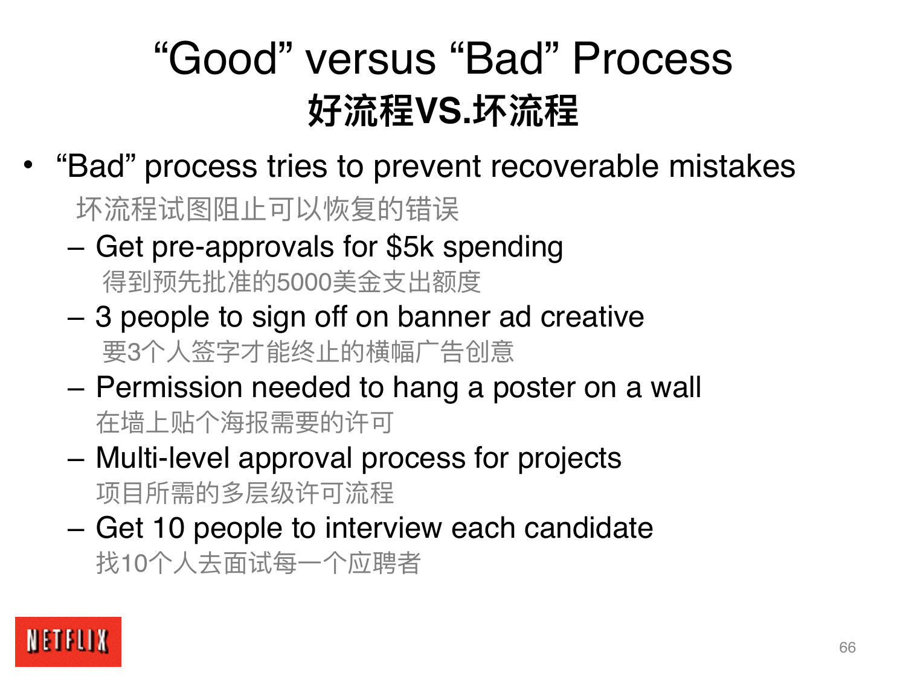# "Good" versus "Bad" Process
## 好流程VS.坏流程

- "Bad" process tries to prevent recoverable mistakes

  坏流程试图阻止可以恢复的错误

  – Get pre-approvals for $5k spending

    得到预先批准的5000美金支出额度

  – 3 people to sign off on banner ad creative

    要3个人签字才能终止的横幅广告创意

  – Permission needed to hang a poster on a wall

    在墙上贴个海报需要的许可

  – Multi-level approval process for projects

    项目所需的多层级许可流程

  – Get 10 people to interview each candidate

    找10个人去面试每一个应聘者

NETFLIX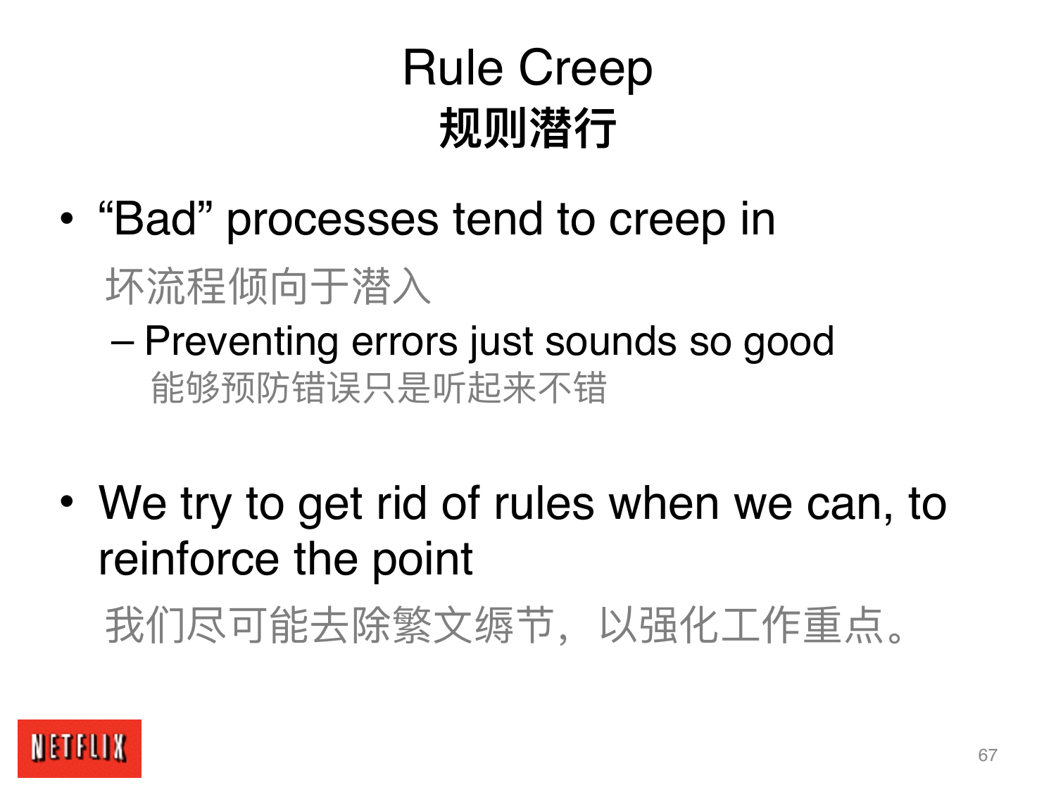# Rule Creep
## 规则潜行

- "Bad" processes tend to creep in

  坏流程倾向于潜入

  – Preventing errors just sounds so good

    能够预防错误只是听起来不错

- We try to get rid of rules when we can, to reinforce the point

  我们尽可能去除繁文缛节，以强化工作重点。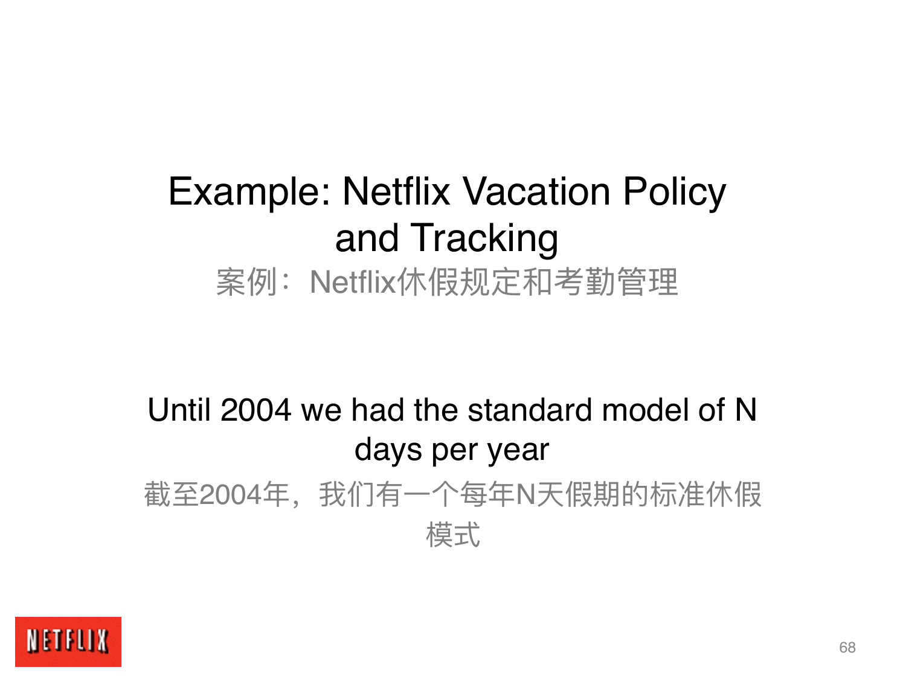# Example: Netflix Vacation Policy and Tracking

案例：Netflix休假规定和考勤管理

Until 2004 we had the standard model of N days per year

截至2004年，我们有一个每年N天假期的标准休假模式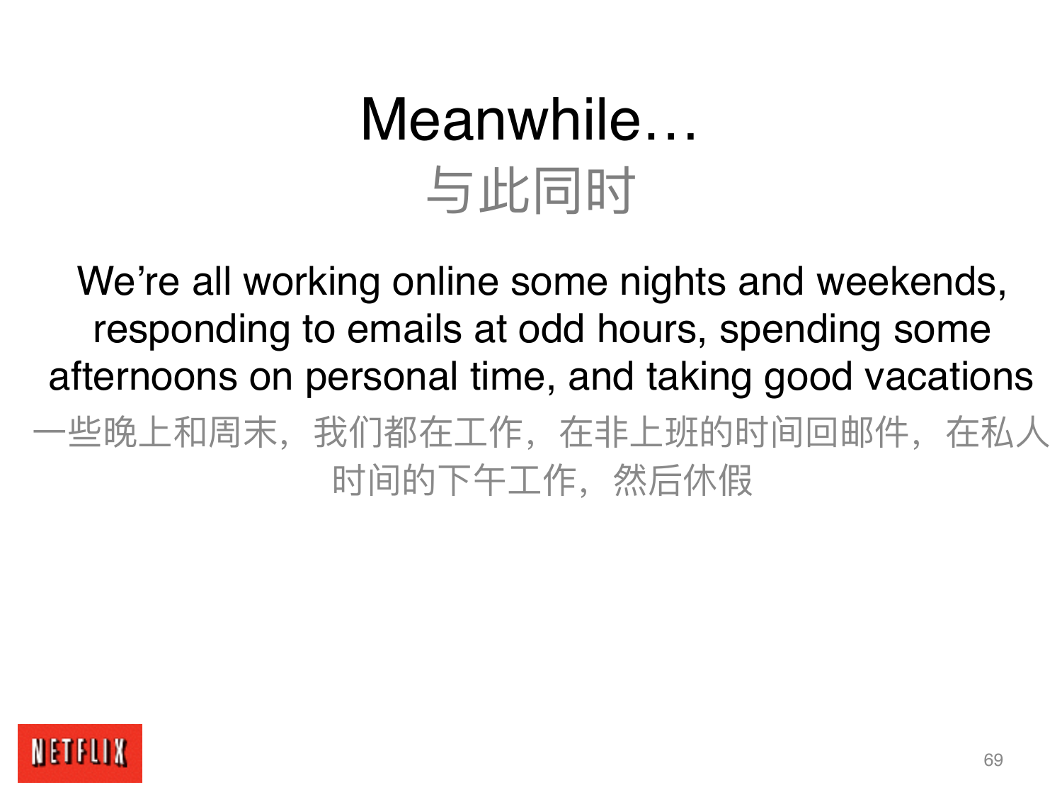# Meanwhile…

# 与此同时

We’re all working online some nights and weekends, responding to emails at odd hours, spending some afternoons on personal time, and taking good vacations

一些晚上和周末，我们都在工作，在非上班的时间回邮件，在私人时间的下午工作，然后休假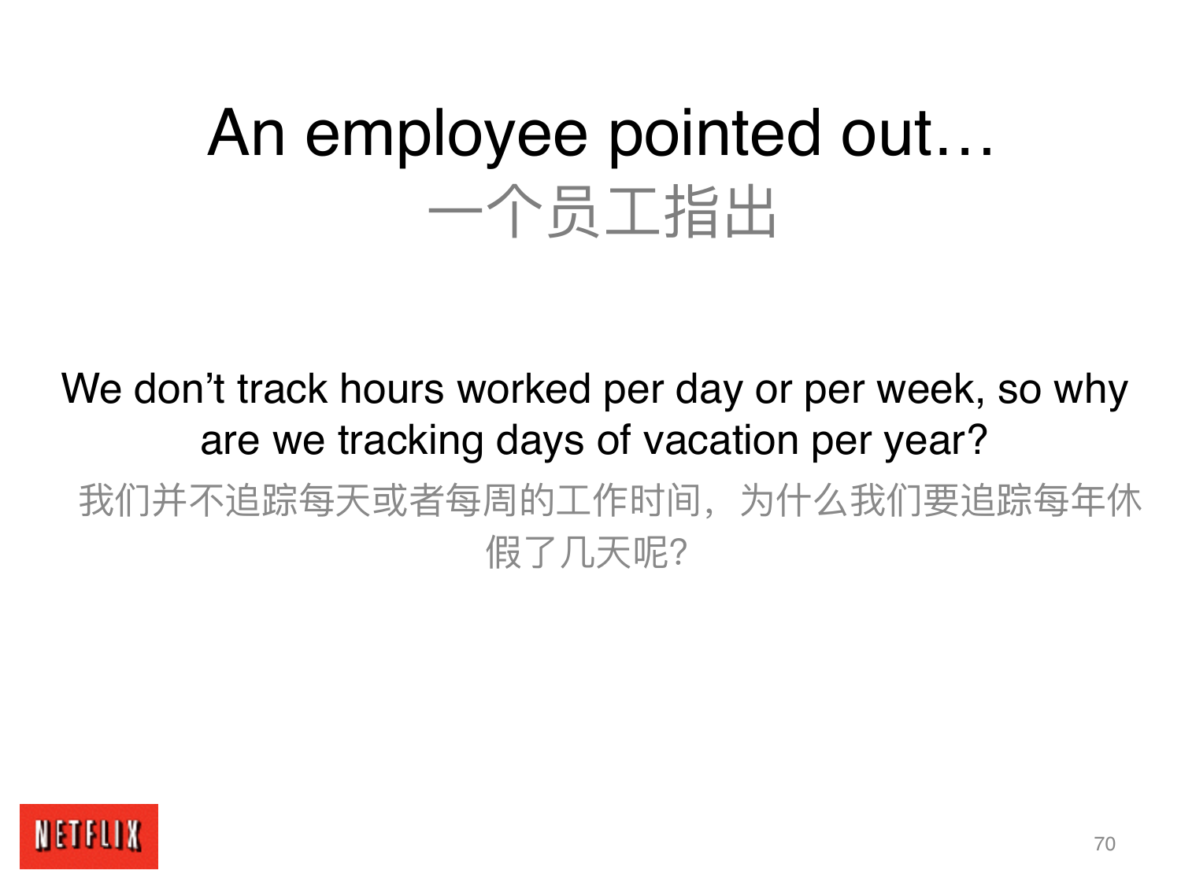# An employee pointed out…
# 一个员工指出

We don't track hours worked per day or per week, so why are we tracking days of vacation per year?

我们并不追踪每天或者每周的工作时间，为什么我们要追踪每年休假了几天呢?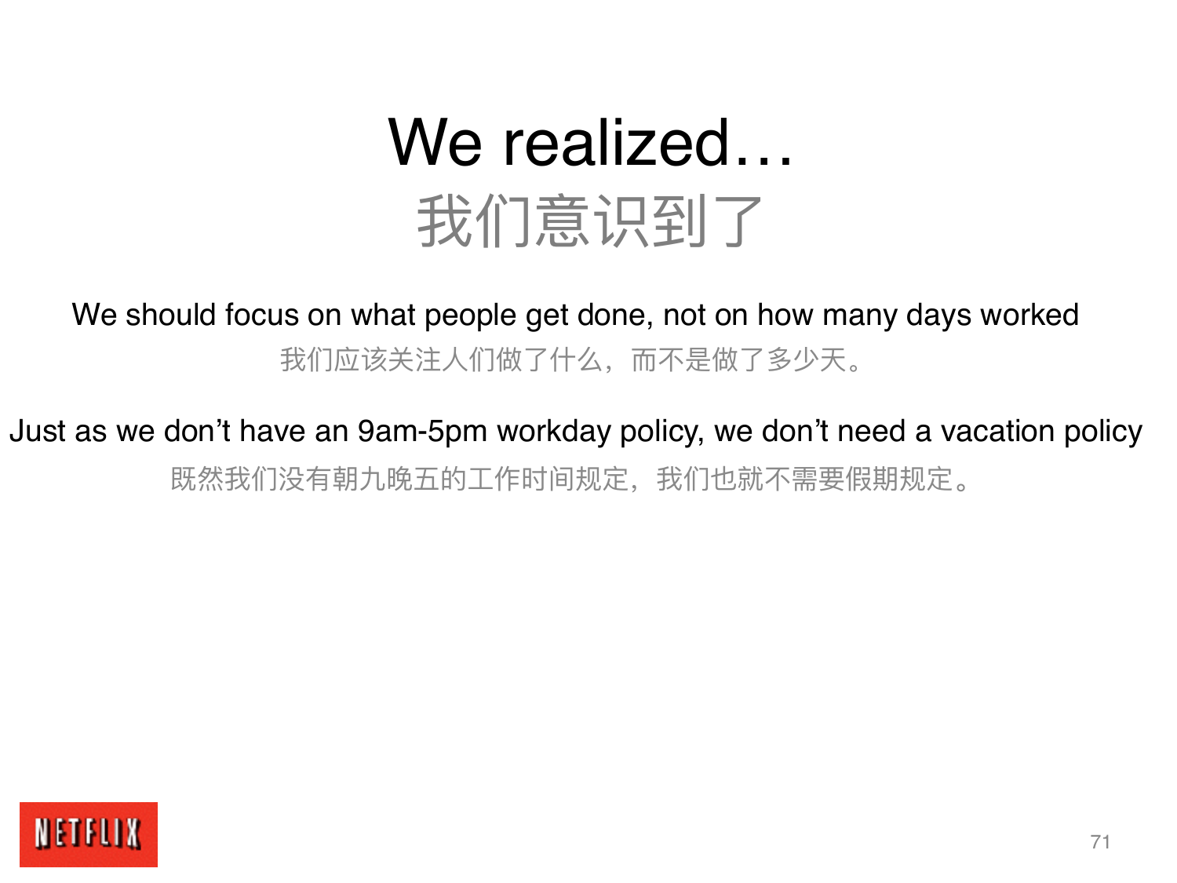# We realized…
# 我们意识到了

We should focus on what people get done, not on how many days worked

我们应该关注人们做了什么，而不是做了多少天。

Just as we don’t have an 9am-5pm workday policy, we don’t need a vacation policy

既然我们没有朝九晚五的工作时间规定，我们也就不需要假期规定。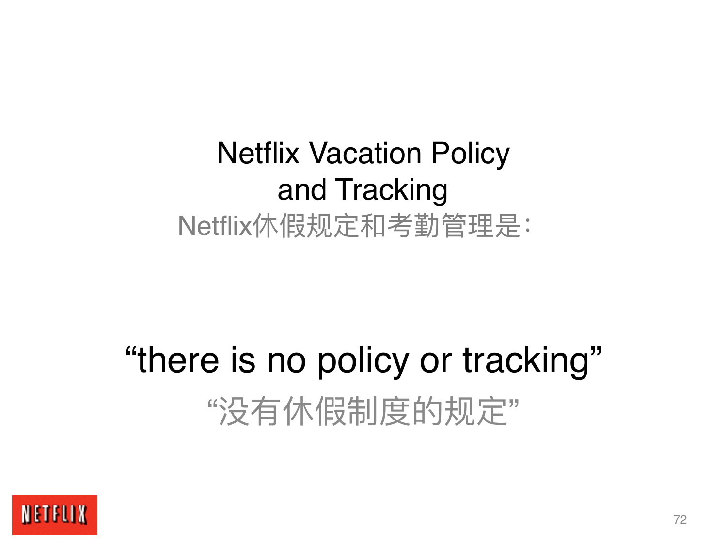# Netflix Vacation Policy and Tracking

Netflix休假规定和考勤管理是：

“there is no policy or tracking”

“没有休假制度的规定”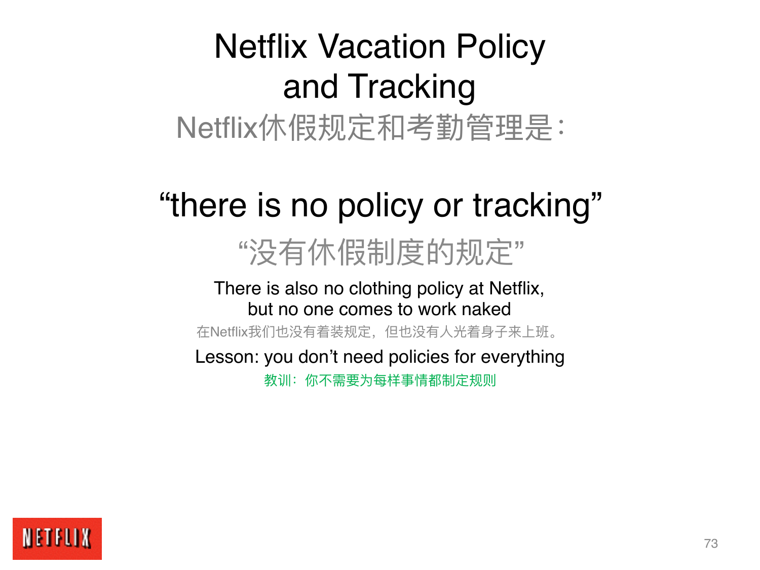# Netflix Vacation Policy and Tracking

Netflix休假规定和考勤管理是：

## "there is no policy or tracking"

"没有休假制度的规定"

There is also no clothing policy at Netflix, but no one comes to work naked

在Netflix我们也没有着装规定，但也没有人光着身子来上班。

Lesson: you don't need policies for everything

教训：你不需要为每样事情都制定规则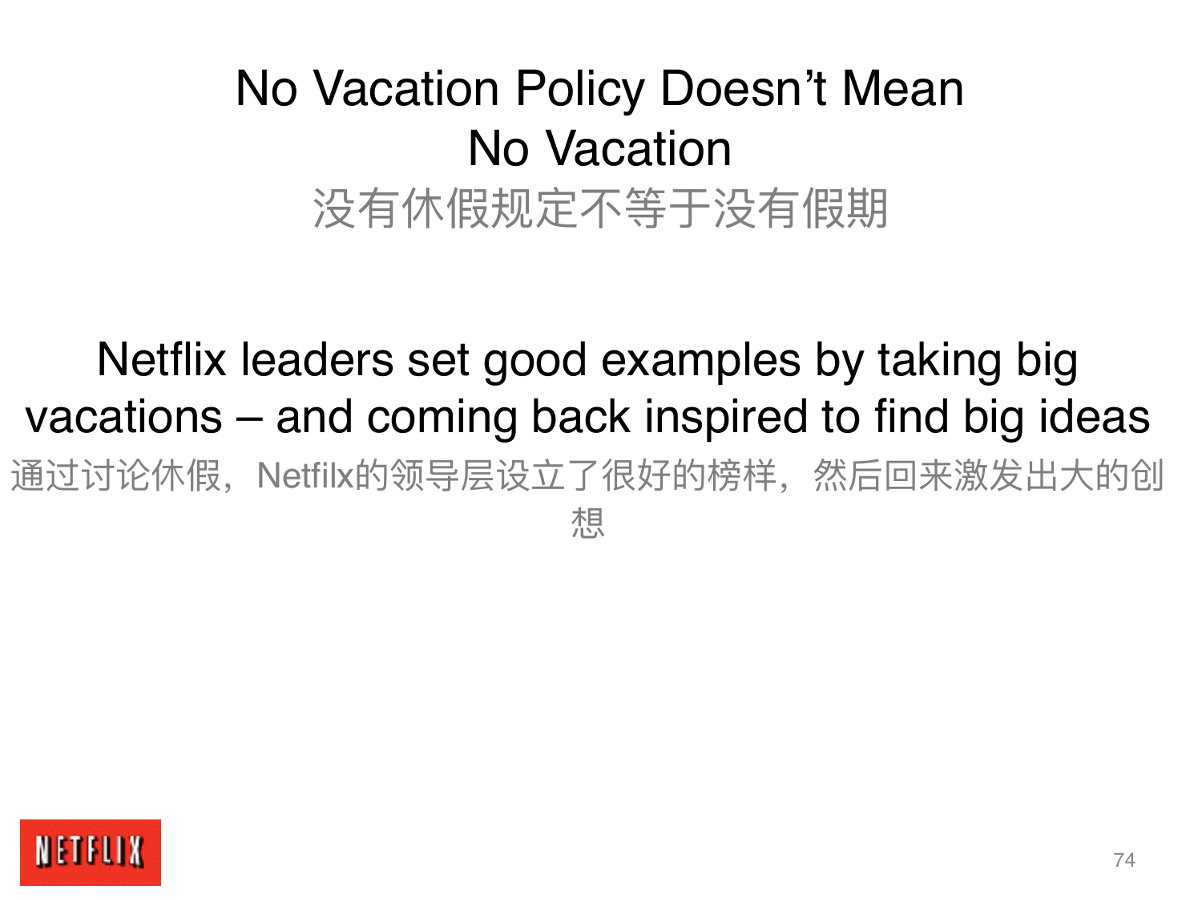# No Vacation Policy Doesn't Mean No Vacation

没有休假规定不等于没有假期

Netflix leaders set good examples by taking big vacations – and coming back inspired to find big ideas

通过讨论休假，Netfilx的领导层设立了很好的榜样，然后回来激发出大的创想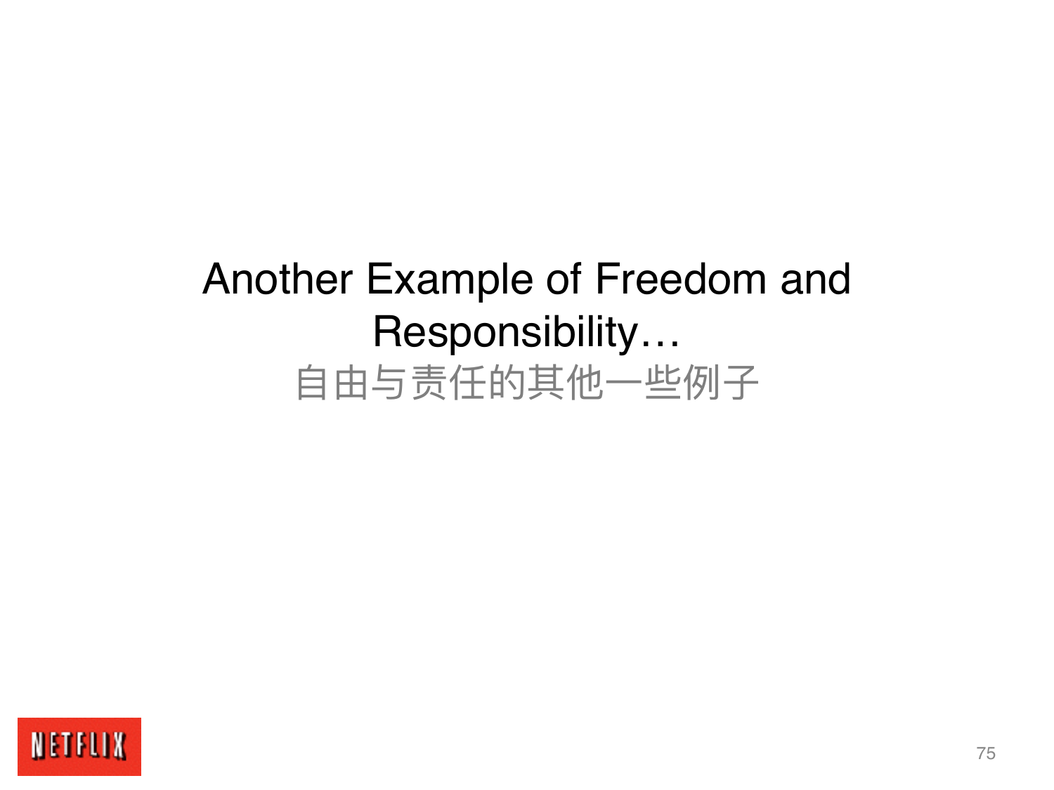# Another Example of Freedom and Responsibility…

自由与责任的其他一些例子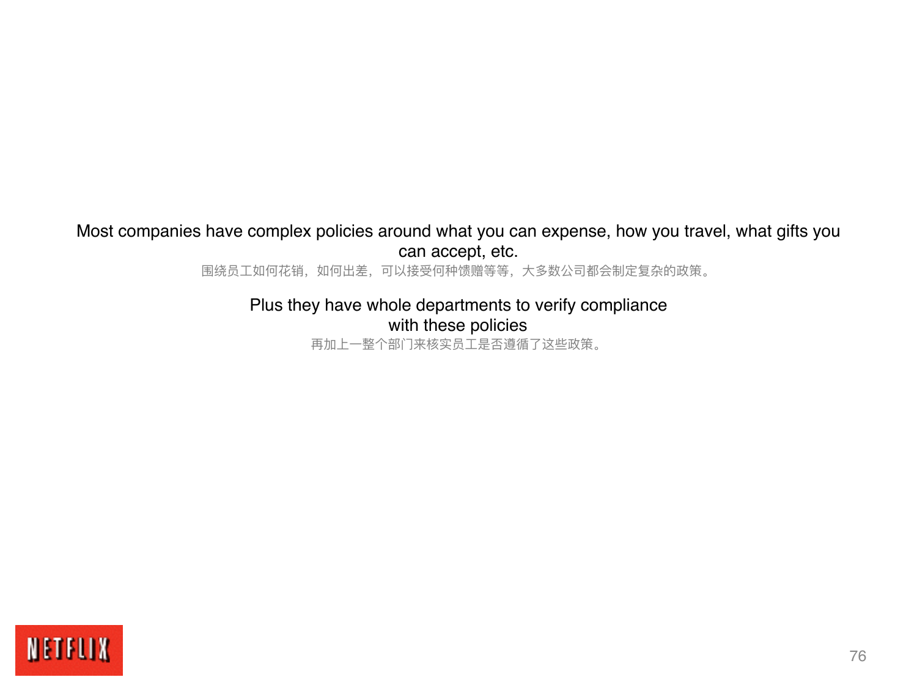Most companies have complex policies around what you can expense, how you travel, what gifts you can accept, etc.

围绕员工如何花销，如何出差，可以接受何种馈赠等等，大多数公司都会制定复杂的政策。

Plus they have whole departments to verify compliance with these policies

再加上一整个部门来核实员工是否遵循了这些政策。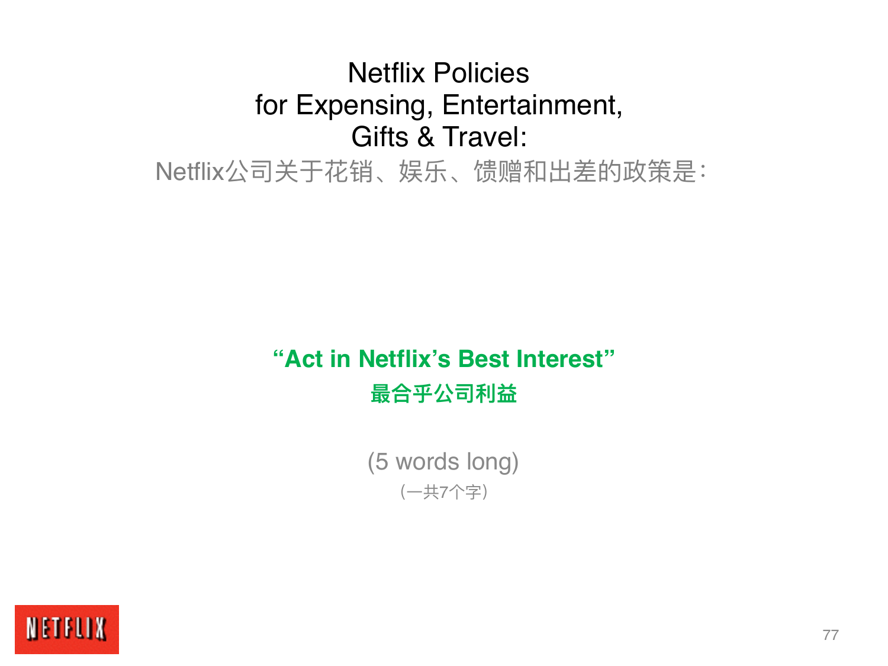# Netflix Policies for Expensing, Entertainment, Gifts & Travel:

Netflix公司关于花销、娱乐、馈赠和出差的政策是：

**“Act in Netflix’s Best Interest”**

**最合乎公司利益**

(5 words long)

（一共7个字）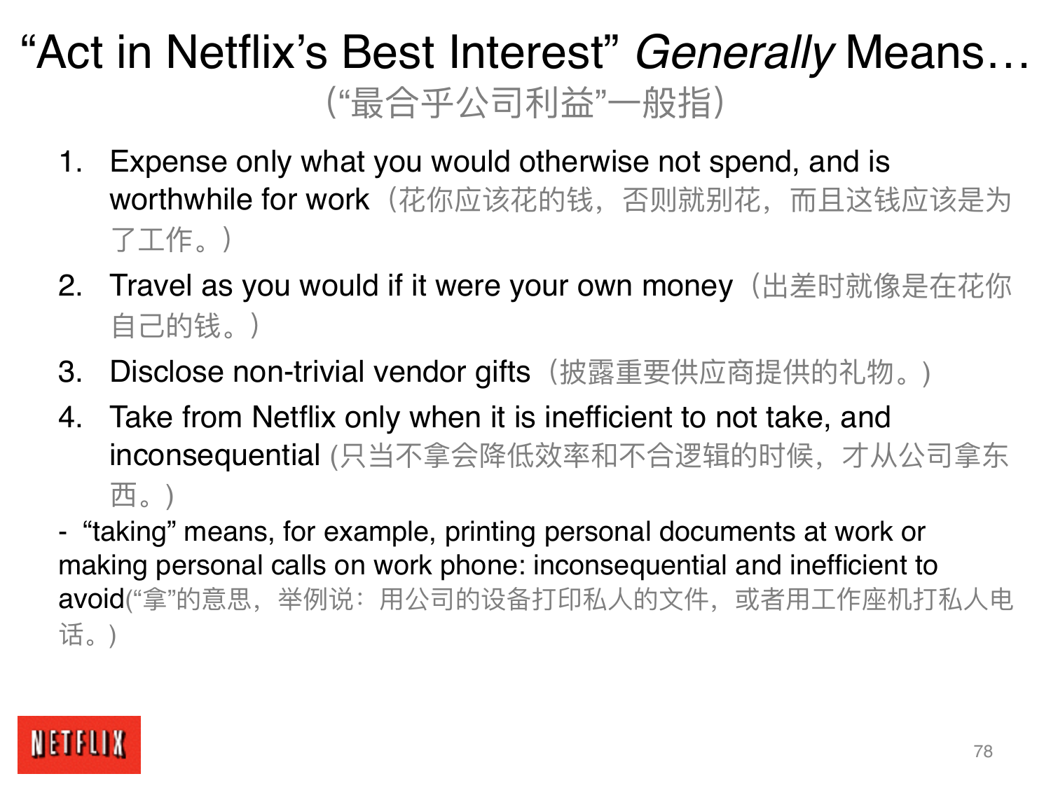# "Act in Netflix's Best Interest" *Generally* Means…

(“最合乎公司利益”一般指)

1. Expense only what you would otherwise not spend, and is worthwhile for work（花你应该花的钱，否则就别花，而且这钱应该是为了工作。）
2. Travel as you would if it were your own money（出差时就像是在花你自己的钱。）
3. Disclose non-trivial vendor gifts（披露重要供应商提供的礼物。）
4. Take from Netflix only when it is inefficient to not take, and inconsequential (只当不拿会降低效率和不合逻辑的时候，才从公司拿东西。)

- "taking" means, for example, printing personal documents at work or making personal calls on work phone: inconsequential and inefficient to avoid(“拿”的意思，举例说：用公司的设备打印私人的文件，或者用工作座机打私人电话。)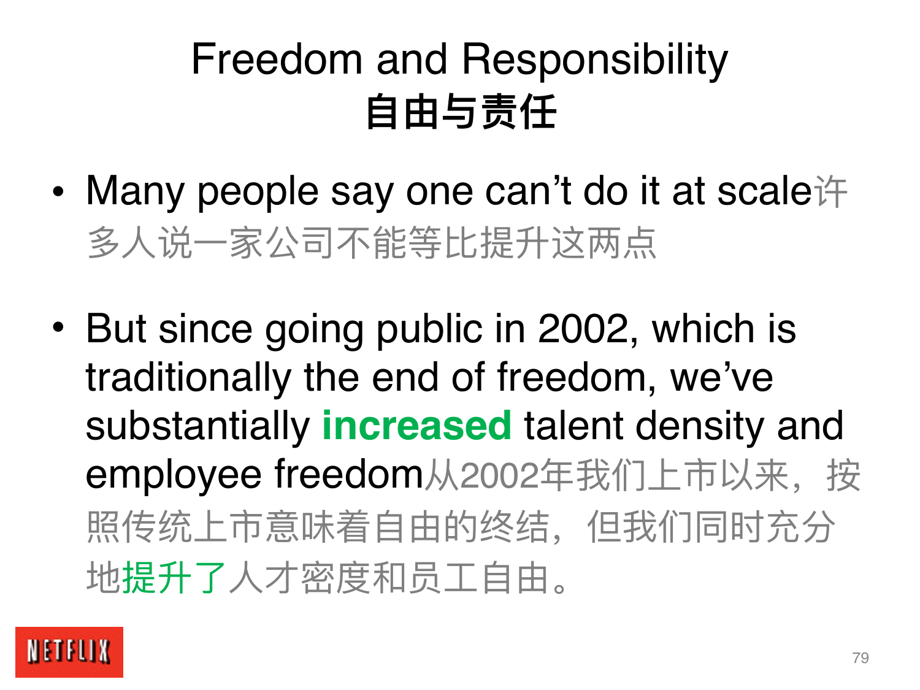# Freedom and Responsibility
# 自由与责任

- Many people say one can’t do it at scale许多人说一家公司不能等比提升这两点

- But since going public in 2002, which is traditionally the end of freedom, we’ve substantially **increased** talent density and employee freedom从2002年我们上市以来，按照传统上市意味着自由的终结，但我们同时充分地提升了人才密度和员工自由。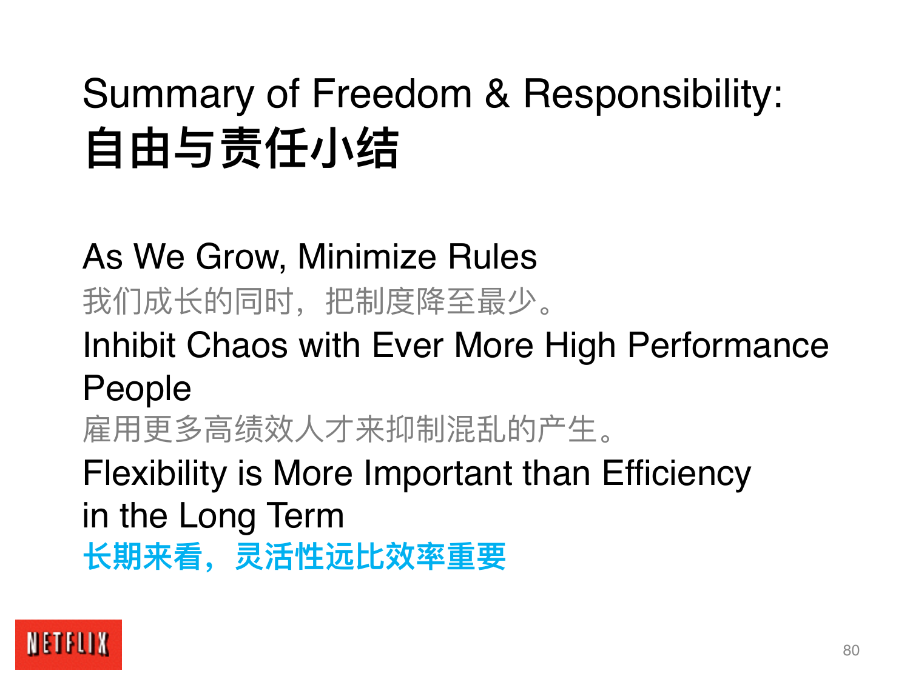# Summary of Freedom & Responsibility:
# 自由与责任小结

As We Grow, Minimize Rules

我们成长的同时，把制度降至最少。

Inhibit Chaos with Ever More High Performance People

雇用更多高绩效人才来抑制混乱的产生。

Flexibility is More Important than Efficiency in the Long Term

**长期来看，灵活性远比效率重要**

NETFLIX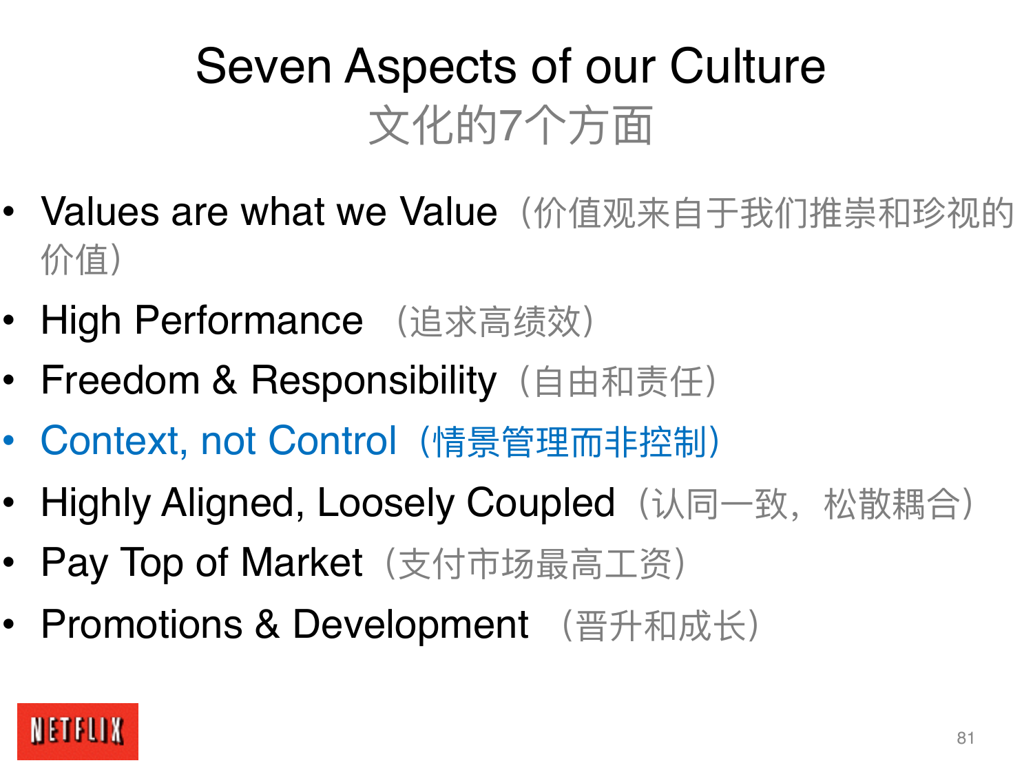# Seven Aspects of our Culture
## 文化的7个方面

- Values are what we Value（价值观来自于我们推崇和珍视的价值）
- High Performance （追求高绩效）
- Freedom & Responsibility（自由和责任）
- Context, not Control（情景管理而非控制）
- Highly Aligned, Loosely Coupled（认同一致，松散耦合）
- Pay Top of Market（支付市场最高工资）
- Promotions & Development （晋升和成长）

NETFLIX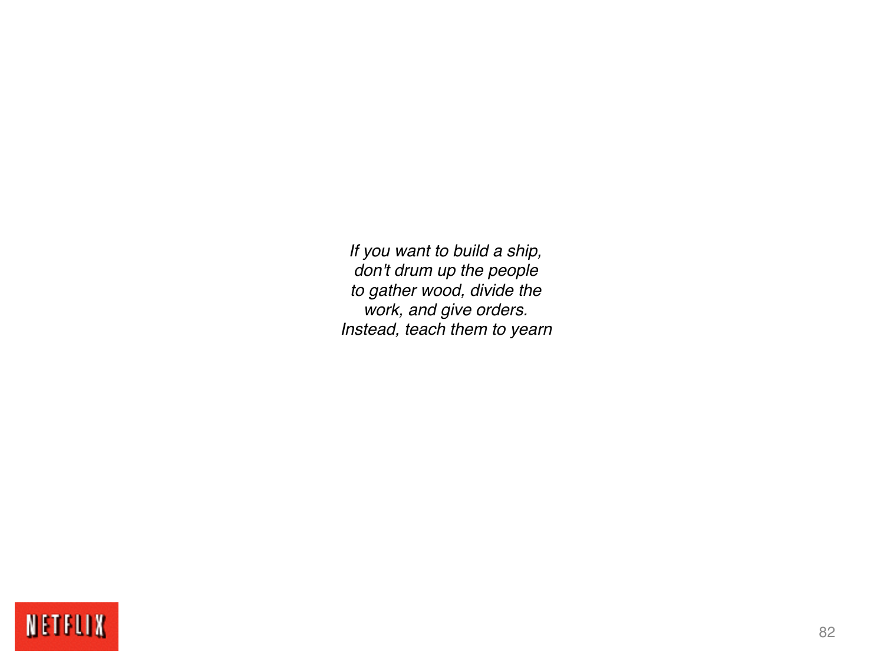*If you want to build a ship,*
*don't drum up the people*
*to gather wood, divide the*
*work, and give orders.*
*Instead, teach them to yearn*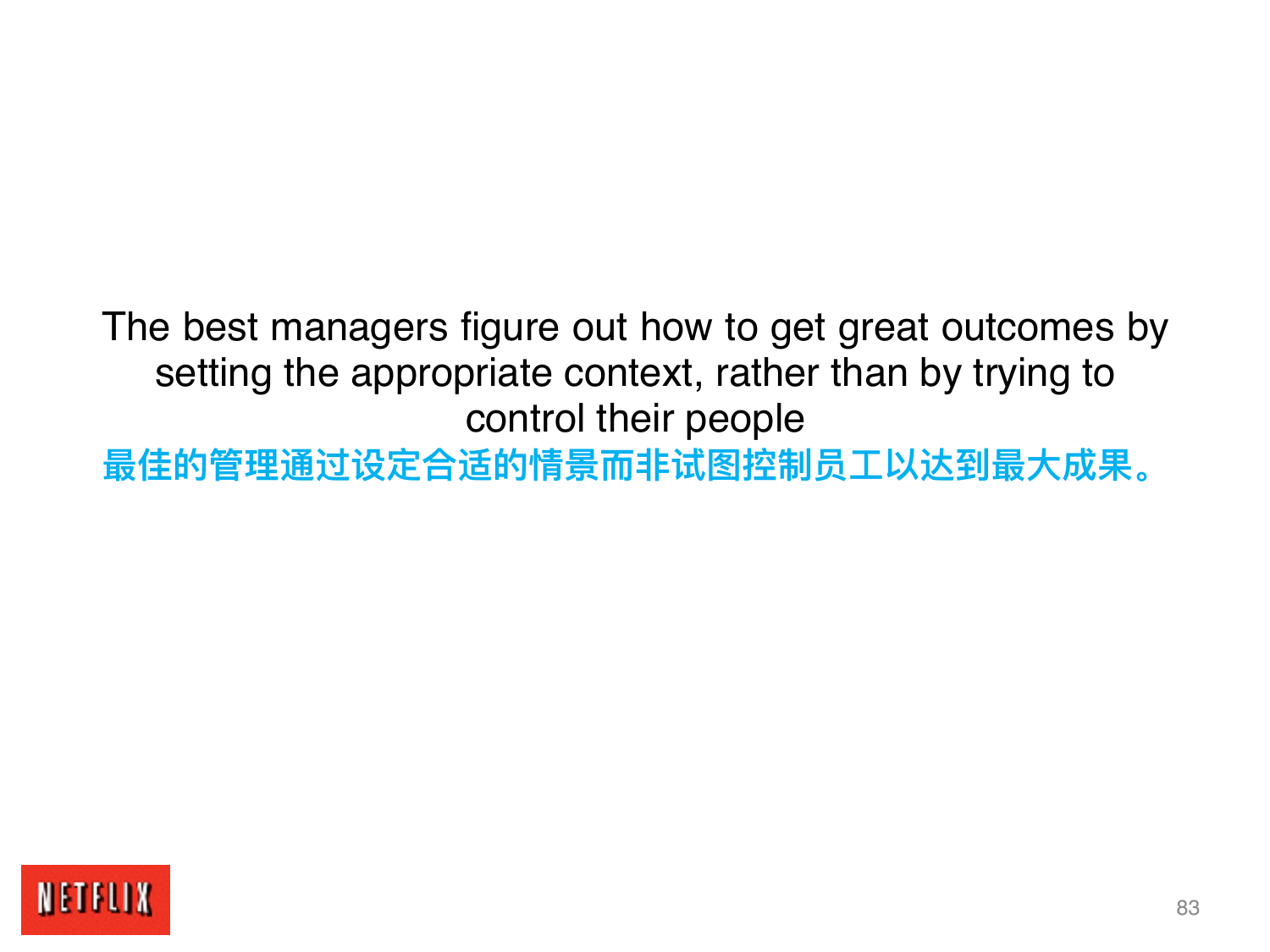The best managers figure out how to get great outcomes by setting the appropriate context, rather than by trying to control their people

**最佳的管理通过设定合适的情景而非试图控制员工以达到最大成果。**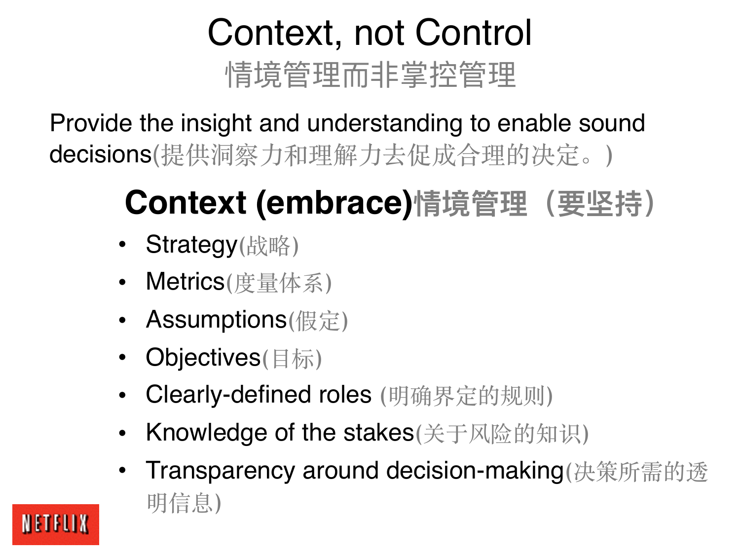# Context, not Control

## 情境管理而非掌控管理

Provide the insight and understanding to enable sound decisions(提供洞察力和理解力去促成合理的决定。)

**Context (embrace)情境管理（要坚持）**

- Strategy(战略)
- Metrics(度量体系)
- Assumptions(假定)
- Objectives(目标)
- Clearly-defined roles (明确界定的规则)
- Knowledge of the stakes(关于风险的知识)
- Transparency around decision-making(决策所需的透明信息)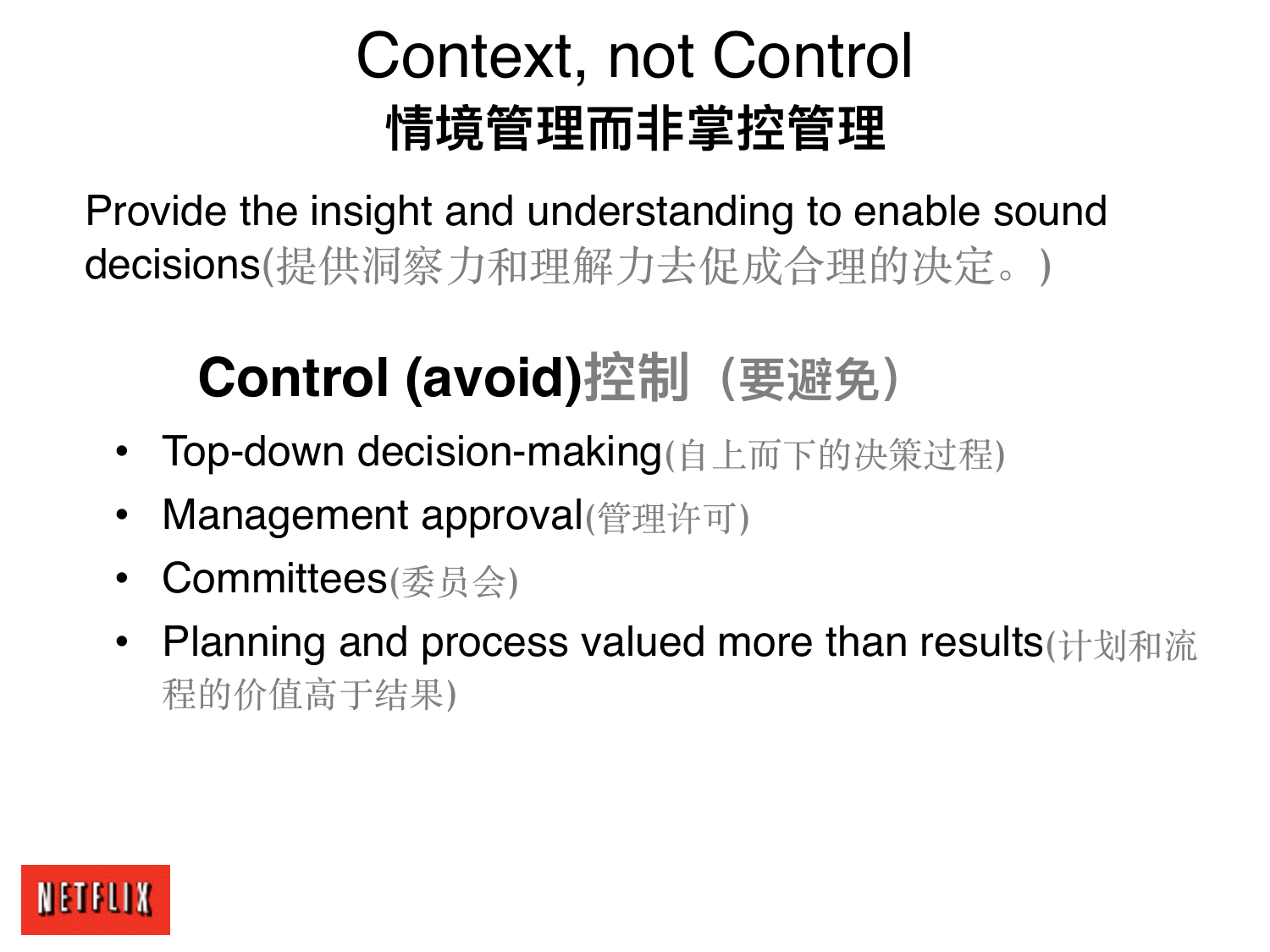# Context, not Control

# 情境管理而非掌控管理

Provide the insight and understanding to enable sound decisions(提供洞察力和理解力去促成合理的决定。)

## Control (avoid)控制（要避免）

- Top-down decision-making(自上而下的决策过程)
- Management approval(管理许可)
- Committees(委员会)
- Planning and process valued more than results(计划和流程的价值高于结果)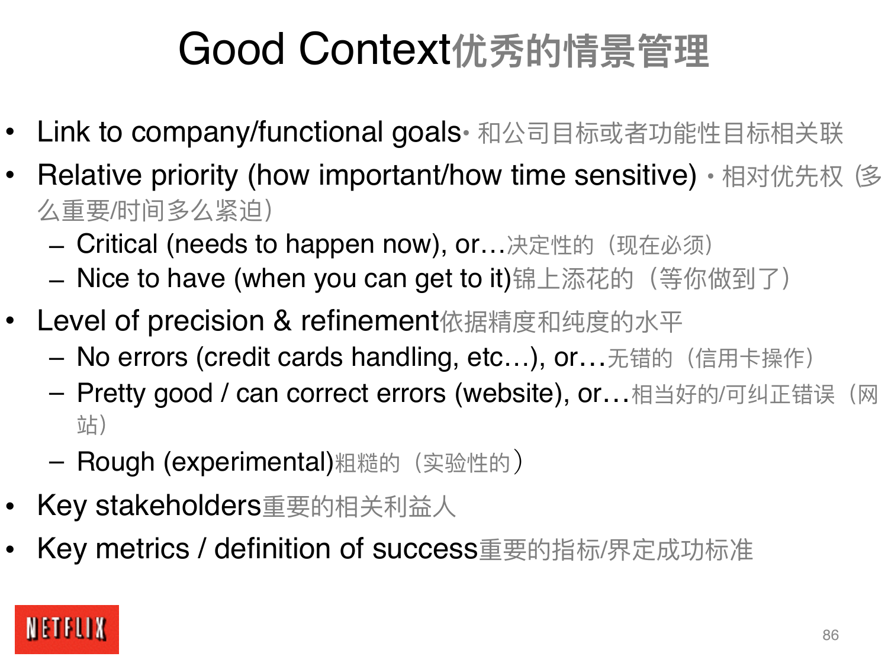# Good Context优秀的情景管理

- Link to company/functional goals• 和公司目标或者功能性目标相关联
- Relative priority (how important/how time sensitive) • 相对优先权 (多么重要/时间多么紧迫)
  - Critical (needs to happen now), or…决定性的（现在必须）
  - Nice to have (when you can get to it)锦上添花的（等你做到了）
- Level of precision & refinement依据精度和纯度的水平
  - No errors (credit cards handling, etc…), or…无错的（信用卡操作）
  - Pretty good / can correct errors (website), or…相当好的/可纠正错误（网站）
  - Rough (experimental)粗糙的（实验性的）
- Key stakeholders重要的相关利益人
- Key metrics / definition of success重要的指标/界定成功标准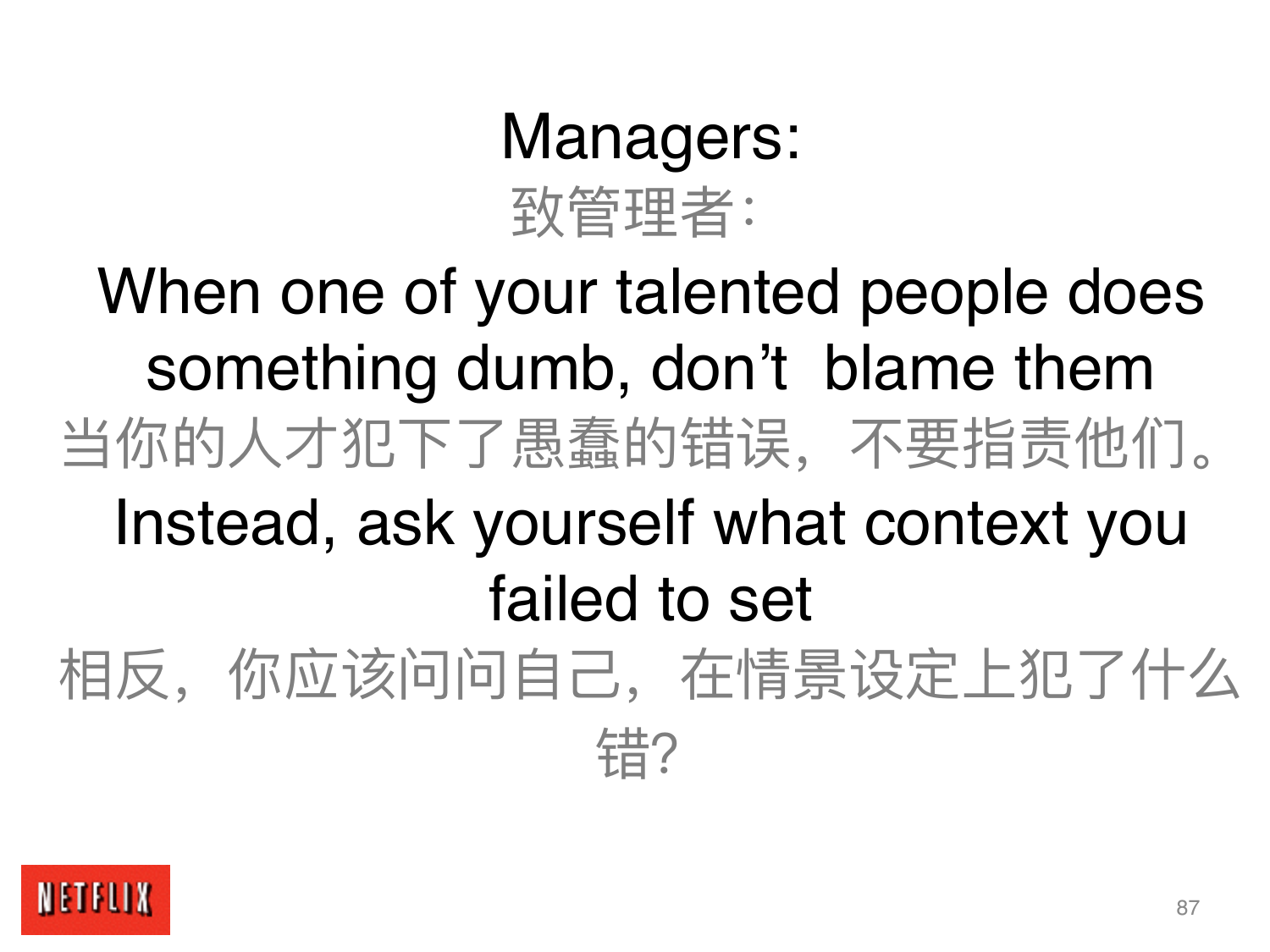# Managers:

致管理者：

When one of your talented people does something dumb, don't blame them

当你的人才犯下了愚蠢的错误，不要指责他们。

Instead, ask yourself what context you failed to set

相反，你应该问问自己，在情景设定上犯了什么错?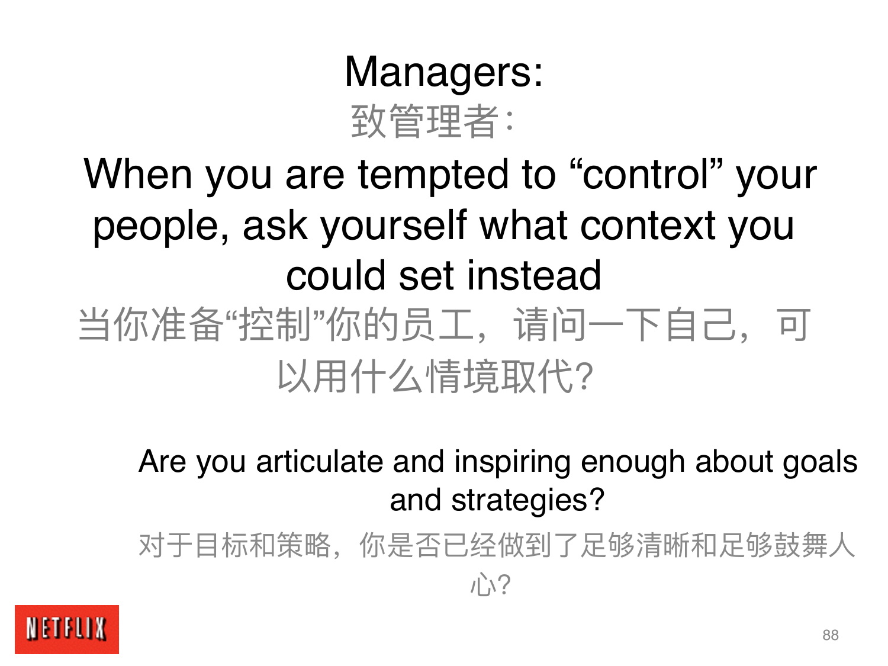# Managers:

## 致管理者：

## When you are tempted to “control” your people, ask yourself what context you could set instead

## 当你准备“控制”你的员工，请问一下自己，可以用什么情境取代？

Are you articulate and inspiring enough about goals and strategies?

对于目标和策略，你是否已经做到了足够清晰和足够鼓舞人心？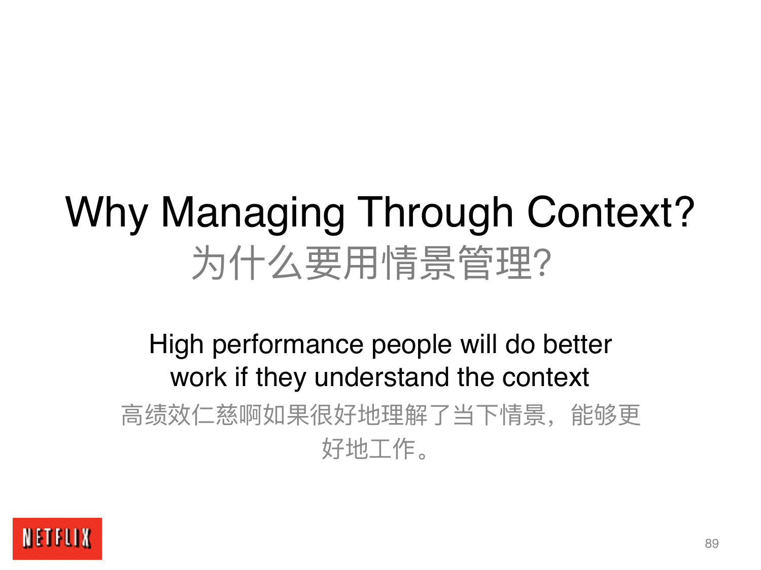# Why Managing Through Context?
# 为什么要用情景管理?

High performance people will do better work if they understand the context

高绩效仁慈啊如果很好地理解了当下情景，能够更好地工作。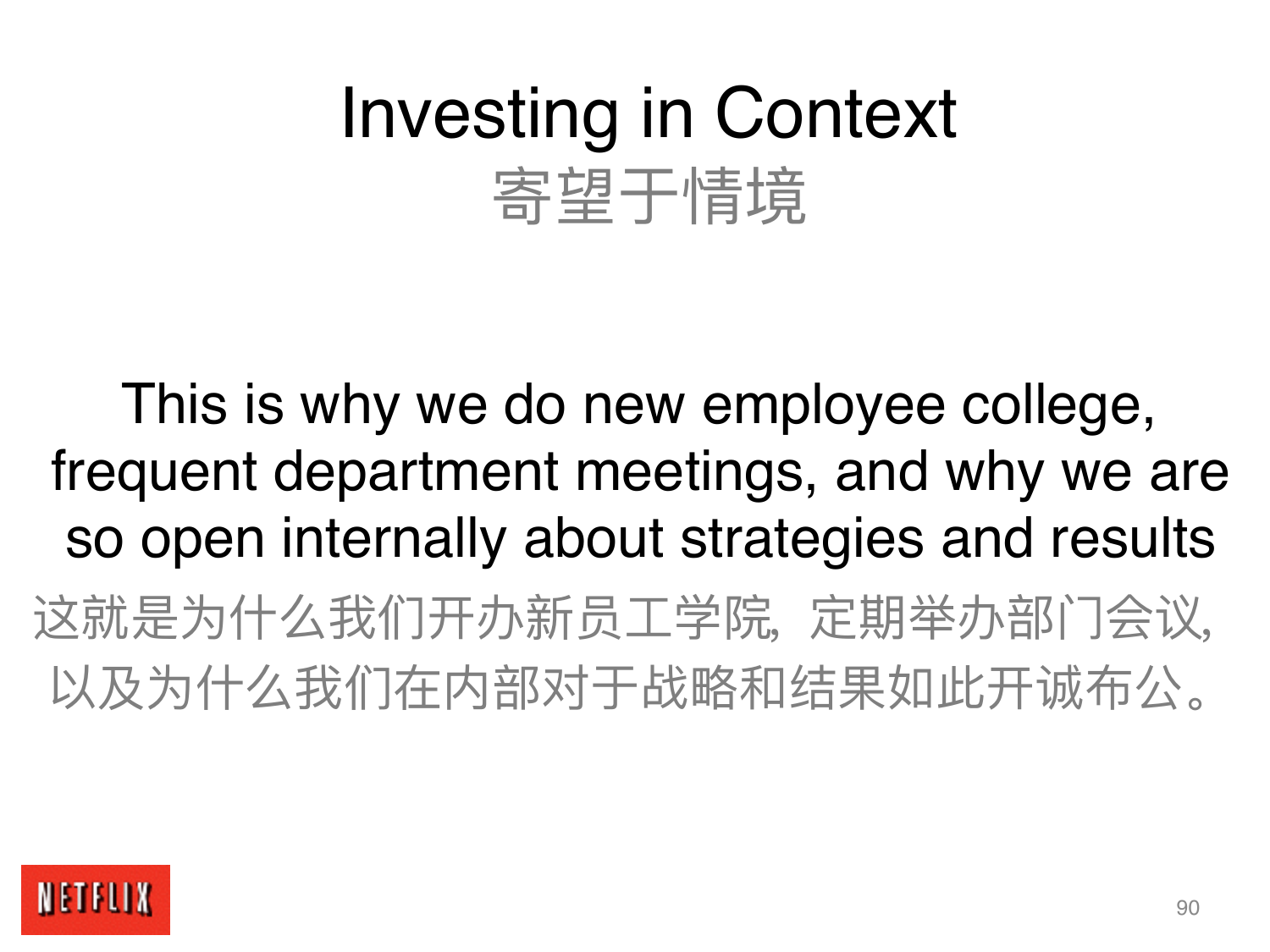# Investing in Context
## 寄望于情境

This is why we do new employee college, frequent department meetings, and why we are so open internally about strategies and results

这就是为什么我们开办新员工学院，定期举办部门会议，以及为什么我们在内部对于战略和结果如此开诚布公。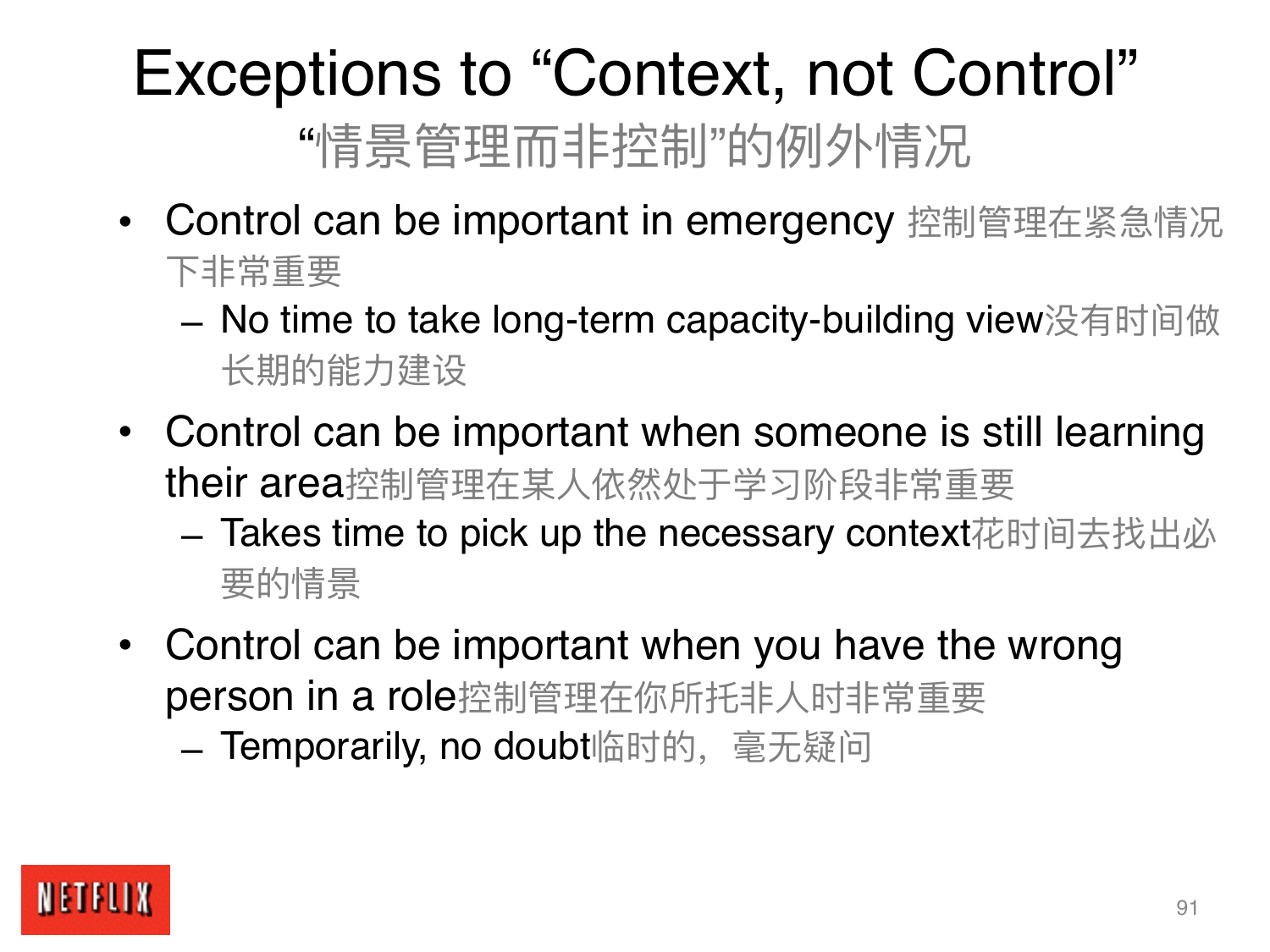# Exceptions to "Context, not Control"

## "情景管理而非控制"的例外情况

- Control can be important in emergency 控制管理在紧急情况下非常重要
  - No time to take long-term capacity-building view没有时间做长期的能力建设
- Control can be important when someone is still learning their area控制管理在某人依然处于学习阶段非常重要
  - Takes time to pick up the necessary context花时间去找出必要的情景
- Control can be important when you have the wrong person in a role控制管理在你所托非人时非常重要
  - Temporarily, no doubt临时的，毫无疑问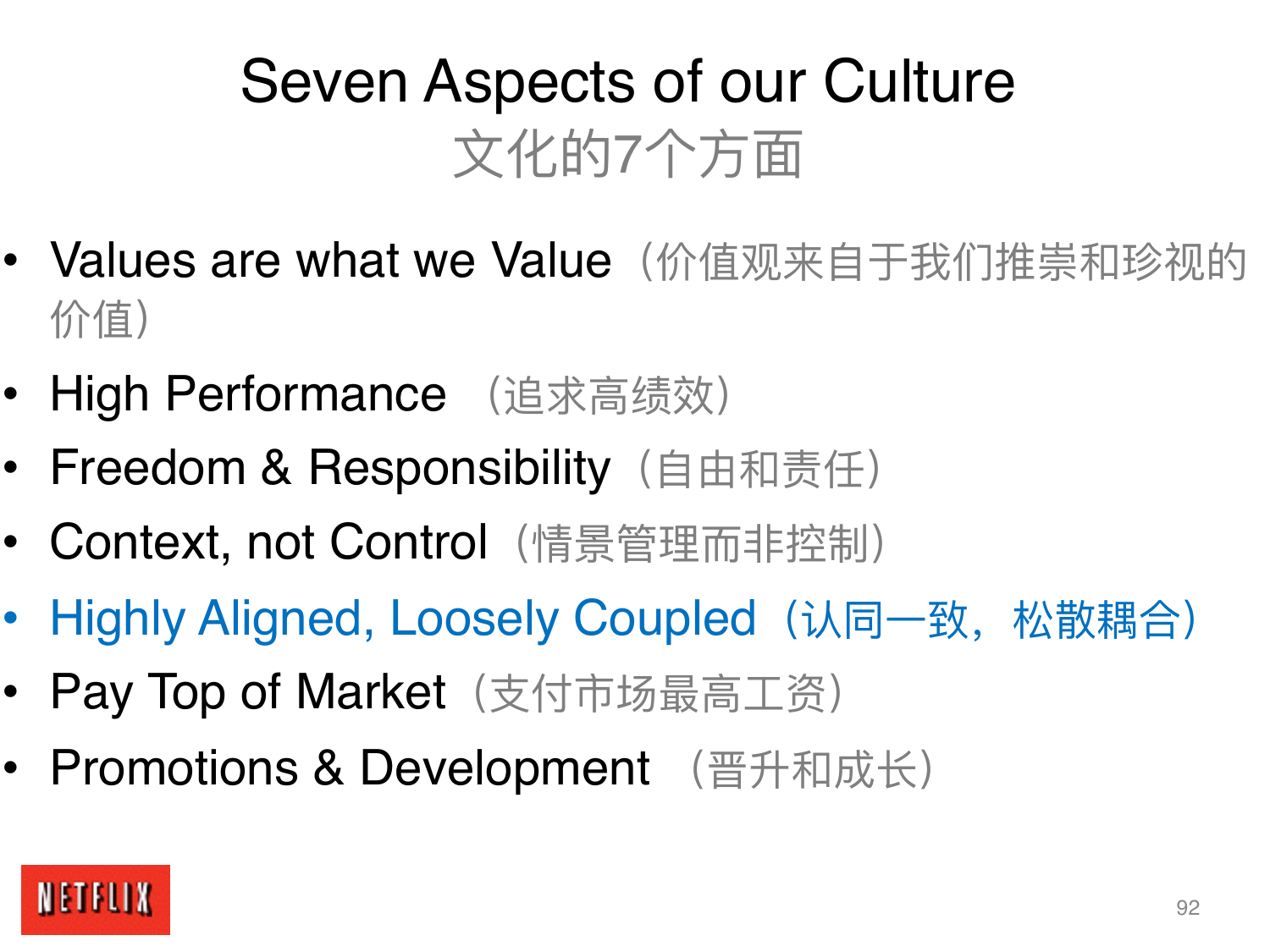# Seven Aspects of our Culture

## 文化的7个方面

- Values are what we Value（价值观来自于我们推崇和珍视的价值）
- High Performance （追求高绩效）
- Freedom & Responsibility（自由和责任）
- Context, not Control（情景管理而非控制）
- Highly Aligned, Loosely Coupled（认同一致，松散耦合）
- Pay Top of Market（支付市场最高工资）
- Promotions & Development （晋升和成长）

NETFLIX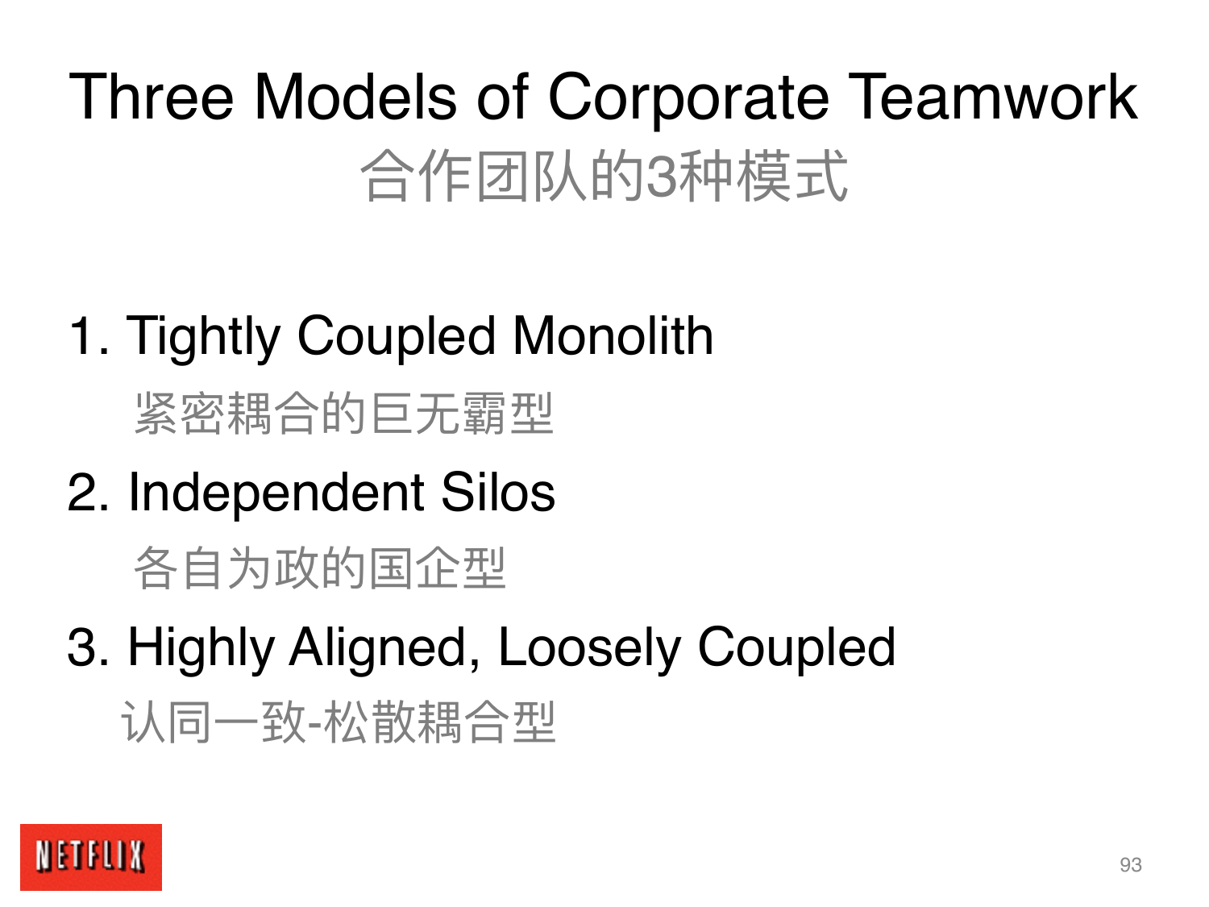# Three Models of Corporate Teamwork

## 合作团队的3种模式

1. Tightly Coupled Monolith

   紧密耦合的巨无霸型

2. Independent Silos

   各自为政的国企型

3. Highly Aligned, Loosely Coupled

   认同一致-松散耦合型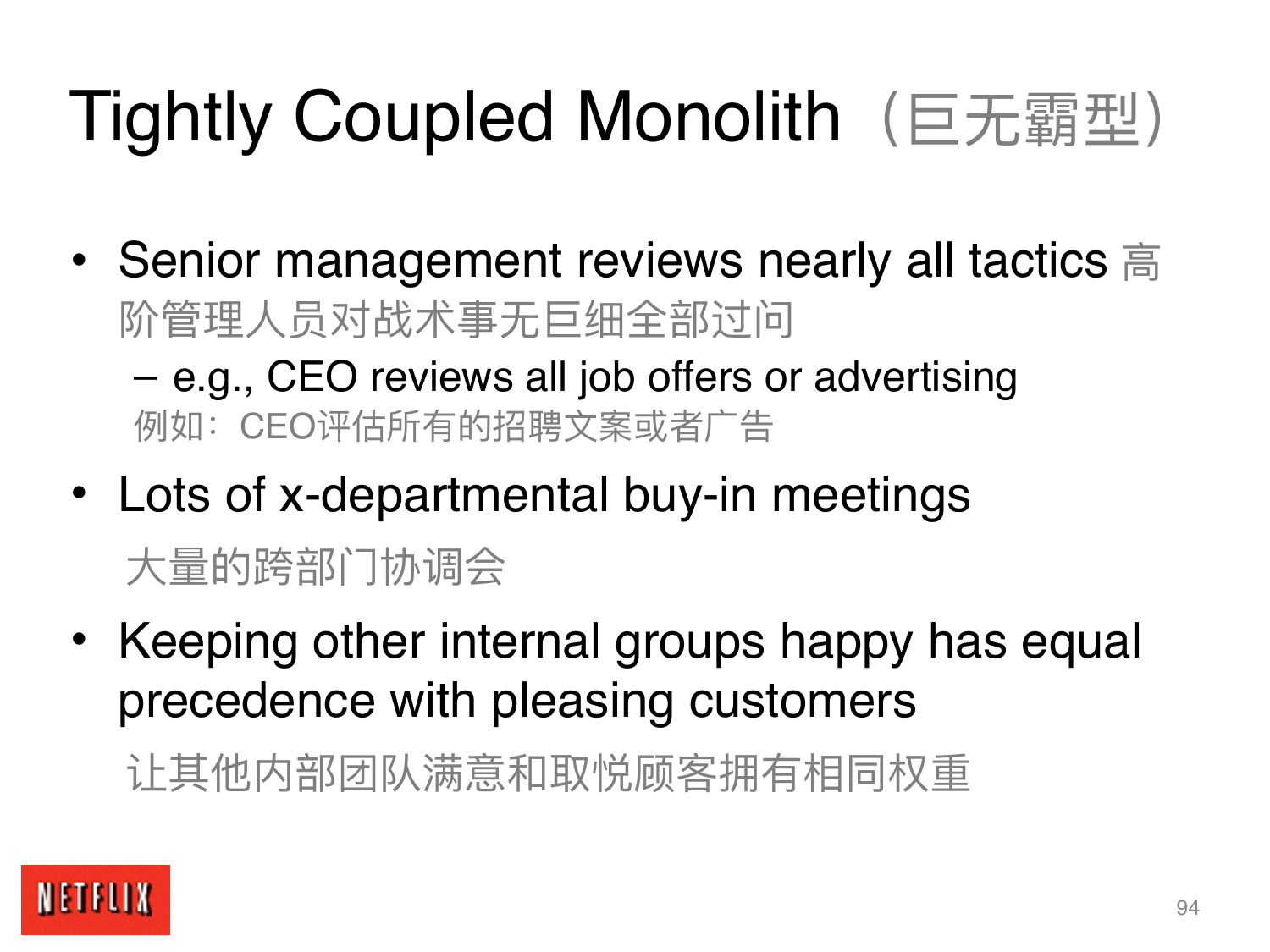# Tightly Coupled Monolith（巨无霸型）

- Senior management reviews nearly all tactics 高阶管理人员对战术事无巨细全部过问
  - e.g., CEO reviews all job offers or advertising 例如：CEO评估所有的招聘文案或者广告
- Lots of x-departmental buy-in meetings

  大量的跨部门协调会
- Keeping other internal groups happy has equal precedence with pleasing customers

  让其他内部团队满意和取悦顾客拥有相同权重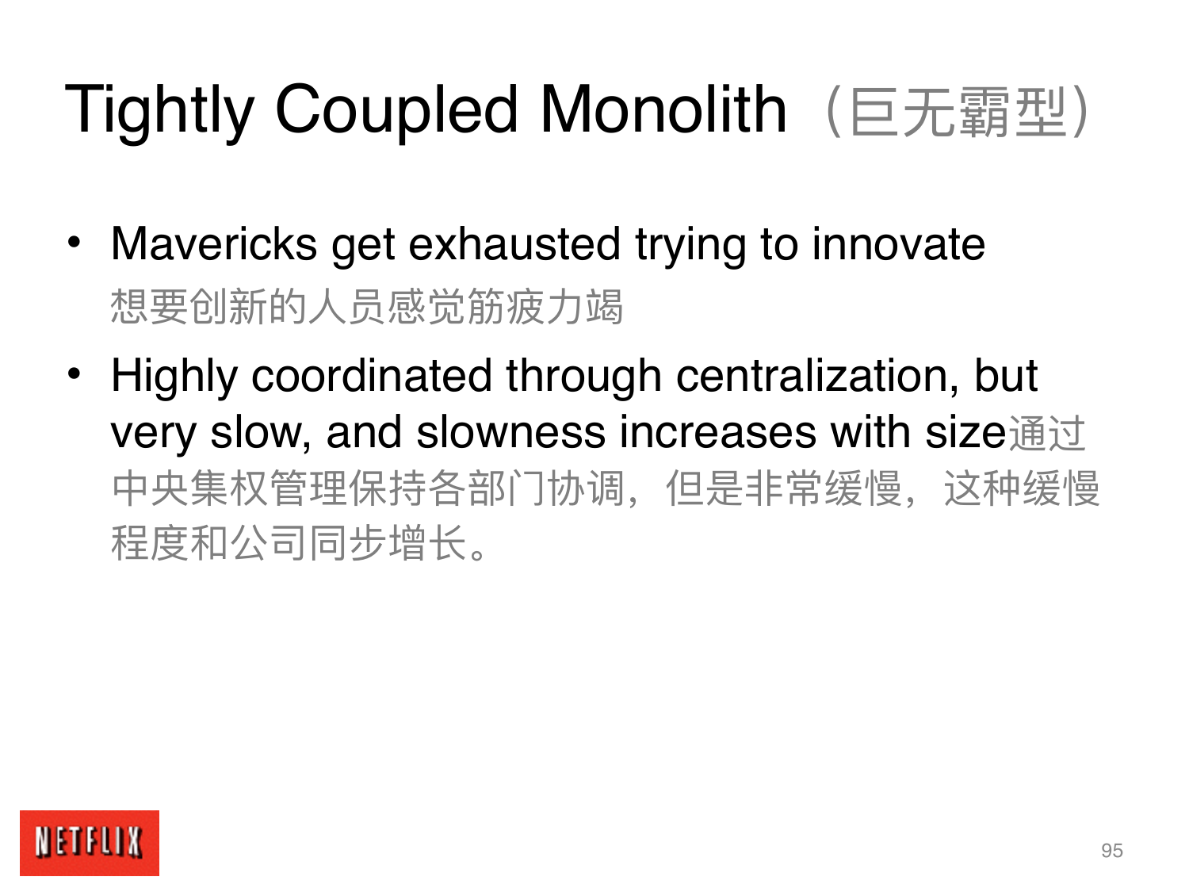# Tightly Coupled Monolith（巨无霸型）

- Mavericks get exhausted trying to innovate
  想要创新的人员感觉筋疲力竭
- Highly coordinated through centralization, but very slow, and slowness increases with size通过中央集权管理保持各部门协调，但是非常缓慢，这种缓慢程度和公司同步增长。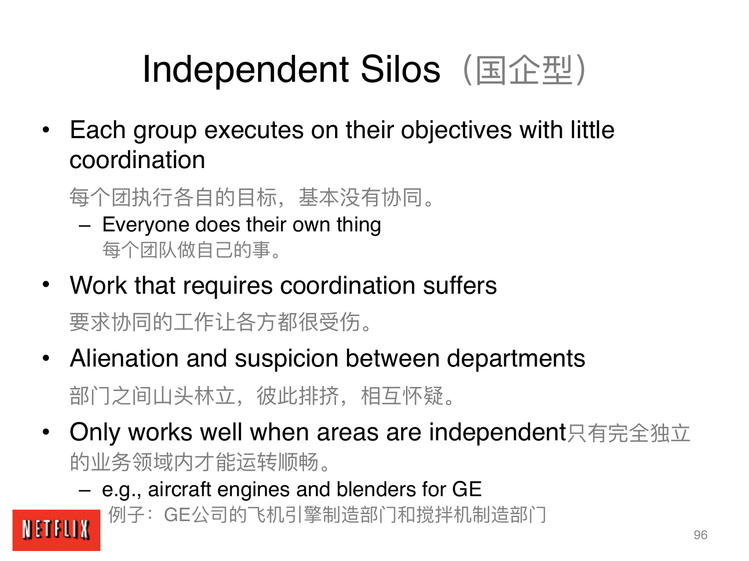# Independent Silos（国企型）

- Each group executes on their objectives with little coordination

  每个团执行各自的目标，基本没有协同。

  – Everyone does their own thing
    每个团队做自己的事。

- Work that requires coordination suffers

  要求协同的工作让各方都很受伤。

- Alienation and suspicion between departments

  部门之间山头林立，彼此排挤，相互怀疑。

- Only works well when areas are independent只有完全独立的业务领域内才能运转顺畅。

  – e.g., aircraft engines and blenders for GE
    例子：GE公司的飞机引擎制造部门和搅拌机制造部门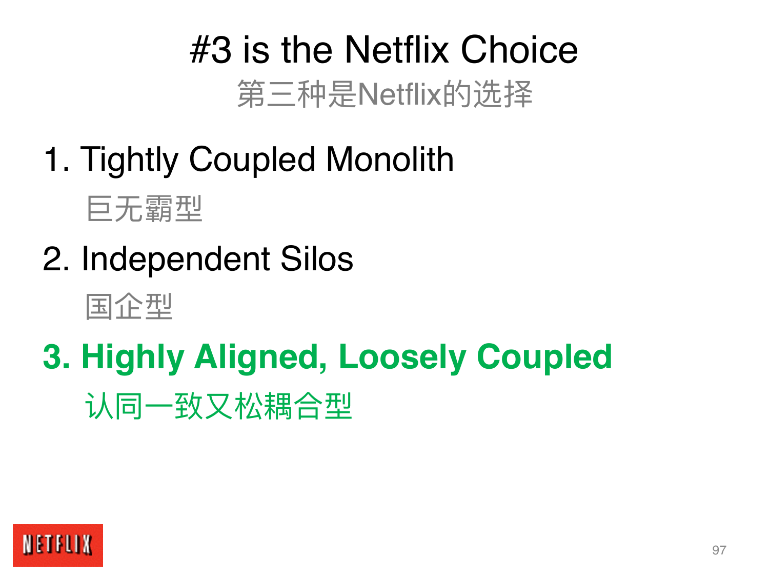# #3 is the Netflix Choice

第三种是Netflix的选择

1. Tightly Coupled Monolith

   巨无霸型

2. Independent Silos

   国企型

3. **Highly Aligned, Loosely Coupled**

   认同一致又松耦合型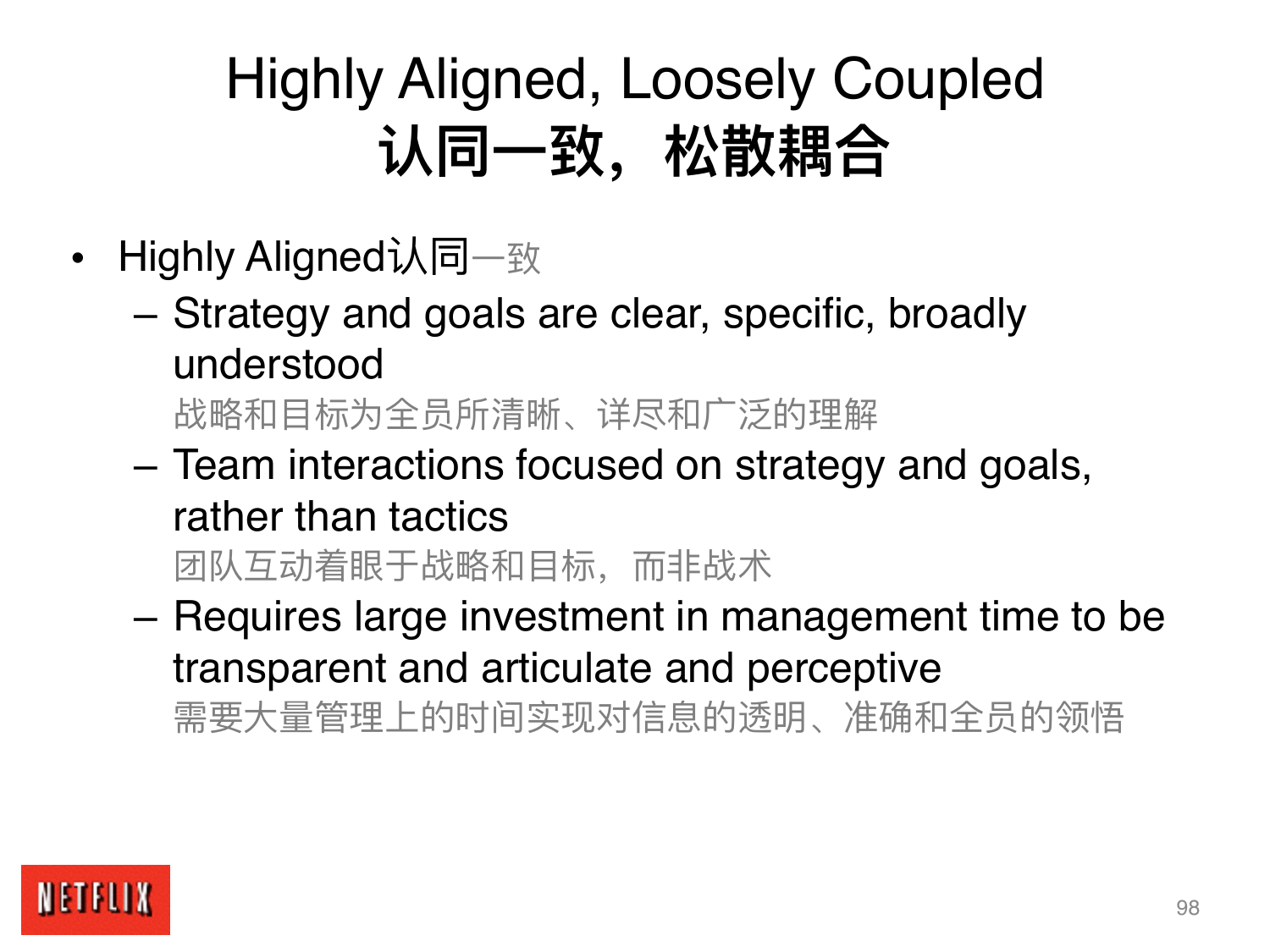# Highly Aligned, Loosely Coupled
# 认同一致，松散耦合

- Highly Aligned认同一致
  - Strategy and goals are clear, specific, broadly understood
    战略和目标为全员所清晰、详尽和广泛的理解
  - Team interactions focused on strategy and goals, rather than tactics
    团队互动着眼于战略和目标，而非战术
  - Requires large investment in management time to be transparent and articulate and perceptive
    需要大量管理上的时间实现对信息的透明、准确和全员的领悟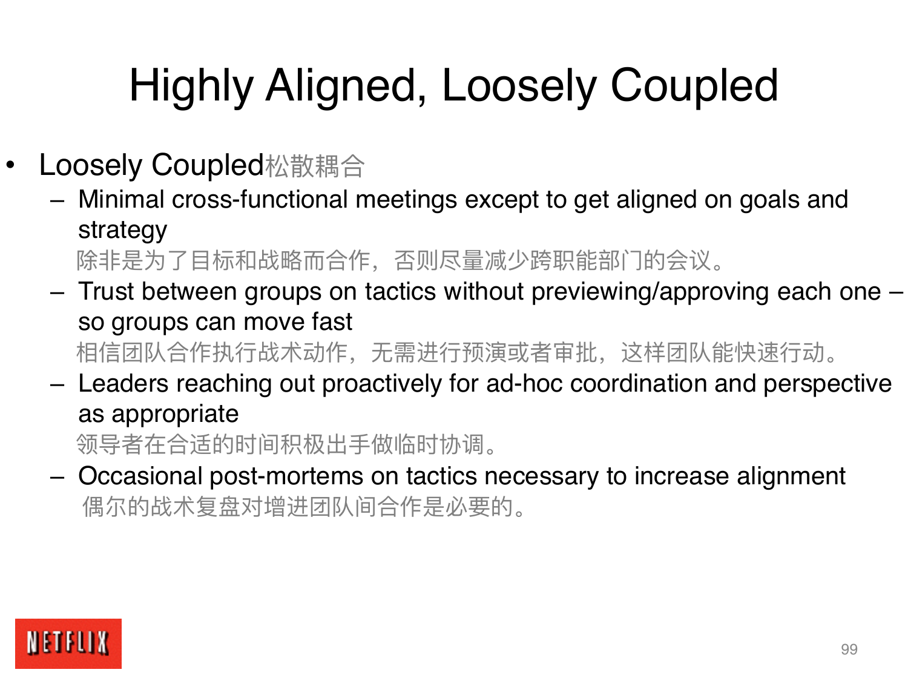# Highly Aligned, Loosely Coupled

- Loosely Coupled松散耦合
  - Minimal cross-functional meetings except to get aligned on goals and strategy
    除非是为了目标和战略而合作，否则尽量减少跨职能部门的会议。
  - Trust between groups on tactics without previewing/approving each one – so groups can move fast
    相信团队合作执行战术动作，无需进行预演或者审批，这样团队能快速行动。
  - Leaders reaching out proactively for ad-hoc coordination and perspective as appropriate
    领导者在合适的时间积极出手做临时协调。
  - Occasional post-mortems on tactics necessary to increase alignment
    偶尔的战术复盘对增进团队间合作是必要的。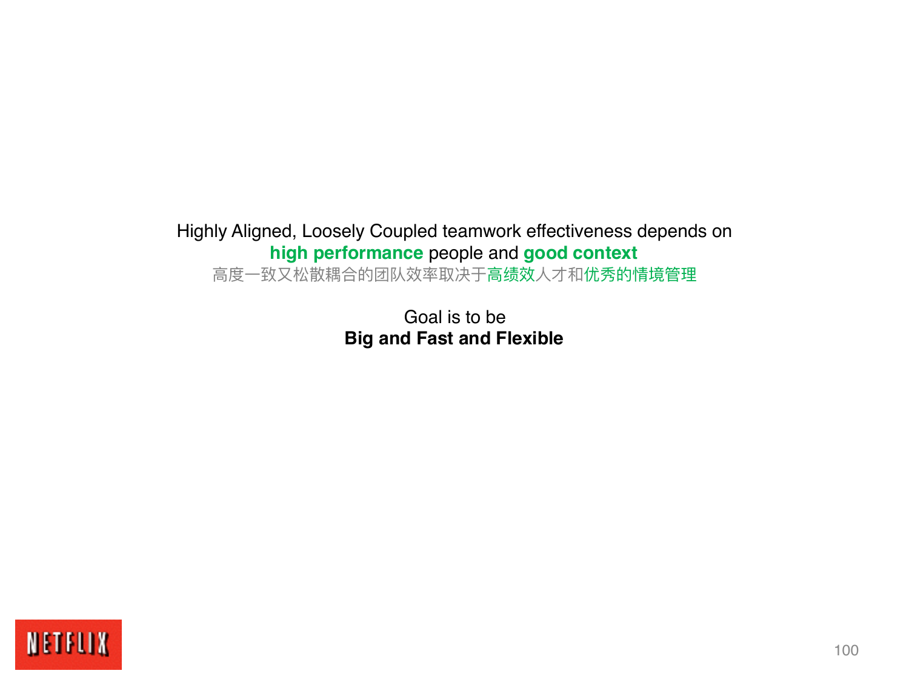Highly Aligned, Loosely Coupled teamwork effectiveness depends on
**high performance** people and **good context**
高度一致又松散耦合的团队效率取决于高绩效人才和优秀的情境管理

Goal is to be
**Big and Fast and Flexible**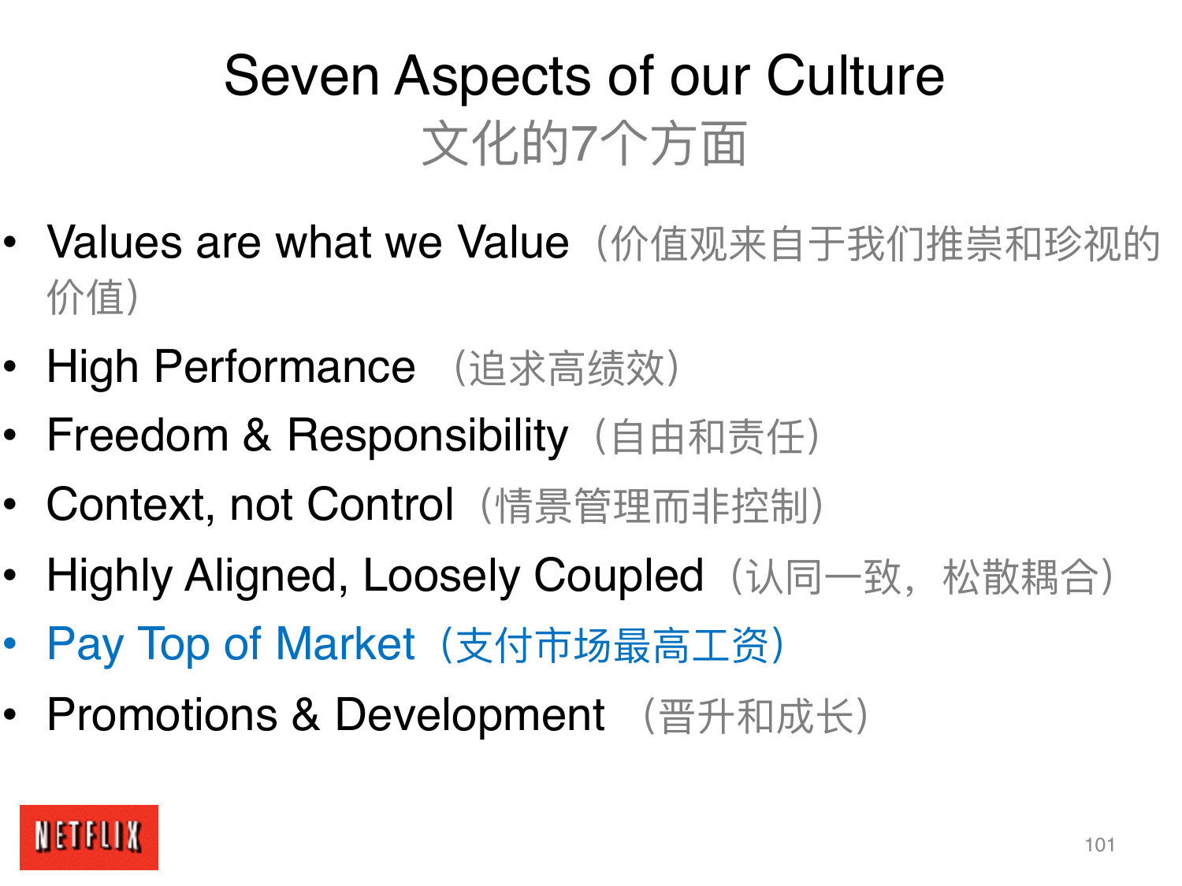# Seven Aspects of our Culture
## 文化的7个方面

- Values are what we Value（价值观来自于我们推崇和珍视的价值）
- High Performance （追求高绩效）
- Freedom & Responsibility（自由和责任）
- Context, not Control（情景管理而非控制）
- Highly Aligned, Loosely Coupled（认同一致，松散耦合）
- Pay Top of Market（支付市场最高工资）
- Promotions & Development （晋升和成长）

NETFLIX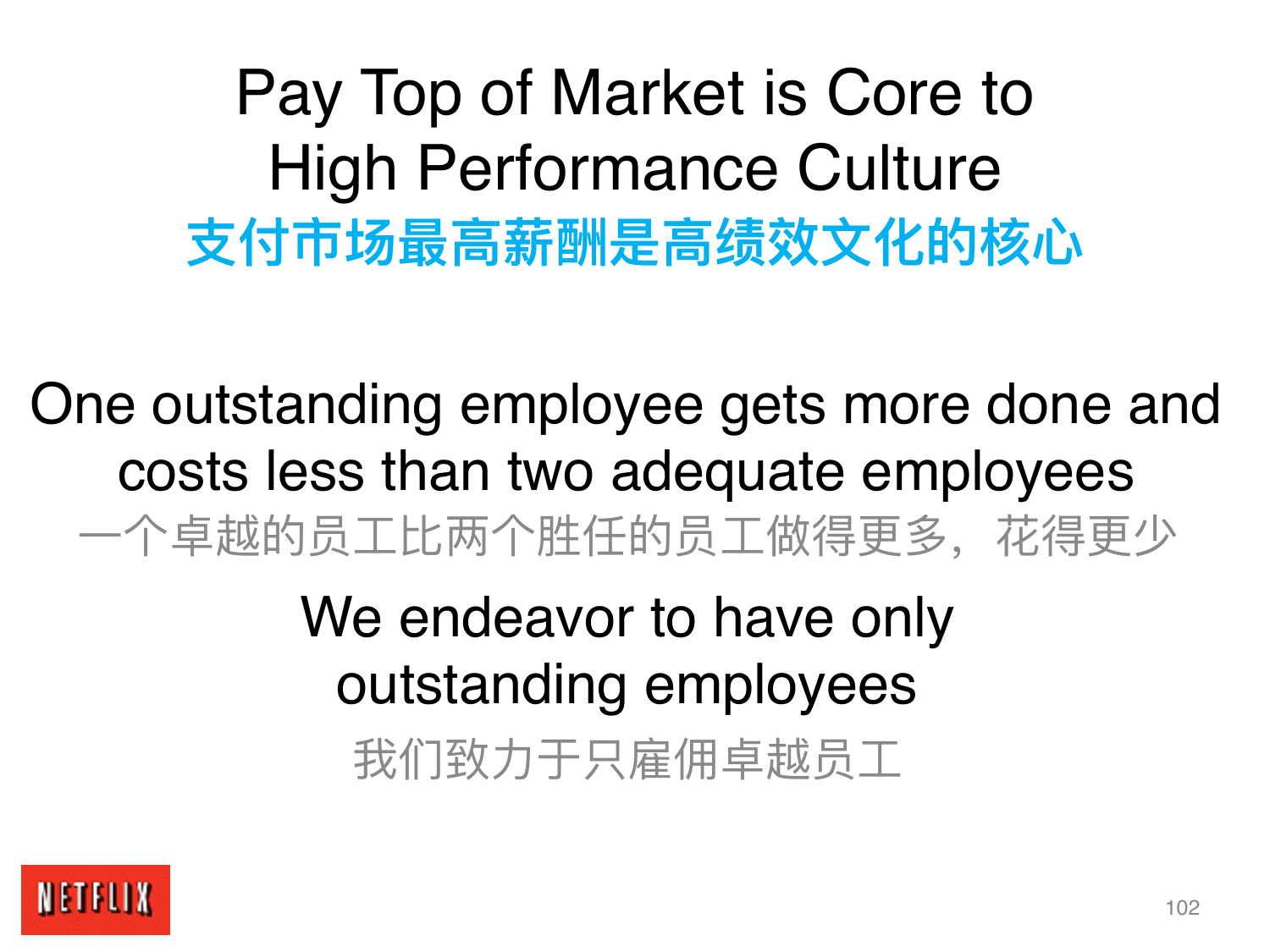# Pay Top of Market is Core to High Performance Culture

## 支付市场最高薪酬是高绩效文化的核心

One outstanding employee gets more done and costs less than two adequate employees

一个卓越的员工比两个胜任的员工做得更多，花得更少

We endeavor to have only outstanding employees

我们致力于只雇佣卓越员工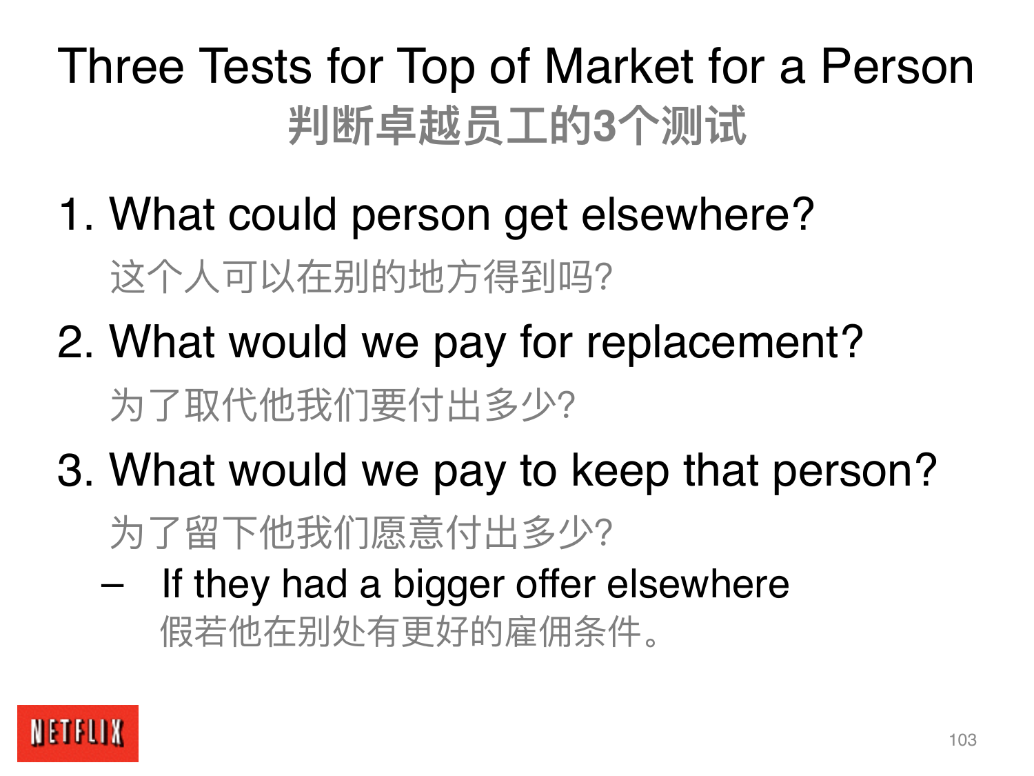# Three Tests for Top of Market for a Person
## 判断卓越员工的3个测试

1. What could person get elsewhere?
   这个人可以在别的地方得到吗?
2. What would we pay for replacement?
   为了取代他我们要付出多少?
3. What would we pay to keep that person?
   为了留下他我们愿意付出多少?
   – If they had a bigger offer elsewhere
     假若他在别处有更好的雇佣条件。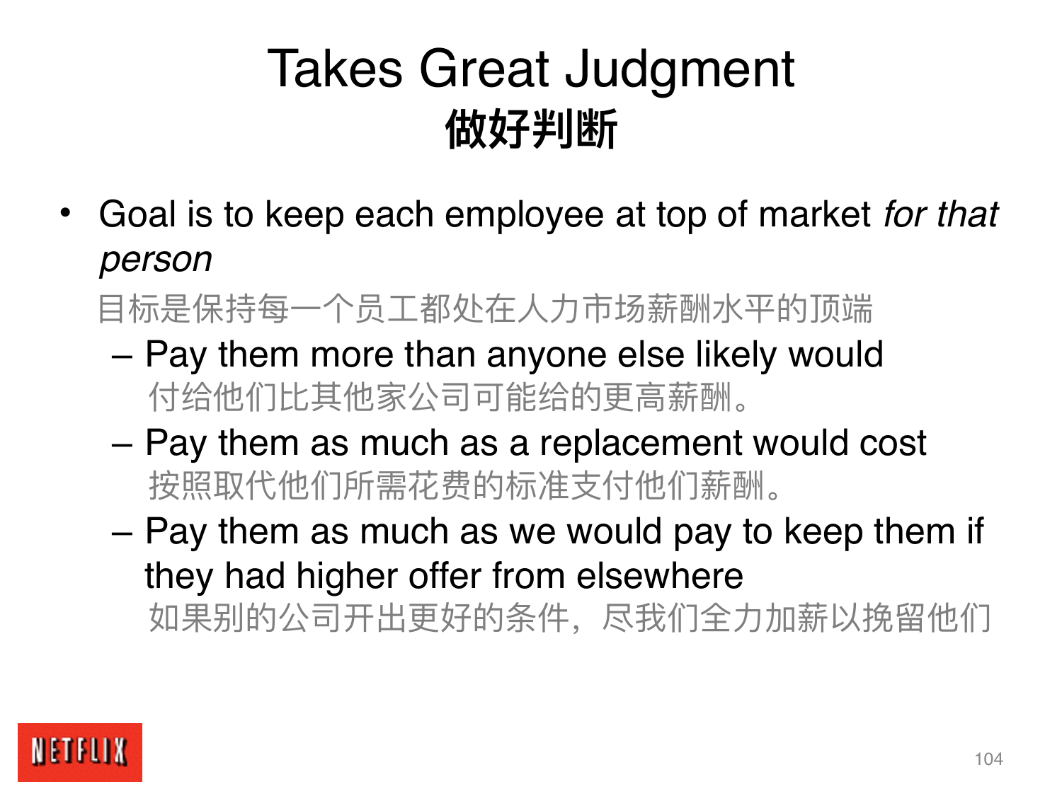# Takes Great Judgment
## 做好判断

- Goal is to keep each employee at top of market *for that person*
  目标是保持每一个员工都处在人力市场薪酬水平的顶端
  - Pay them more than anyone else likely would
    付给他们比其他家公司可能给的更高薪酬。
  - Pay them as much as a replacement would cost
    按照取代他们所需花费的标准支付他们薪酬。
  - Pay them as much as we would pay to keep them if they had higher offer from elsewhere
    如果别的公司开出更好的条件，尽我们全力加薪以挽留他们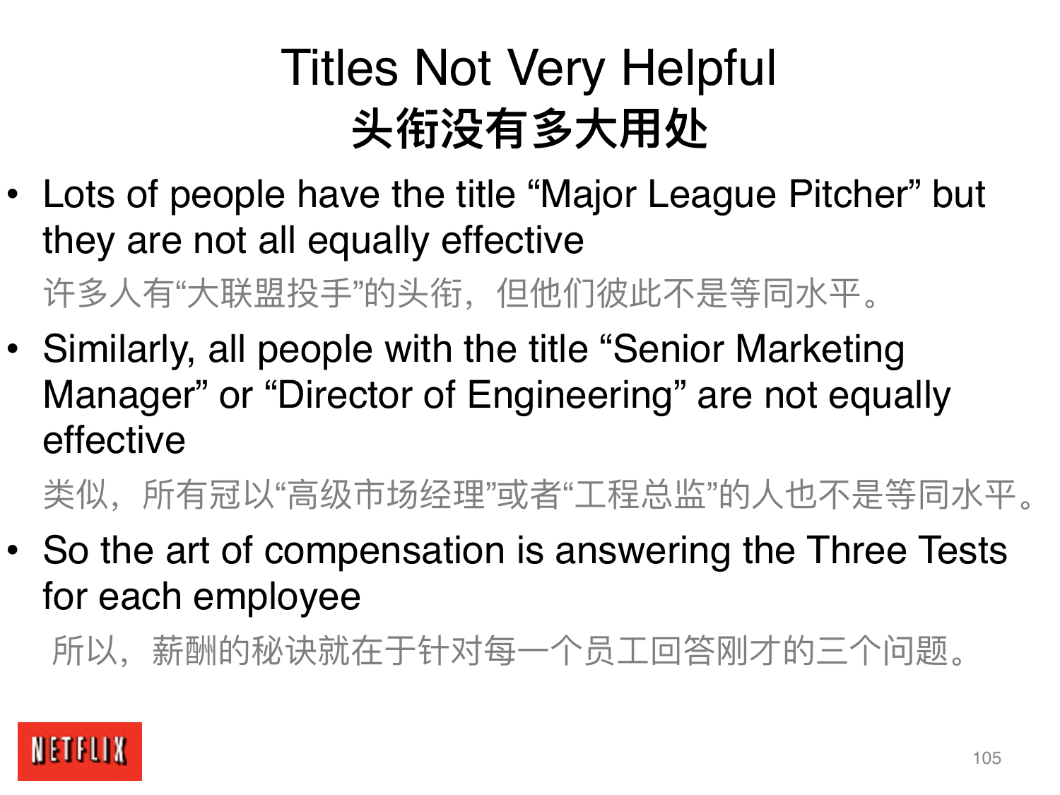# Titles Not Very Helpful
# 头衔没有多大用处

- Lots of people have the title “Major League Pitcher” but they are not all equally effective

  许多人有“大联盟投手”的头衔，但他们彼此不是等同水平。

- Similarly, all people with the title “Senior Marketing Manager” or “Director of Engineering” are not equally effective

  类似，所有冠以“高级市场经理”或者“工程总监”的人也不是等同水平。

- So the art of compensation is answering the Three Tests for each employee

  所以，薪酬的秘诀就在于针对每一个员工回答刚才的三个问题。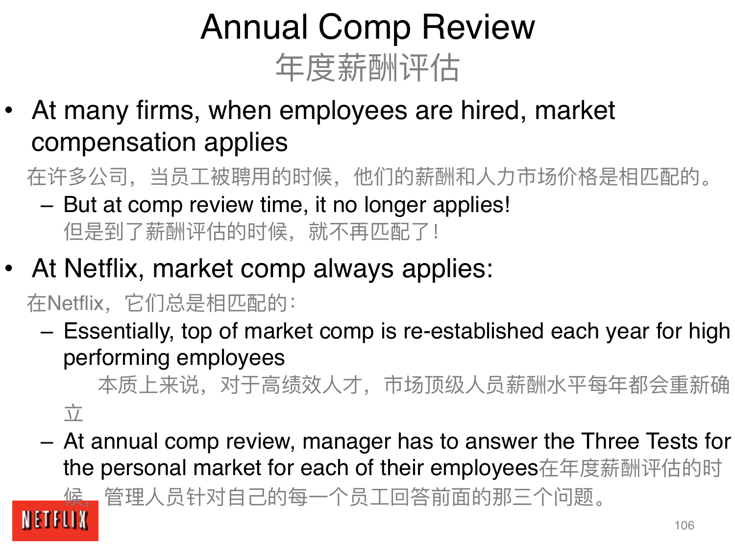# Annual Comp Review

## 年度薪酬评估

- At many firms, when employees are hired, market compensation applies

  在许多公司，当员工被聘用的时候，他们的薪酬和人力市场价格是相匹配的。

  – But at comp review time, it no longer applies!

    但是到了薪酬评估的时候，就不再匹配了！

- At Netflix, market comp always applies:

  在Netflix，它们总是相匹配的：

  – Essentially, top of market comp is re-established each year for high performing employees

    本质上来说，对于高绩效人才，市场顶级人员薪酬水平每年都会重新确立

  – At annual comp review, manager has to answer the Three Tests for the personal market for each of their employees在年度薪酬评估的时候，管理人员针对自己的每一个员工回答前面的那三个问题。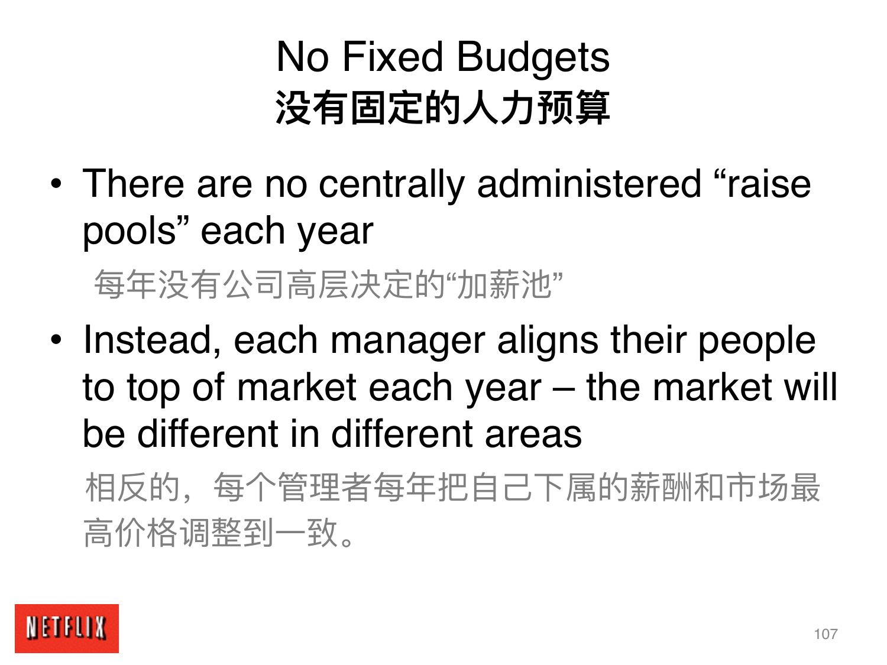# No Fixed Budgets
# 没有固定的人力预算

- There are no centrally administered “raise pools” each year

  每年没有公司高层决定的“加薪池”

- Instead, each manager aligns their people to top of market each year – the market will be different in different areas

  相反的，每个管理者每年把自己下属的薪酬和市场最高价格调整到一致。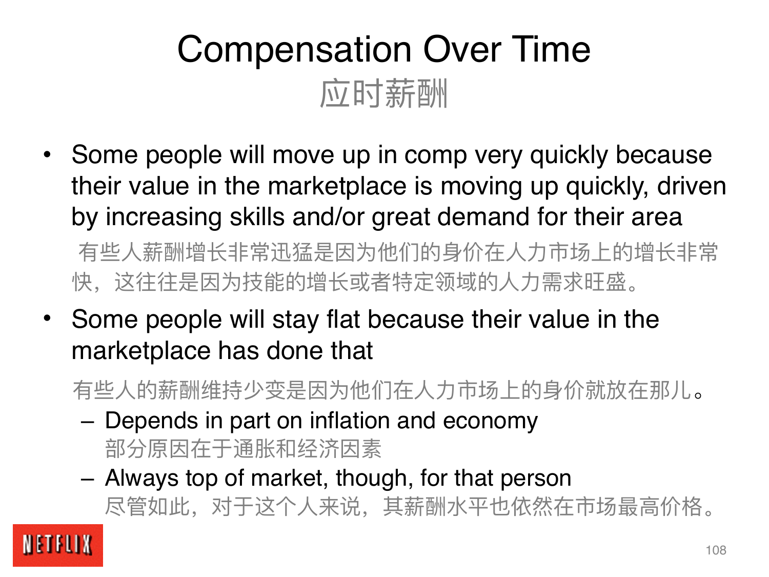# Compensation Over Time

## 应时薪酬

- Some people will move up in comp very quickly because their value in the marketplace is moving up quickly, driven by increasing skills and/or great demand for their area

  有些人薪酬增长非常迅猛是因为他们的身价在人力市场上的增长非常快，这往往是因为技能的增长或者特定领域的人力需求旺盛。

- Some people will stay flat because their value in the marketplace has done that

  有些人的薪酬维持少变是因为他们在人力市场上的身价就放在那儿。

  - Depends in part on inflation and economy
    部分原因在于通胀和经济因素
  - Always top of market, though, for that person
    尽管如此，对于这个人来说，其薪酬水平也依然在市场最高价格。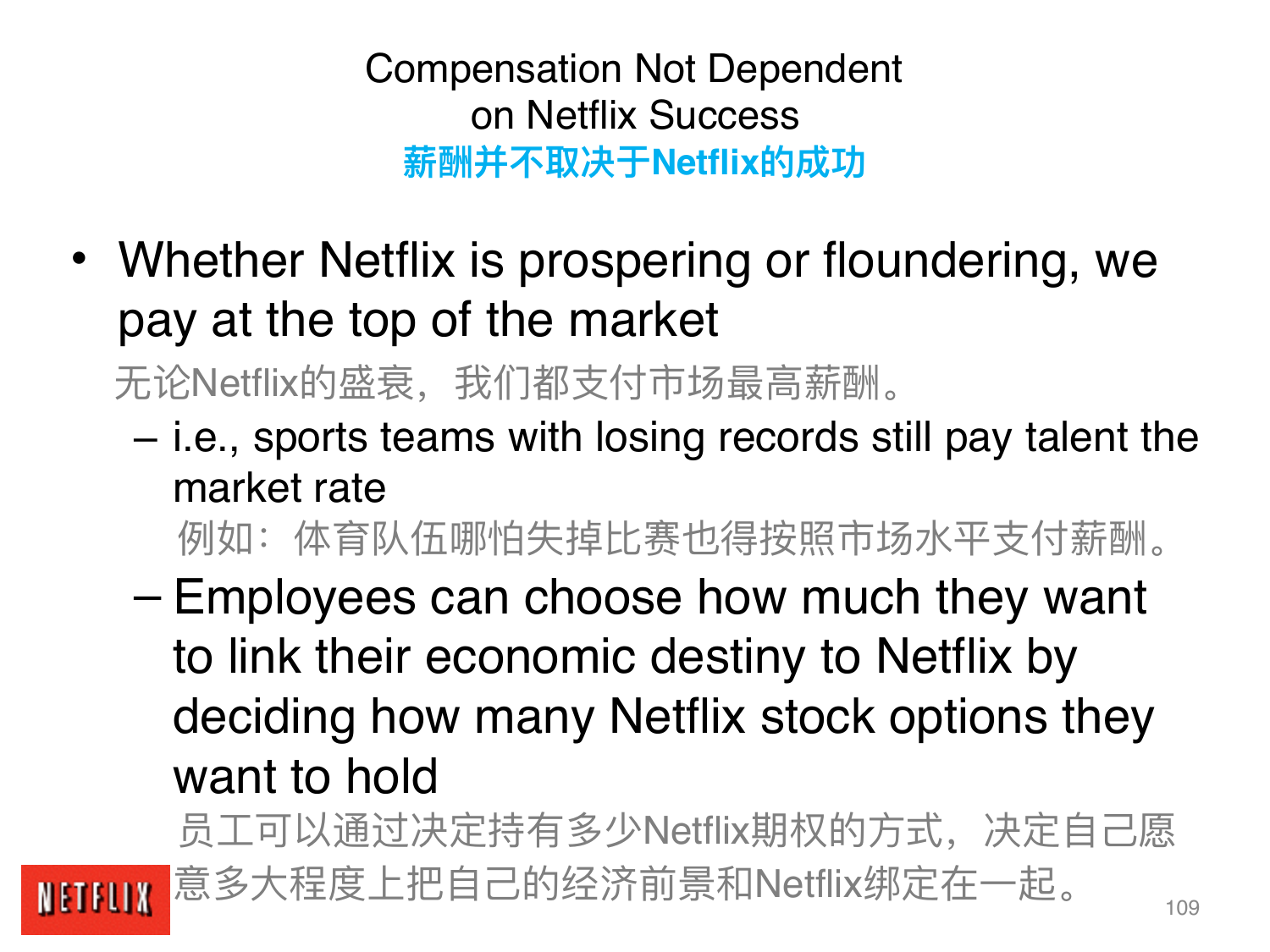# Compensation Not Dependent on Netflix Success
# 薪酬并不取决于Netflix的成功

- Whether Netflix is prospering or floundering, we pay at the top of the market

  无论Netflix的盛衰，我们都支付市场最高薪酬。

  - i.e., sports teams with losing records still pay talent the market rate

    例如：体育队伍哪怕失掉比赛也得按照市场水平支付薪酬。

  - Employees can choose how much they want to link their economic destiny to Netflix by deciding how many Netflix stock options they want to hold

    员工可以通过决定持有多少Netflix期权的方式，决定自己愿意多大程度上把自己的经济前景和Netflix绑定在一起。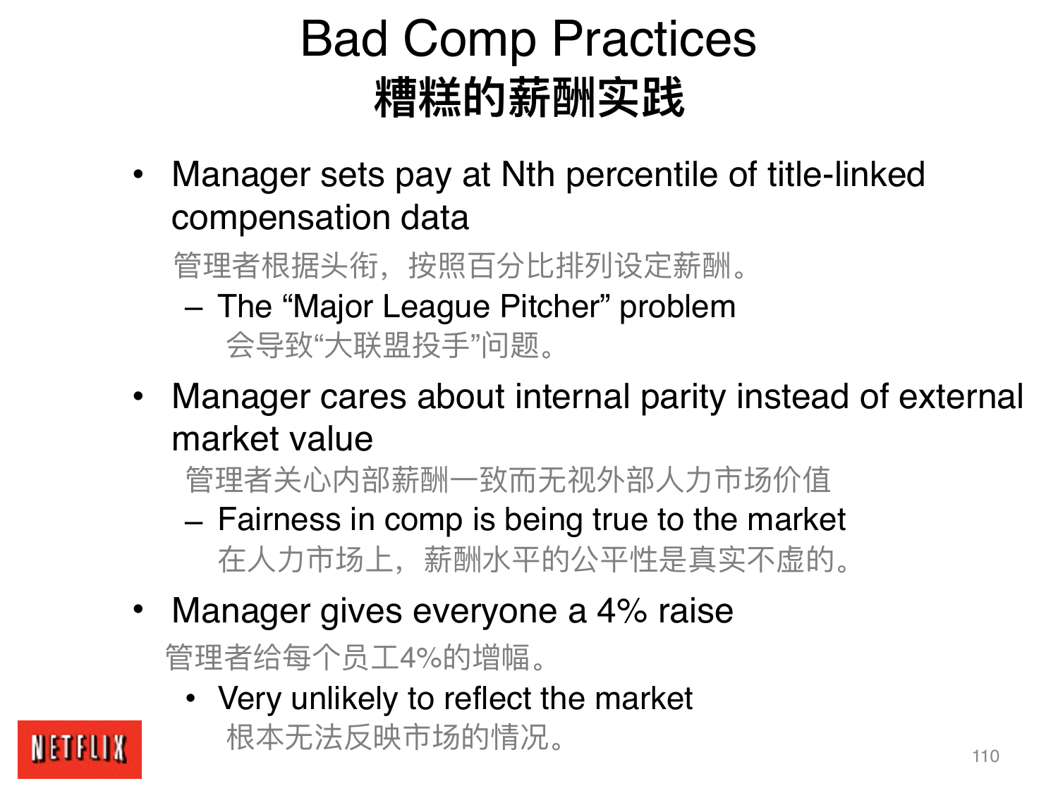# Bad Comp Practices
# 糟糕的薪酬实践

- Manager sets pay at Nth percentile of title-linked compensation data

  管理者根据头衔，按照百分比排列设定薪酬。

  – The “Major League Pitcher” problem

    会导致“大联盟投手”问题。

- Manager cares about internal parity instead of external market value

  管理者关心内部薪酬一致而无视外部人力市场价值

  – Fairness in comp is being true to the market

    在人力市场上，薪酬水平的公平性是真实不虚的。

- Manager gives everyone a 4% raise

  管理者给每个员工4%的增幅。

  - Very unlikely to reflect the market

    根本无法反映市场的情况。

NETFLIX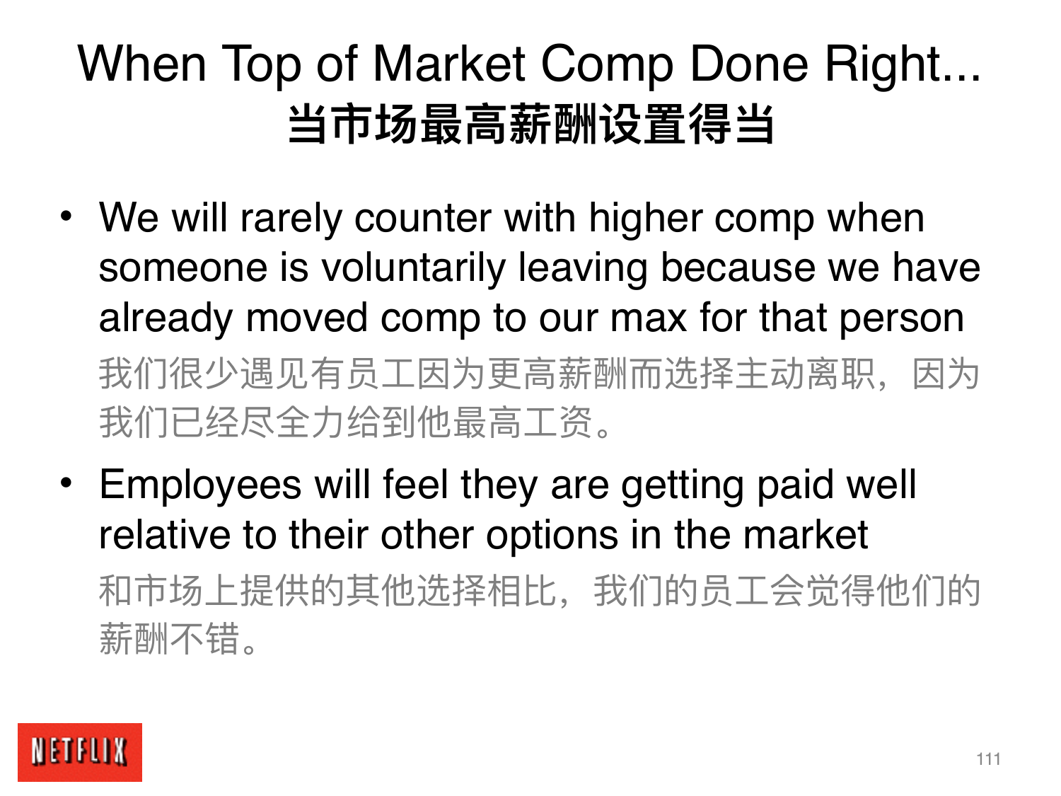# When Top of Market Comp Done Right...
# 当市场最高薪酬设置得当

- We will rarely counter with higher comp when someone is voluntarily leaving because we have already moved comp to our max for that person
  
  我们很少遇见有员工因为更高薪酬而选择主动离职，因为我们已经尽全力给到他最高工资。

- Employees will feel they are getting paid well relative to their other options in the market
  
  和市场上提供的其他选择相比，我们的员工会觉得他们的薪酬不错。

NETFLIX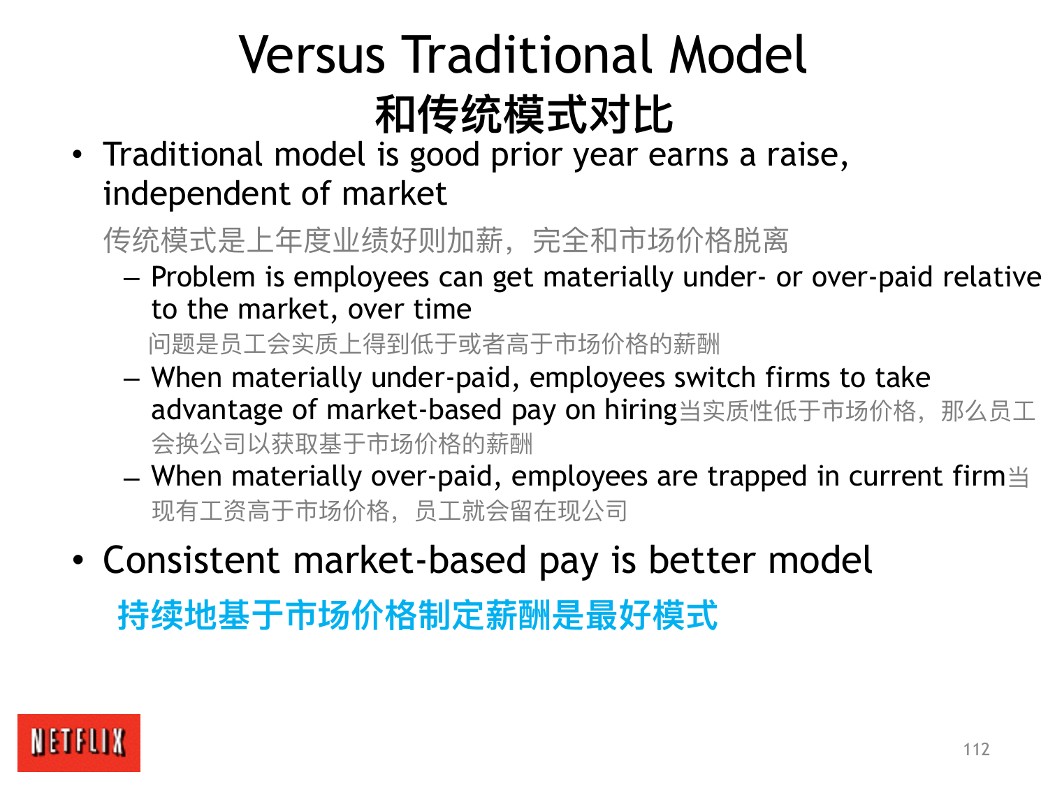# Versus Traditional Model

# 和传统模式对比

- Traditional model is good prior year earns a raise, independent of market

  传统模式是上年度业绩好则加薪，完全和市场价格脱离

  - Problem is employees can get materially under- or over-paid relative to the market, over time

    问题是员工会实质上得到低于或者高于市场价格的薪酬

  - When materially under-paid, employees switch firms to take advantage of market-based pay on hiring当实质性低于市场价格，那么员工会换公司以获取基于市场价格的薪酬

  - When materially over-paid, employees are trapped in current firm当现有工资高于市场价格，员工就会留在现公司

- Consistent market-based pay is better model

  **持续地基于市场价格制定薪酬是最好模式**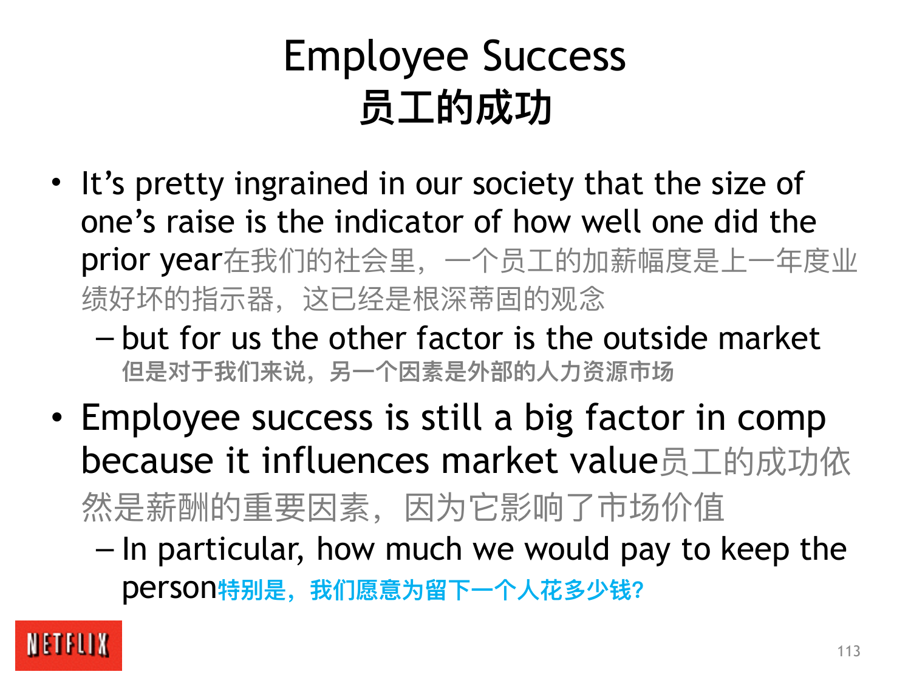# Employee Success
# 员工的成功

- It’s pretty ingrained in our society that the size of one’s raise is the indicator of how well one did the prior year在我们的社会里，一个员工的加薪幅度是上一年度业绩好坏的指示器，这已经是根深蒂固的观念
  - but for us the other factor is the outside market **但是对于我们来说，另一个因素是外部的人力资源市场**
- Employee success is still a big factor in comp because it influences market value员工的成功依然是薪酬的重要因素，因为它影响了市场价值
  - In particular, how much we would pay to keep the person**特别是，我们愿意为留下一个人花多少钱?**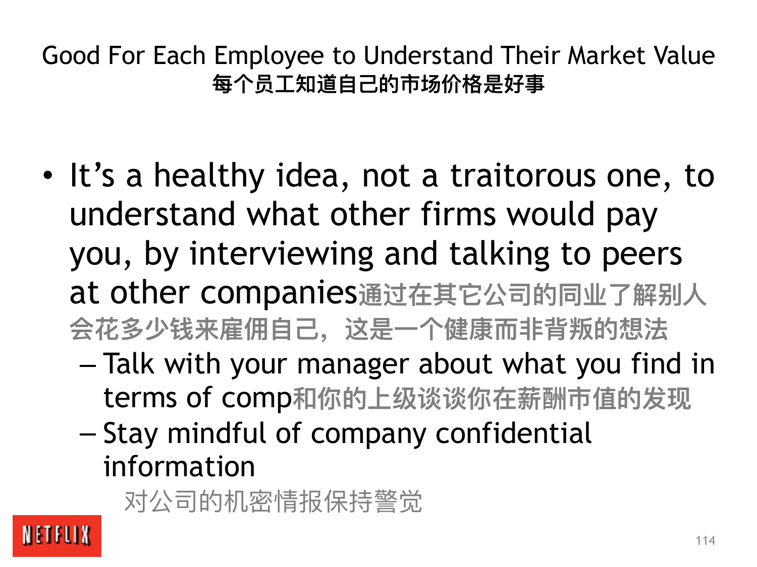# Good For Each Employee to Understand Their Market Value
## 每个员工知道自己的市场价格是好事

- It's a healthy idea, not a traitorous one, to understand what other firms would pay you, by interviewing and talking to peers at other companies通过在其它公司的同业了解别人会花多少钱来雇佣自己，这是一个健康而非背叛的想法
  - Talk with your manager about what you find in terms of comp和你的上级谈谈你在薪酬市值的发现
  - Stay mindful of company confidential information
    对公司的机密情报保持警觉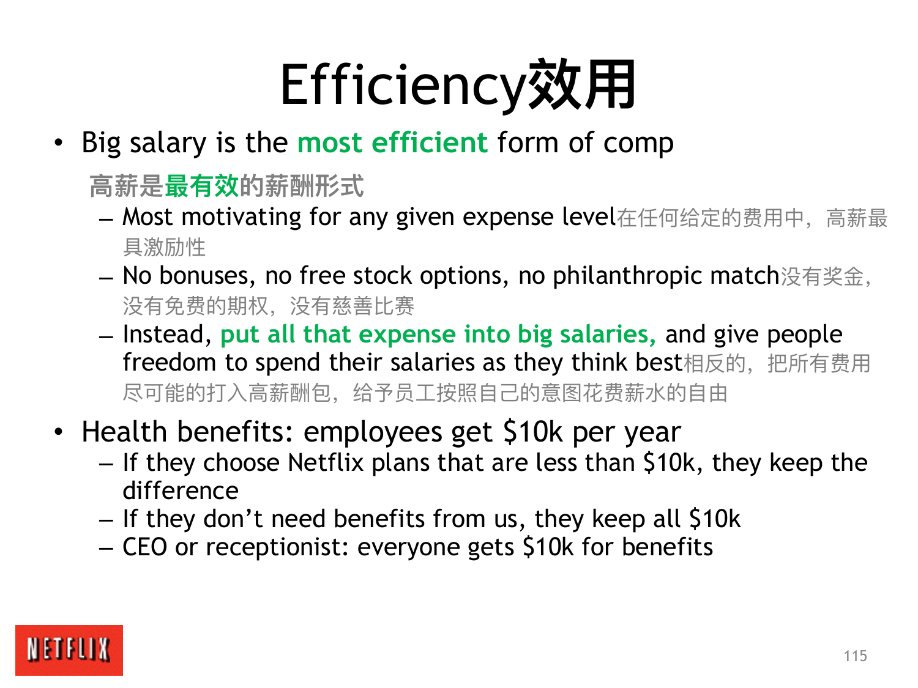# Efficiency效用

- Big salary is the **most efficient** form of comp

  高薪是**最有效**的薪酬形式

  - Most motivating for any given expense level在任何给定的费用中，高薪最具激励性
  - No bonuses, no free stock options, no philanthropic match没有奖金，没有免费的期权，没有慈善比赛
  - Instead, **put all that expense into big salaries,** and give people freedom to spend their salaries as they think best相反的，把所有费用尽可能的打入高薪酬包，给予员工按照自己的意图花费薪水的自由
- Health benefits: employees get $10k per year
  - If they choose Netflix plans that are less than $10k, they keep the difference
  - If they don't need benefits from us, they keep all $10k
  - CEO or receptionist: everyone gets $10k for benefits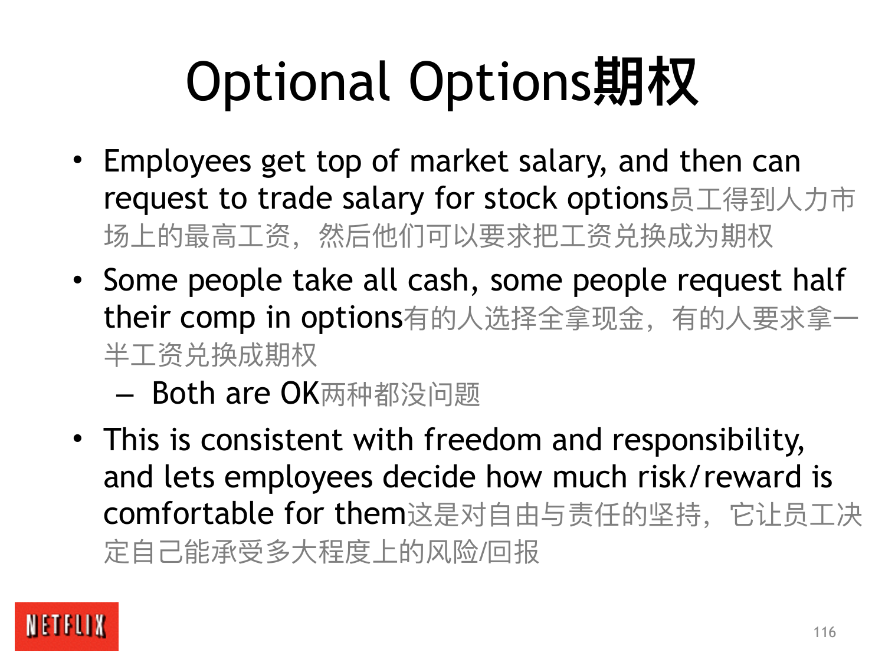# Optional Options期权

- Employees get top of market salary, and then can request to trade salary for stock options员工得到人力市场上的最高工资，然后他们可以要求把工资兑换成为期权
- Some people take all cash, some people request half their comp in options有的人选择全拿现金，有的人要求拿一半工资兑换成期权
  - Both are OK两种都没问题
- This is consistent with freedom and responsibility, and lets employees decide how much risk/reward is comfortable for them这是对自由与责任的坚持，它让员工决定自己能承受多大程度上的风险/回报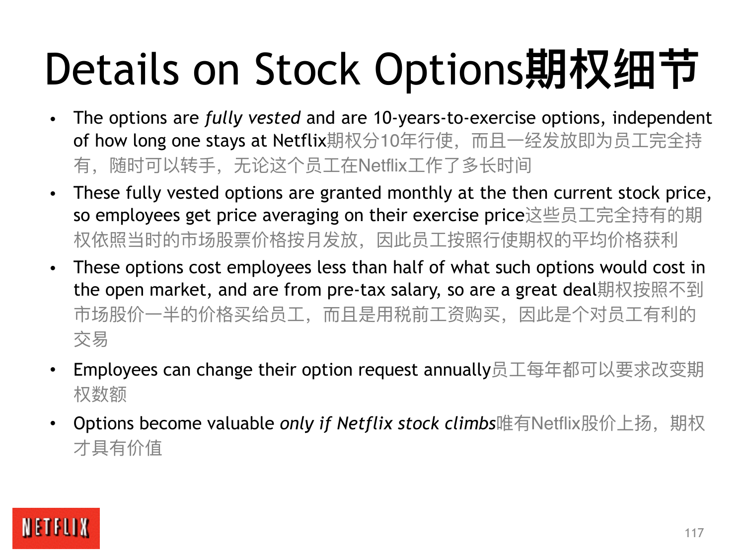# Details on Stock Options期权细节

- The options are *fully vested* and are 10-years-to-exercise options, independent of how long one stays at Netflix期权分10年行使，而且一经发放即为员工完全持有，随时可以转手，无论这个员工在Netflix工作了多长时间
- These fully vested options are granted monthly at the then current stock price, so employees get price averaging on their exercise price这些员工完全持有的期权依照当时的市场股票价格按月发放，因此员工按照行使期权的平均价格获利
- These options cost employees less than half of what such options would cost in the open market, and are from pre-tax salary, so are a great deal期权按照不到市场股价一半的价格买给员工，而且是用税前工资购买，因此是个对员工有利的交易
- Employees can change their option request annually员工每年都可以要求改变期权数额
- Options become valuable *only if Netflix stock climbs*唯有Netflix股价上扬，期权才具有价值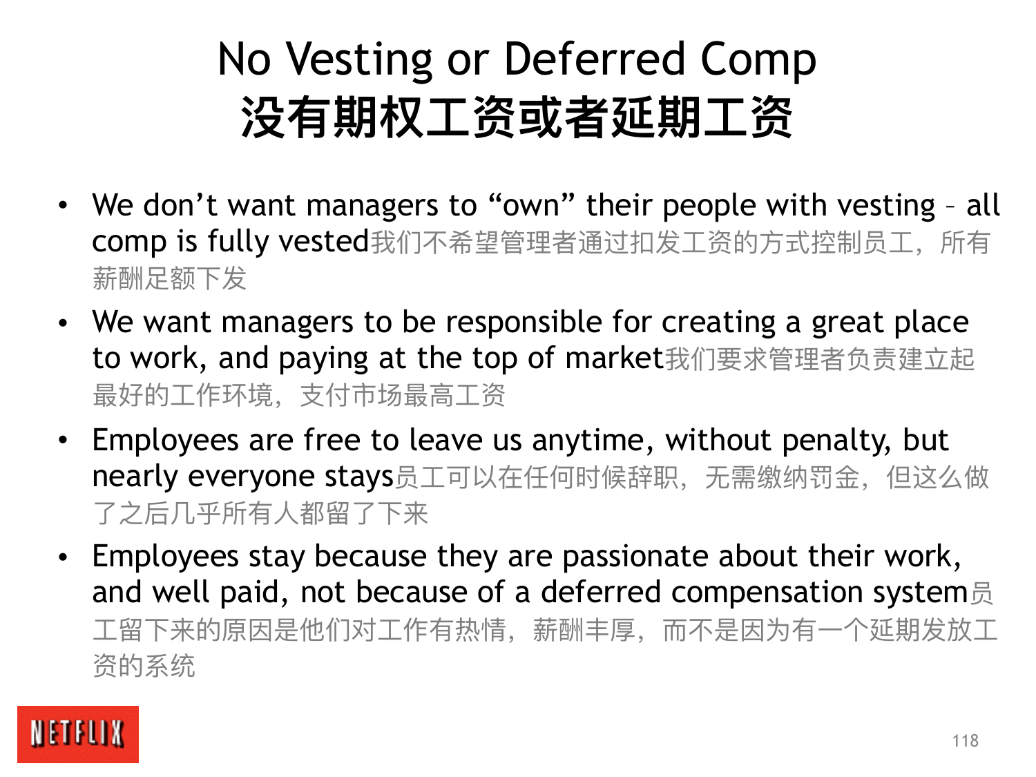# No Vesting or Deferred Comp
# 没有期权工资或者延期工资

- We don't want managers to "own" their people with vesting – all comp is fully vested我们不希望管理者通过扣发工资的方式控制员工，所有薪酬足额下发
- We want managers to be responsible for creating a great place to work, and paying at the top of market我们要求管理者负责建立起最好的工作环境，支付市场最高工资
- Employees are free to leave us anytime, without penalty, but nearly everyone stays员工可以在任何时候辞职，无需缴纳罚金，但这么做了之后几乎所有人都留了下来
- Employees stay because they are passionate about their work, and well paid, not because of a deferred compensation system员工留下来的原因是他们对工作有热情，薪酬丰厚，而不是因为有一个延期发放工资的系统

NETFLIX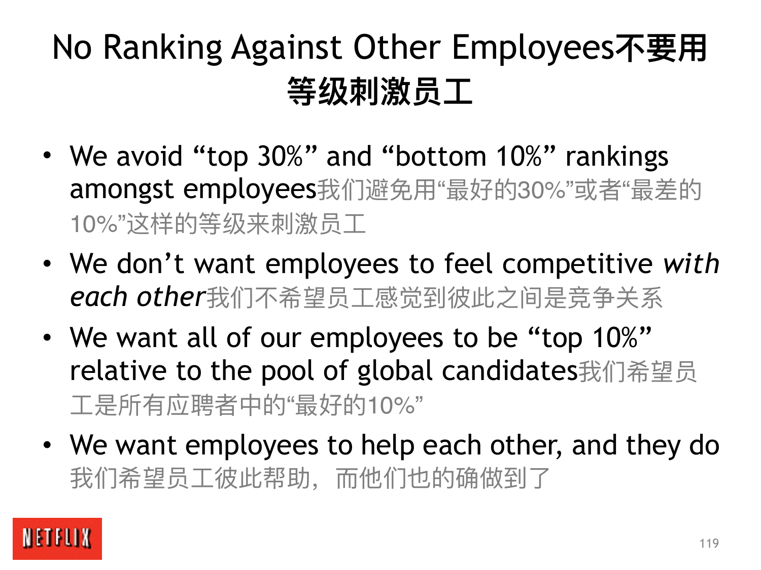# No Ranking Against Other Employees不要用等级刺激员工

- We avoid “top 30%” and “bottom 10%” rankings amongst employees我们避免用“最好的30%”或者“最差的10%”这样的等级来刺激员工
- We don’t want employees to feel competitive *with each other*我们不希望员工感觉到彼此之间是竞争关系
- We want all of our employees to be “top 10%” relative to the pool of global candidates我们希望员工是所有应聘者中的“最好的10%”
- We want employees to help each other, and they do 我们希望员工彼此帮助，而他们也的确做到了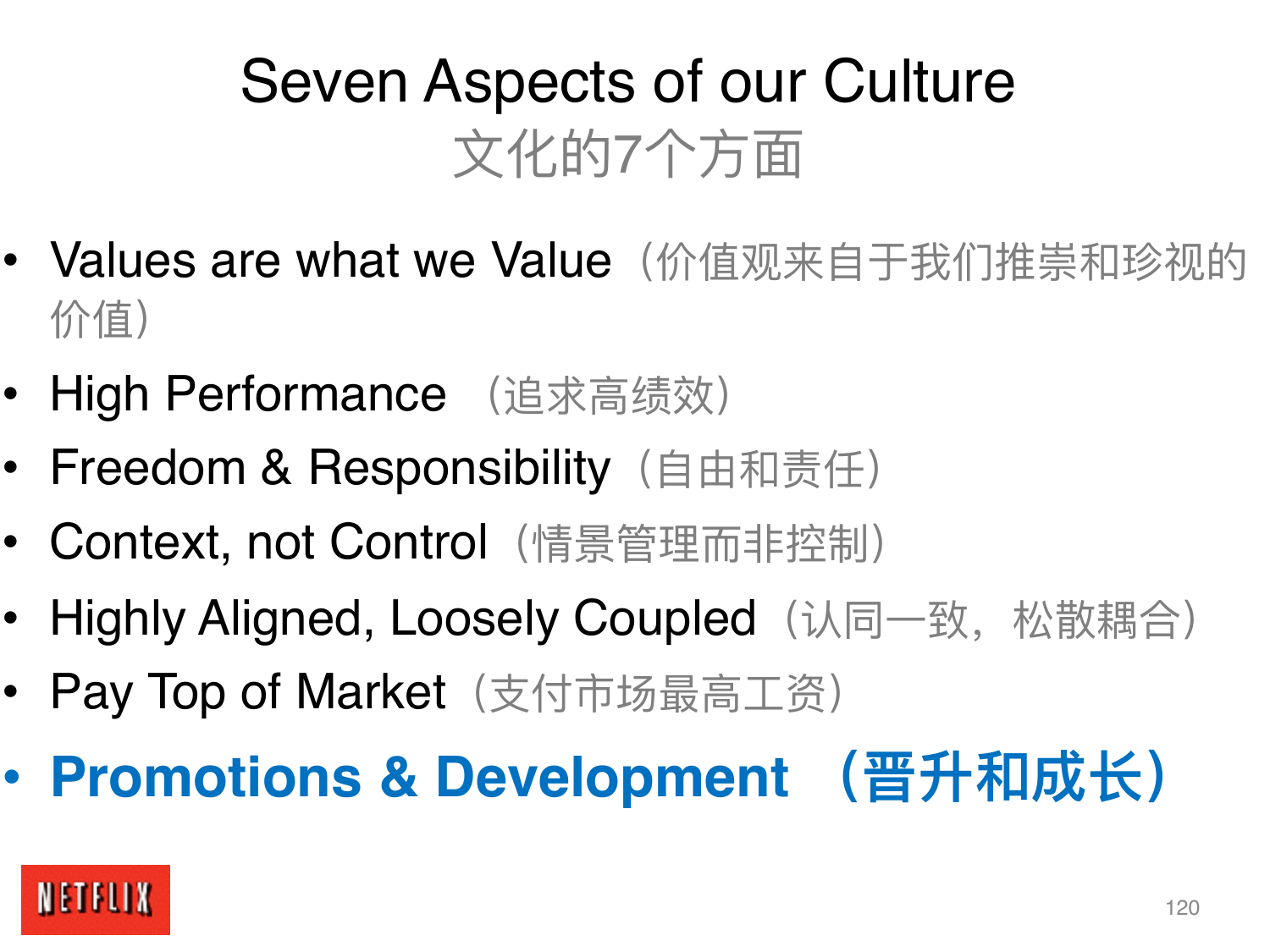# Seven Aspects of our Culture
## 文化的7个方面

- Values are what we Value（价值观来自于我们推崇和珍视的价值）
- High Performance （追求高绩效）
- Freedom & Responsibility（自由和责任）
- Context, not Control（情景管理而非控制）
- Highly Aligned, Loosely Coupled（认同一致，松散耦合）
- Pay Top of Market（支付市场最高工资）
- **Promotions & Development （晋升和成长）**

NETFLIX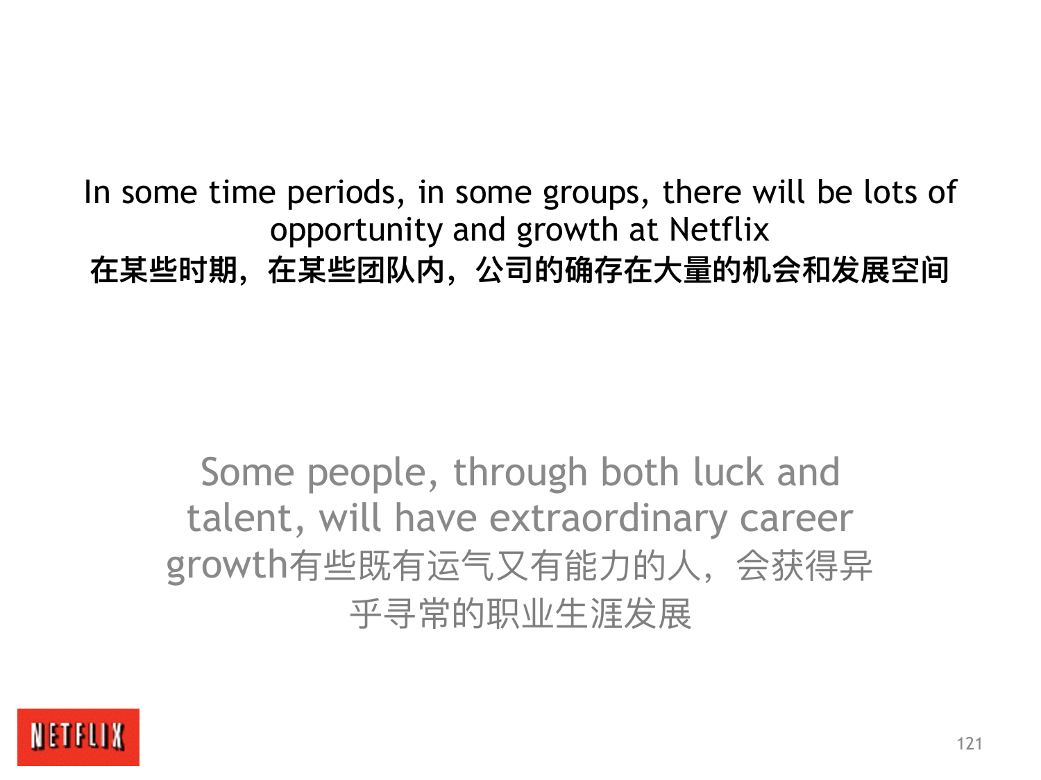In some time periods, in some groups, there will be lots of opportunity and growth at Netflix

**在某些时期，在某些团队内，公司的确存在大量的机会和发展空间**

Some people, through both luck and talent, will have extraordinary career growth有些既有运气又有能力的人，会获得异乎寻常的职业生涯发展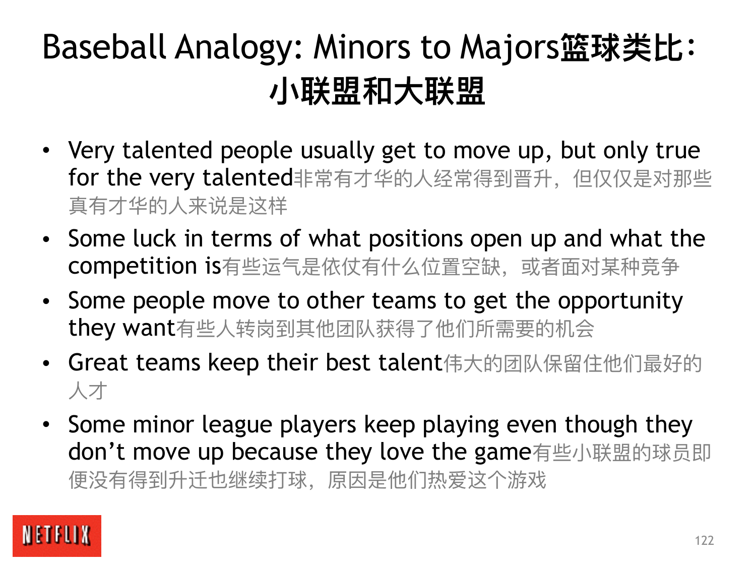# Baseball Analogy: Minors to Majors篮球类比：小联盟和大联盟

- Very talented people usually get to move up, but only true for the very talented非常有才华的人经常得到晋升，但仅仅是对那些真有才华的人来说是这样
- Some luck in terms of what positions open up and what the competition is有些运气是依仗有什么位置空缺，或者面对某种竞争
- Some people move to other teams to get the opportunity they want有些人转岗到其他团队获得了他们所需要的机会
- Great teams keep their best talent伟大的团队保留住他们最好的人才
- Some minor league players keep playing even though they don't move up because they love the game有些小联盟的球员即便没有得到升迁也继续打球，原因是他们热爱这个游戏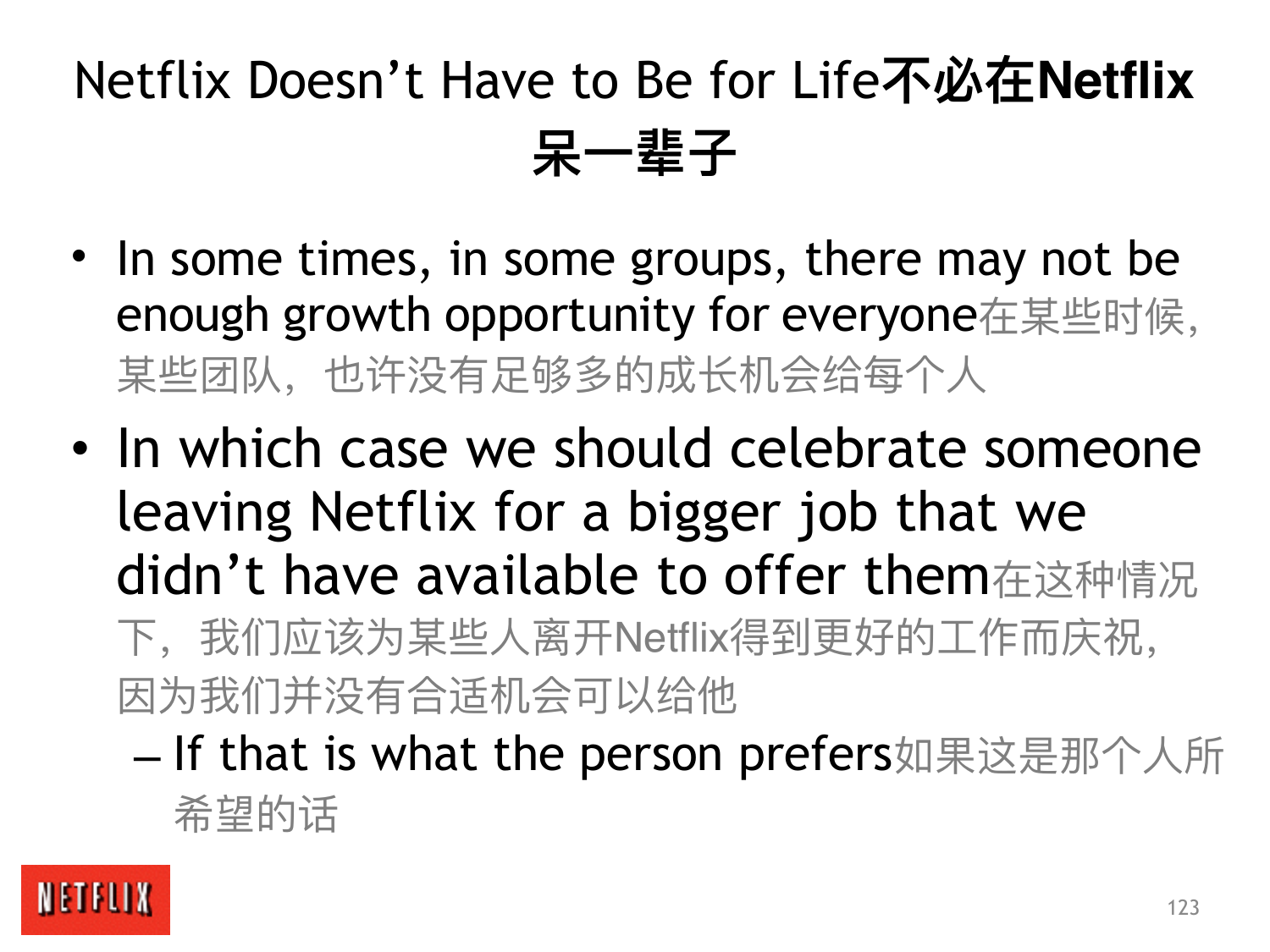# Netflix Doesn’t Have to Be for Life不必在Netflix呆一辈子

- In some times, in some groups, there may not be enough growth opportunity for everyone在某些时候，某些团队，也许没有足够多的成长机会给每个人
- In which case we should celebrate someone leaving Netflix for a bigger job that we didn’t have available to offer them在这种情况下，我们应该为某些人离开Netflix得到更好的工作而庆祝，因为我们并没有合适机会可以给他
  - If that is what the person prefers如果这是那个人所希望的话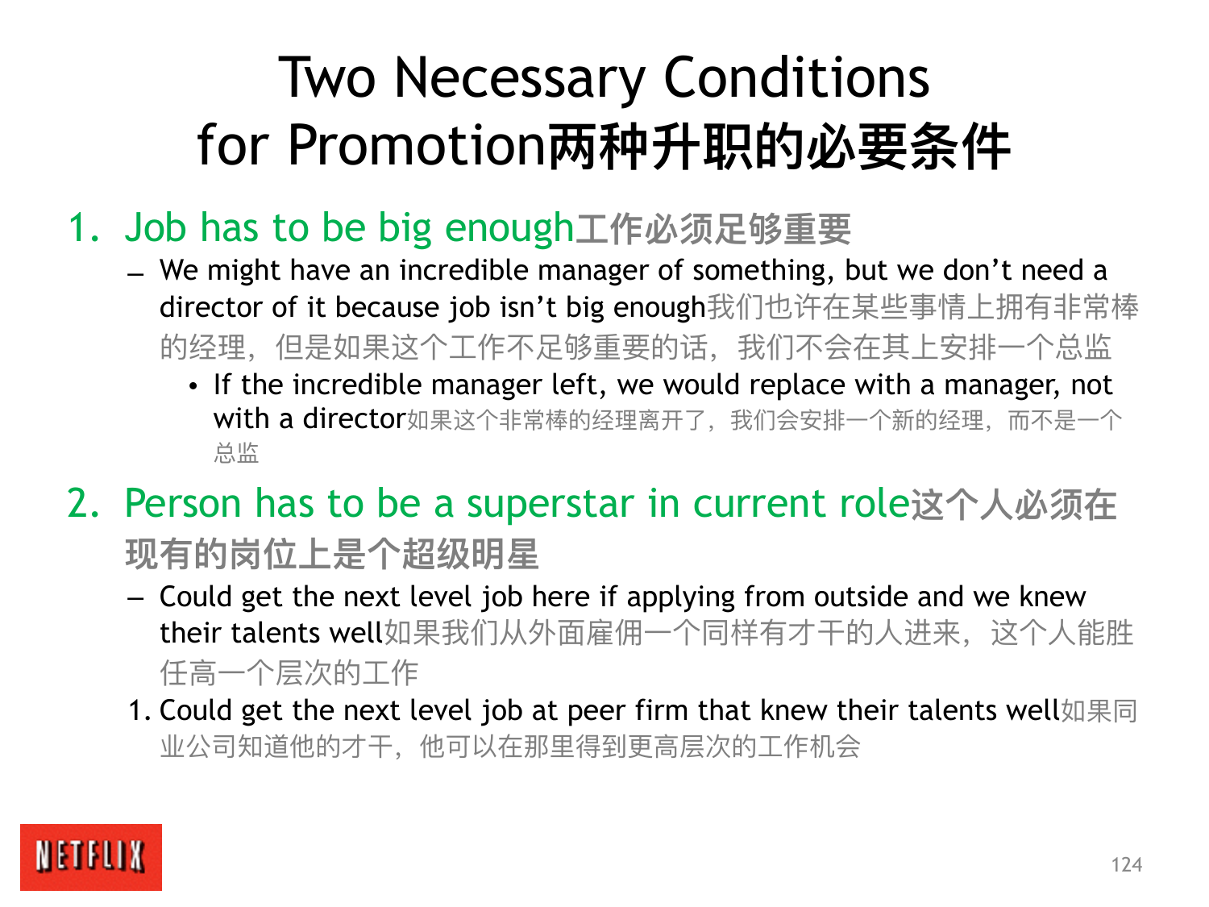# Two Necessary Conditions for Promotion两种升职的必要条件

1. Job has to be big enough工作必须足够重要
   - We might have an incredible manager of something, but we don't need a director of it because job isn't big enough我们也许在某些事情上拥有非常棒的经理，但是如果这个工作不足够重要的话，我们不会在其上安排一个总监
     - If the incredible manager left, we would replace with a manager, not with a director如果这个非常棒的经理离开了，我们会安排一个新的经理，而不是一个总监
2. Person has to be a superstar in current role这个人必须在现有的岗位上是个超级明星
   - Could get the next level job here if applying from outside and we knew their talents well如果我们从外面雇佣一个同样有才干的人进来，这个人能胜任高一个层次的工作
   1. Could get the next level job at peer firm that knew their talents well如果同业公司知道他的才干，他可以在那里得到更高层次的工作机会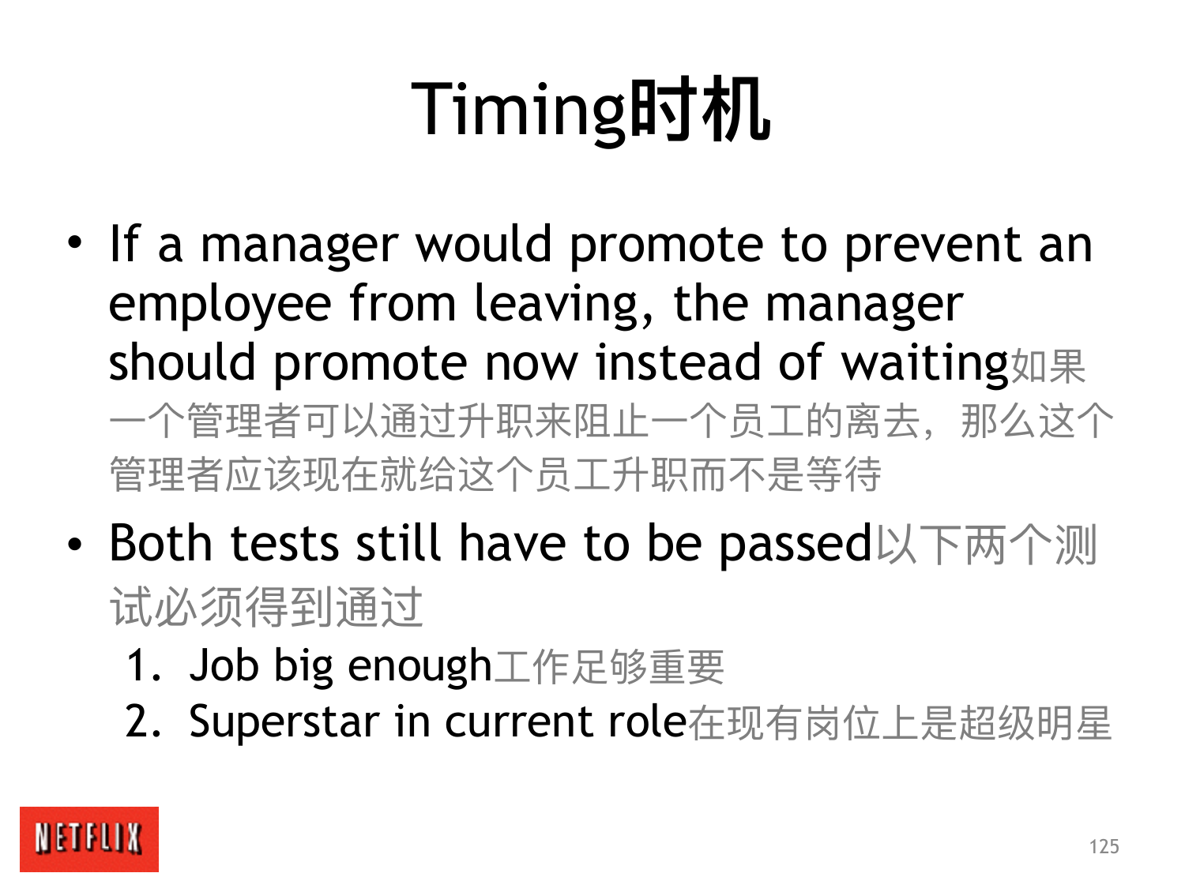# Timing时机

- If a manager would promote to prevent an employee from leaving, the manager should promote now instead of waiting如果一个管理者可以通过升职来阻止一个员工的离去，那么这个管理者应该现在就给这个员工升职而不是等待
- Both tests still have to be passed以下两个测试必须得到通过
  1. Job big enough工作足够重要
  2. Superstar in current role在现有岗位上是超级明星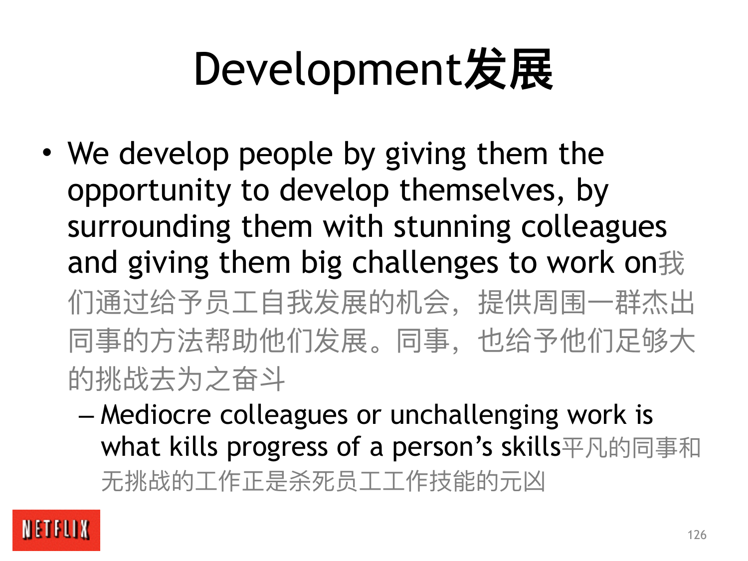# Development发展

- We develop people by giving them the opportunity to develop themselves, by surrounding them with stunning colleagues and giving them big challenges to work on我们通过给予员工自我发展的机会，提供周围一群杰出同事的方法帮助他们发展。同事，也给予他们足够大的挑战去为之奋斗
  - Mediocre colleagues or unchallenging work is what kills progress of a person's skills平凡的同事和无挑战的工作正是杀死员工工作技能的元凶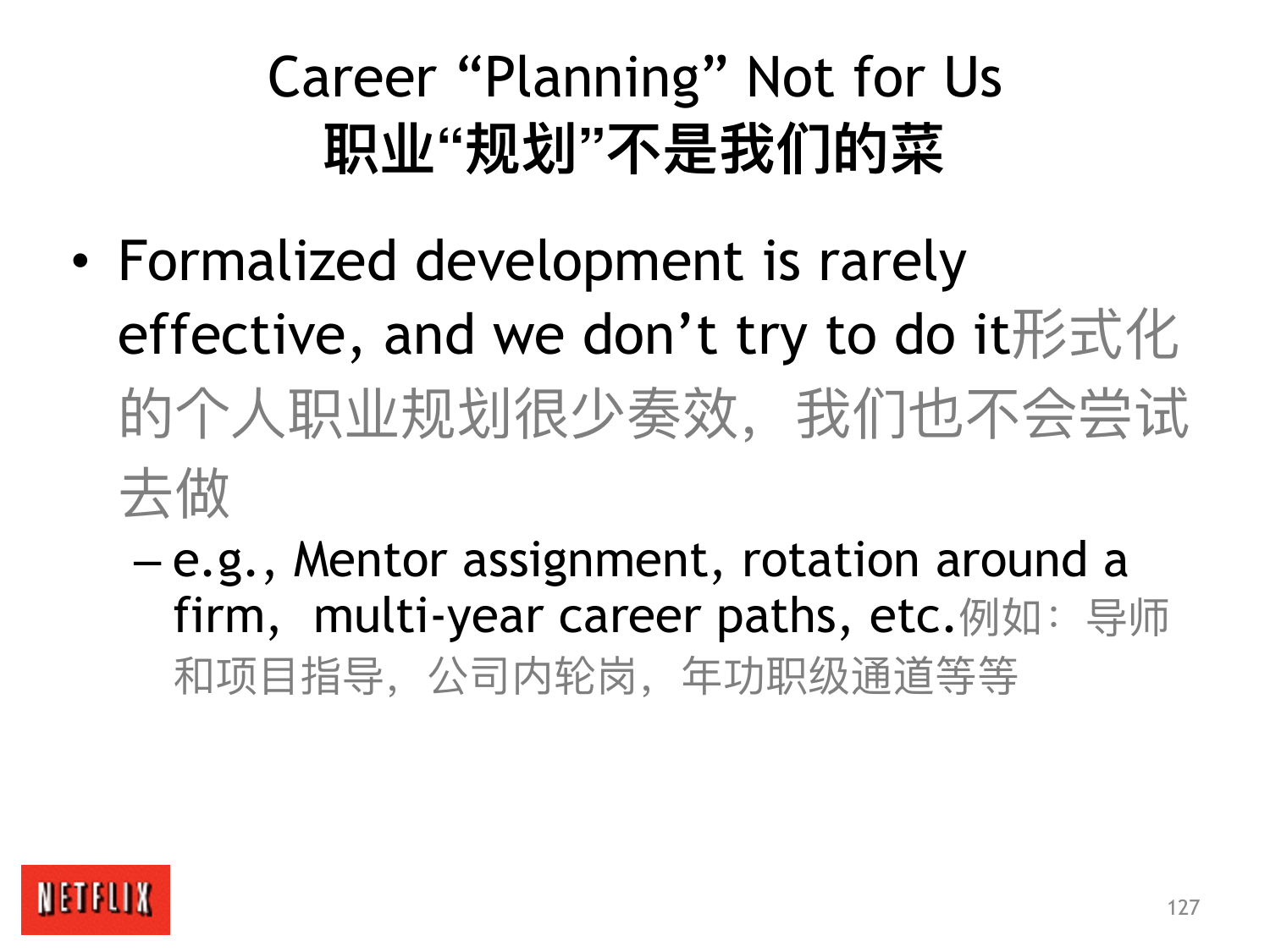# Career “Planning” Not for Us
# 职业“规划”不是我们的菜

- Formalized development is rarely effective, and we don’t try to do it形式化的个人职业规划很少奏效，我们也不会尝试去做
  - e.g., Mentor assignment, rotation around a firm, multi-year career paths, etc.例如：导师和项目指导，公司内轮岗，年功职级通道等等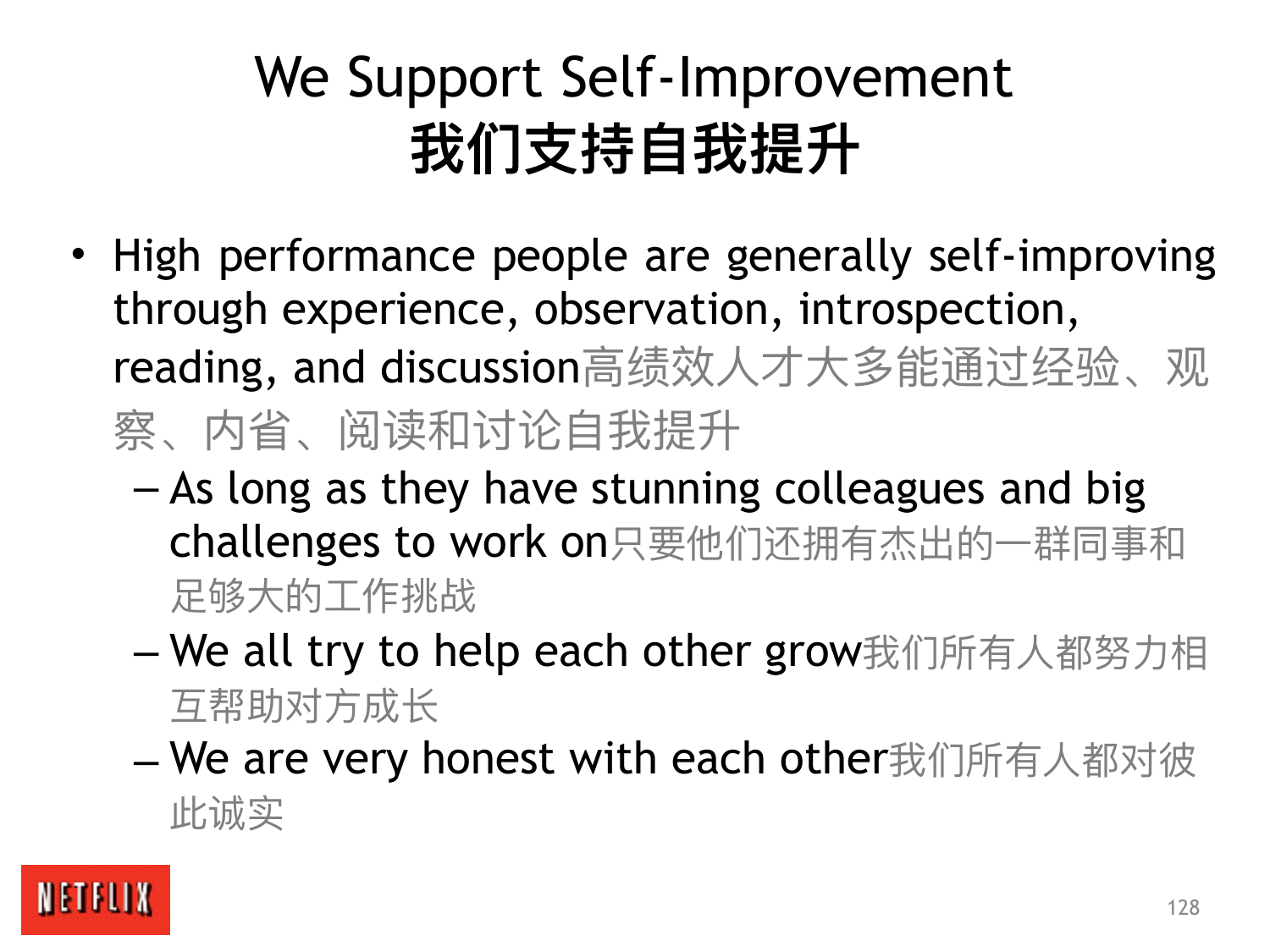# We Support Self-Improvement
# 我们支持自我提升

- High performance people are generally self-improving through experience, observation, introspection, reading, and discussion高绩效人才大多能通过经验、观察、内省、阅读和讨论自我提升
  - As long as they have stunning colleagues and big challenges to work on只要他们还拥有杰出的一群同事和足够大的工作挑战
  - We all try to help each other grow我们所有人都努力相互帮助对方成长
  - We are very honest with each other我们所有人都对彼此诚实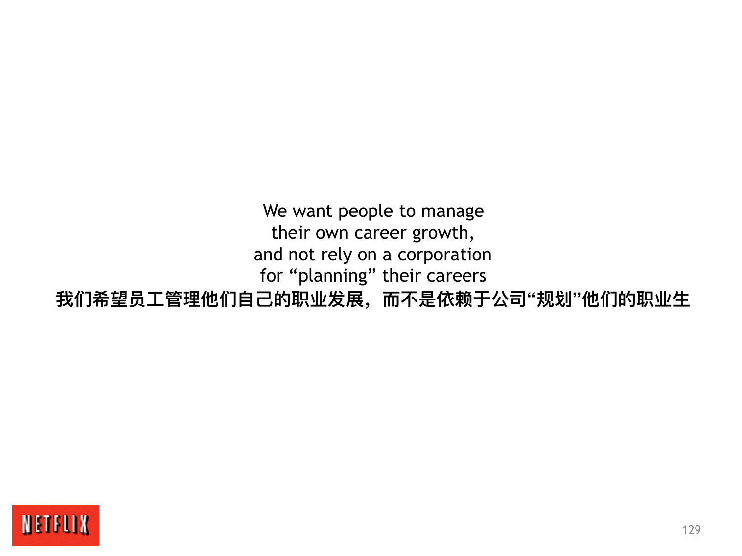We want people to manage
their own career growth,
and not rely on a corporation
for “planning” their careers

**我们希望员工管理他们自己的职业发展，而不是依赖于公司“规划”他们的职业生**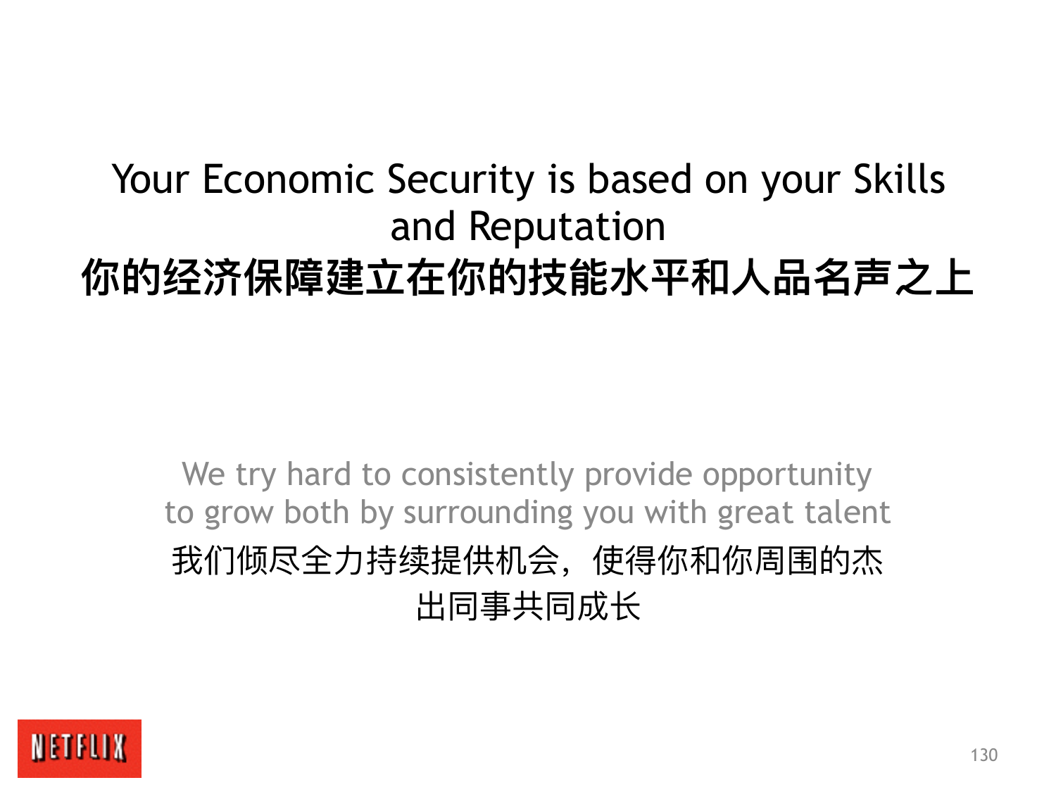# Your Economic Security is based on your Skills and Reputation
# 你的经济保障建立在你的技能水平和人品名声之上

We try hard to consistently provide opportunity to grow both by surrounding you with great talent

我们倾尽全力持续提供机会，使得你和你周围的杰出同事共同成长

NETFLIX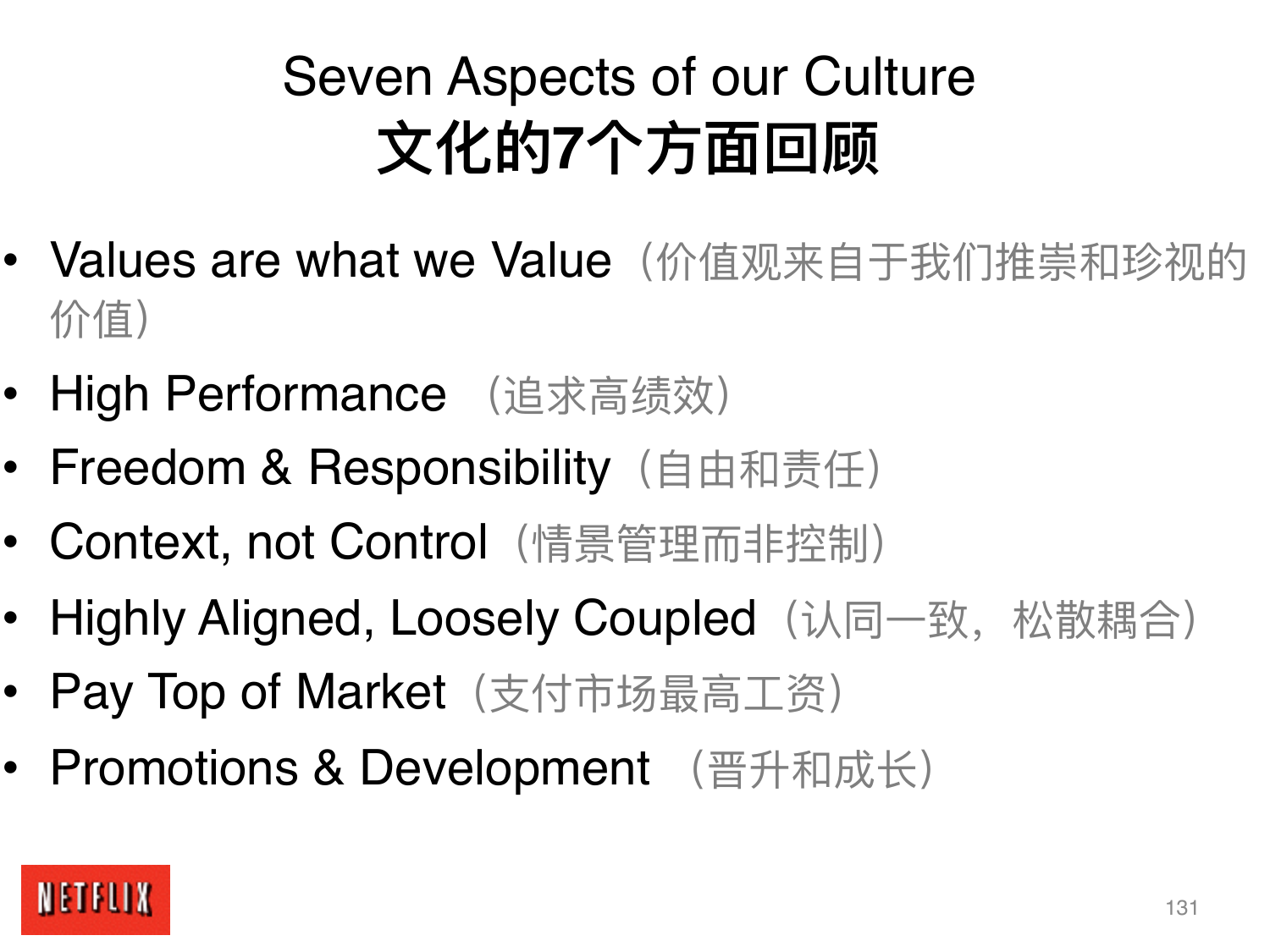# Seven Aspects of our Culture
# 文化的7个方面回顾

- Values are what we Value（价值观来自于我们推崇和珍视的价值）
- High Performance （追求高绩效）
- Freedom & Responsibility（自由和责任）
- Context, not Control（情景管理而非控制）
- Highly Aligned, Loosely Coupled（认同一致，松散耦合）
- Pay Top of Market（支付市场最高工资）
- Promotions & Development （晋升和成长）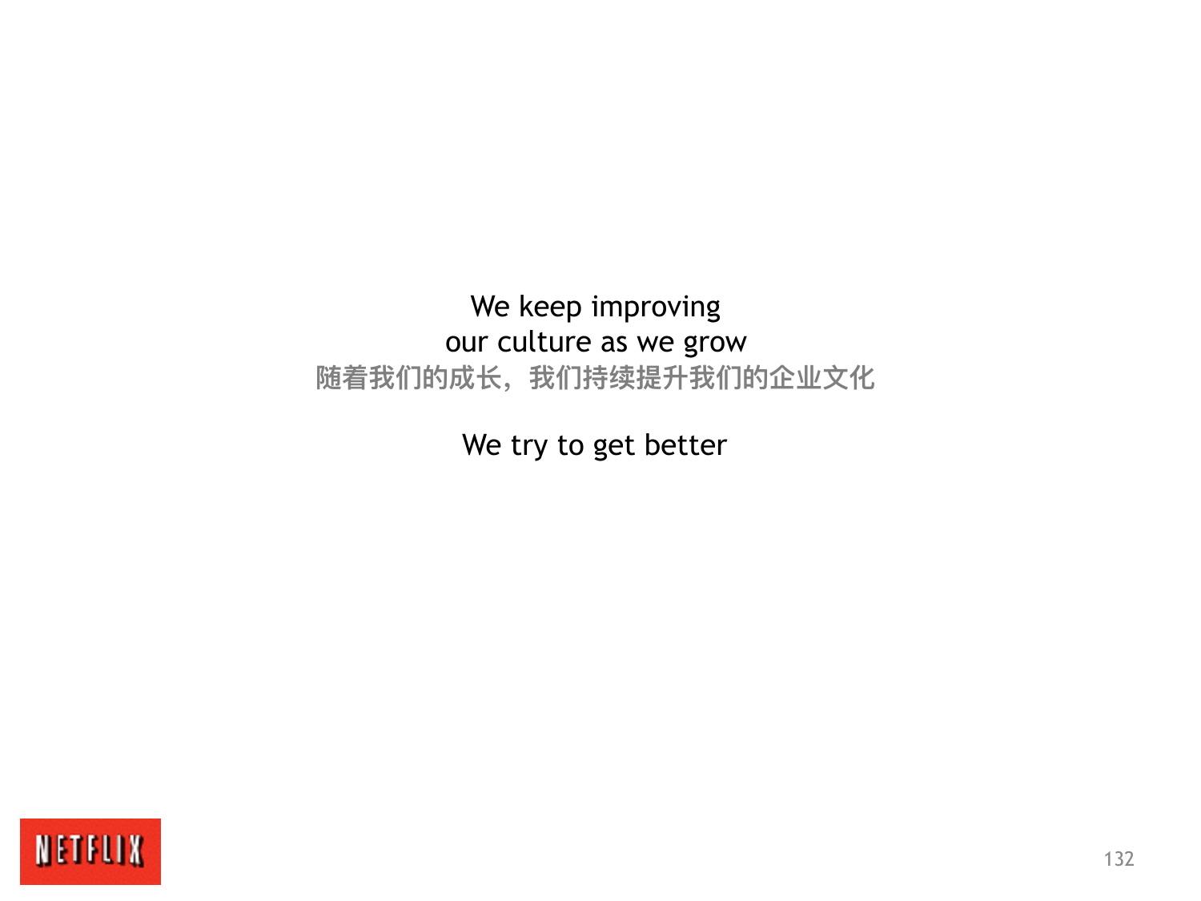We keep improving
our culture as we grow
随着我们的成长，我们持续提升我们的企业文化

We try to get better